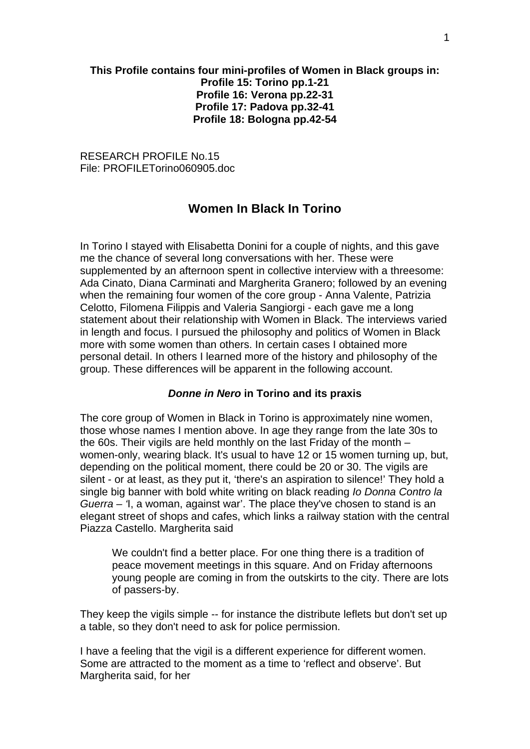**This Profile contains four mini-profiles of Women in Black groups in:**
**Profile 15: Torino pp.1-21**
**Profile 16: Verona pp.22-31**
**Profile 17: Padova pp.32-41**
**Profile 18: Bologna pp.42-54**

RESEARCH PROFILE No.15
File: PROFILETorino060905.doc

# Women In Black In Torino

In Torino I stayed with Elisabetta Donini for a couple of nights, and this gave me the chance of several long conversations with her. These were supplemented by an afternoon spent in collective interview with a threesome: Ada Cinato, Diana Carminati and Margherita Granero; followed by an evening when the remaining four women of the core group - Anna Valente, Patrizia Celotto, Filomena Filippis and Valeria Sangiorgi - each gave me a long statement about their relationship with Women in Black. The interviews varied in length and focus. I pursued the philosophy and politics of Women in Black more with some women than others. In certain cases I obtained more personal detail. In others I learned more of the history and philosophy of the group. These differences will be apparent in the following account.

### ***Donne in Nero*** **in Torino and its praxis**

The core group of Women in Black in Torino is approximately nine women, those whose names I mention above. In age they range from the late 30s to the 60s. Their vigils are held monthly on the last Friday of the month – women-only, wearing black. It's usual to have 12 or 15 women turning up, but, depending on the political moment, there could be 20 or 30. The vigils are silent - or at least, as they put it, 'there's an aspiration to silence!' They hold a single big banner with bold white writing on black reading *Io Donna Contro la Guerra* – 'I, a woman, against war'. The place they've chosen to stand is an elegant street of shops and cafes, which links a railway station with the central Piazza Castello. Margherita said

> We couldn't find a better place. For one thing there is a tradition of peace movement meetings in this square. And on Friday afternoons young people are coming in from the outskirts to the city. There are lots of passers-by.

They keep the vigils simple -- for instance the distribute leflets but don't set up a table, so they don't need to ask for police permission.

I have a feeling that the vigil is a different experience for different women. Some are attracted to the moment as a time to 'reflect and observe'. But Margherita said, for her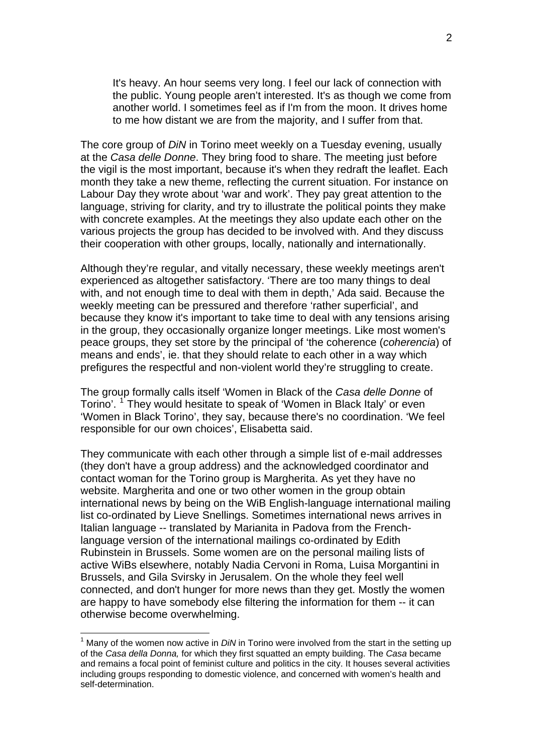> It's heavy. An hour seems very long. I feel our lack of connection with the public. Young people aren't interested. It's as though we come from another world. I sometimes feel as if I'm from the moon. It drives home to me how distant we are from the majority, and I suffer from that.

The core group of *DiN* in Torino meet weekly on a Tuesday evening, usually at the *Casa delle Donne*. They bring food to share. The meeting just before the vigil is the most important, because it's when they redraft the leaflet. Each month they take a new theme, reflecting the current situation. For instance on Labour Day they wrote about 'war and work'. They pay great attention to the language, striving for clarity, and try to illustrate the political points they make with concrete examples. At the meetings they also update each other on the various projects the group has decided to be involved with. And they discuss their cooperation with other groups, locally, nationally and internationally.

Although they're regular, and vitally necessary, these weekly meetings aren't experienced as altogether satisfactory. 'There are too many things to deal with, and not enough time to deal with them in depth,' Ada said. Because the weekly meeting can be pressured and therefore 'rather superficial', and because they know it's important to take time to deal with any tensions arising in the group, they occasionally organize longer meetings. Like most women's peace groups, they set store by the principal of 'the coherence (*coherencia*) of means and ends', ie. that they should relate to each other in a way which prefigures the respectful and non-violent world they're struggling to create.

The group formally calls itself 'Women in Black of the *Casa delle Donne* of Torino'. [1] They would hesitate to speak of 'Women in Black Italy' or even 'Women in Black Torino', they say, because there's no coordination. 'We feel responsible for our own choices', Elisabetta said.

They communicate with each other through a simple list of e-mail addresses (they don't have a group address) and the acknowledged coordinator and contact woman for the Torino group is Margherita. As yet they have no website. Margherita and one or two other women in the group obtain international news by being on the WiB English-language international mailing list co-ordinated by Lieve Snellings. Sometimes international news arrives in Italian language -- translated by Marianita in Padova from the French-language version of the international mailings co-ordinated by Edith Rubinstein in Brussels. Some women are on the personal mailing lists of active WiBs elsewhere, notably Nadia Cervoni in Roma, Luisa Morgantini in Brussels, and Gila Svirsky in Jerusalem. On the whole they feel well connected, and don't hunger for more news than they get. Mostly the women are happy to have somebody else filtering the information for them -- it can otherwise become overwhelming.

---

[1] Many of the women now active in *DiN* in Torino were involved from the start in the setting up of the *Casa della Donna,* for which they first squatted an empty building. The *Casa* became and remains a focal point of feminist culture and politics in the city. It houses several activities including groups responding to domestic violence, and concerned with women's health and self-determination.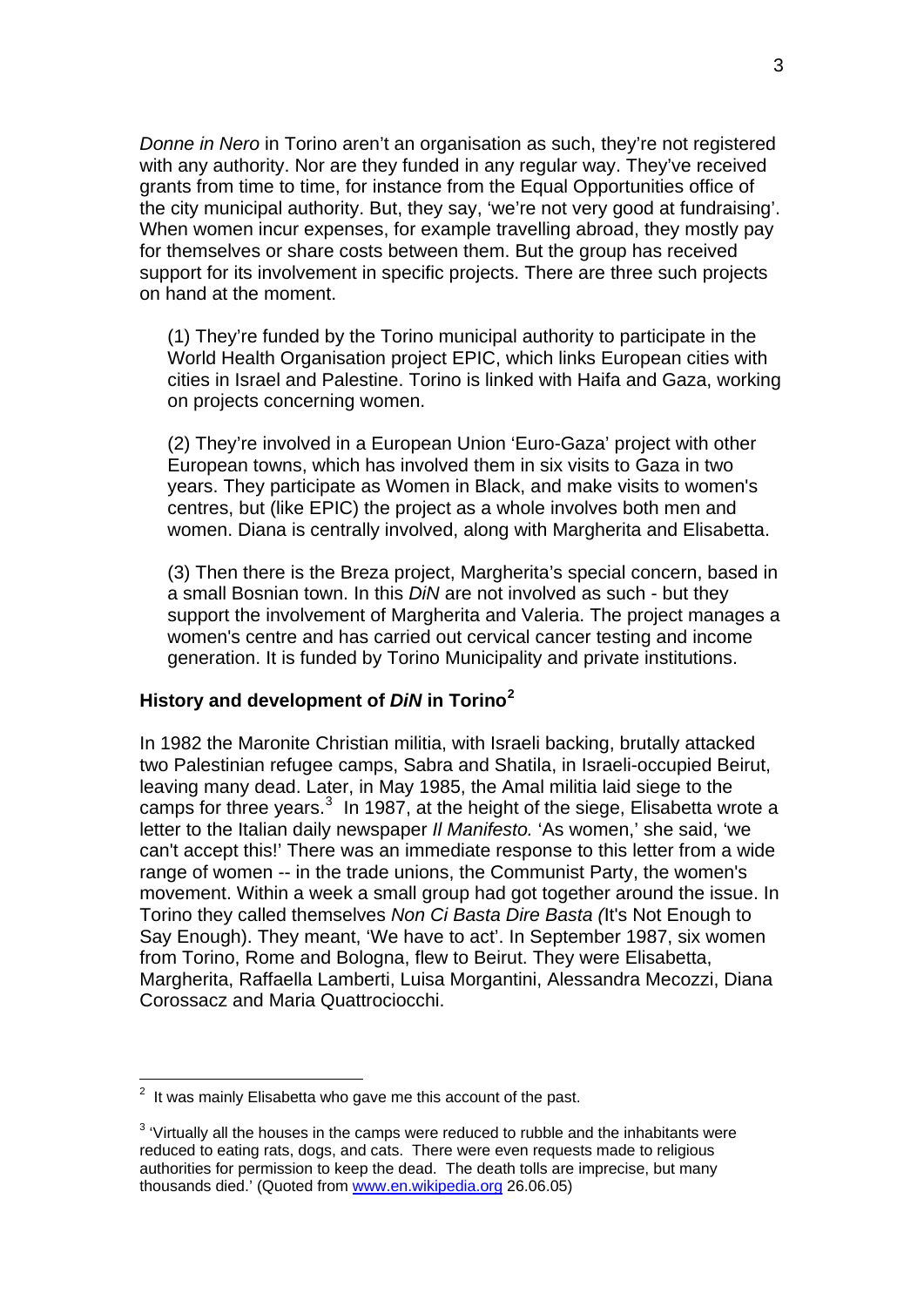*Donne in Nero* in Torino aren't an organisation as such, they're not registered with any authority. Nor are they funded in any regular way. They've received grants from time to time, for instance from the Equal Opportunities office of the city municipal authority. But, they say, 'we're not very good at fundraising'. When women incur expenses, for example travelling abroad, they mostly pay for themselves or share costs between them. But the group has received support for its involvement in specific projects. There are three such projects on hand at the moment.

(1) They're funded by the Torino municipal authority to participate in the World Health Organisation project EPIC, which links European cities with cities in Israel and Palestine. Torino is linked with Haifa and Gaza, working on projects concerning women.

(2) They're involved in a European Union 'Euro-Gaza' project with other European towns, which has involved them in six visits to Gaza in two years. They participate as Women in Black, and make visits to women's centres, but (like EPIC) the project as a whole involves both men and women. Diana is centrally involved, along with Margherita and Elisabetta.

(3) Then there is the Breza project, Margherita's special concern, based in a small Bosnian town. In this *DiN* are not involved as such - but they support the involvement of Margherita and Valeria. The project manages a women's centre and has carried out cervical cancer testing and income generation. It is funded by Torino Municipality and private institutions.

### History and development of *DiN* in Torino[2]

In 1982 the Maronite Christian militia, with Israeli backing, brutally attacked two Palestinian refugee camps, Sabra and Shatila, in Israeli-occupied Beirut, leaving many dead. Later, in May 1985, the Amal militia laid siege to the camps for three years.[3] In 1987, at the height of the siege, Elisabetta wrote a letter to the Italian daily newspaper *Il Manifesto.* 'As women,' she said, 'we can't accept this!' There was an immediate response to this letter from a wide range of women -- in the trade unions, the Communist Party, the women's movement. Within a week a small group had got together around the issue. In Torino they called themselves *Non Ci Basta Dire Basta* (It's Not Enough to Say Enough). They meant, 'We have to act'. In September 1987, six women from Torino, Rome and Bologna, flew to Beirut. They were Elisabetta, Margherita, Raffaella Lamberti, Luisa Morgantini, Alessandra Mecozzi, Diana Corossacz and Maria Quattrociocchi.

---

[2] It was mainly Elisabetta who gave me this account of the past.

[3] 'Virtually all the houses in the camps were reduced to rubble and the inhabitants were reduced to eating rats, dogs, and cats. There were even requests made to religious authorities for permission to keep the dead. The death tolls are imprecise, but many thousands died.' (Quoted from www.en.wikipedia.org 26.06.05)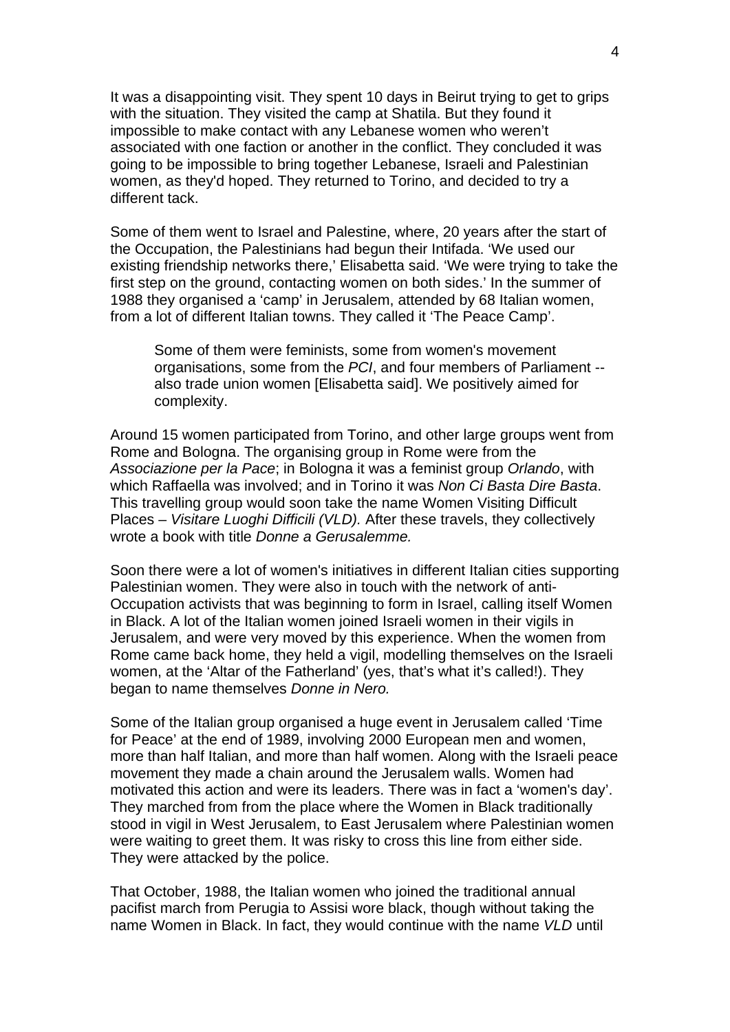It was a disappointing visit. They spent 10 days in Beirut trying to get to grips with the situation. They visited the camp at Shatila. But they found it impossible to make contact with any Lebanese women who weren't associated with one faction or another in the conflict. They concluded it was going to be impossible to bring together Lebanese, Israeli and Palestinian women, as they'd hoped. They returned to Torino, and decided to try a different tack.

Some of them went to Israel and Palestine, where, 20 years after the start of the Occupation, the Palestinians had begun their Intifada. 'We used our existing friendship networks there,' Elisabetta said. 'We were trying to take the first step on the ground, contacting women on both sides.' In the summer of 1988 they organised a 'camp' in Jerusalem, attended by 68 Italian women, from a lot of different Italian towns. They called it 'The Peace Camp'.

> Some of them were feminists, some from women's movement organisations, some from the *PCI*, and four members of Parliament -- also trade union women [Elisabetta said]. We positively aimed for complexity.

Around 15 women participated from Torino, and other large groups went from Rome and Bologna. The organising group in Rome were from the *Associazione per la Pace*; in Bologna it was a feminist group *Orlando*, with which Raffaella was involved; and in Torino it was *Non Ci Basta Dire Basta*. This travelling group would soon take the name Women Visiting Difficult Places – *Visitare Luoghi Difficili (VLD).* After these travels, they collectively wrote a book with title *Donne a Gerusalemme.*

Soon there were a lot of women's initiatives in different Italian cities supporting Palestinian women. They were also in touch with the network of anti-Occupation activists that was beginning to form in Israel, calling itself Women in Black. A lot of the Italian women joined Israeli women in their vigils in Jerusalem, and were very moved by this experience. When the women from Rome came back home, they held a vigil, modelling themselves on the Israeli women, at the 'Altar of the Fatherland' (yes, that's what it's called!). They began to name themselves *Donne in Nero.*

Some of the Italian group organised a huge event in Jerusalem called 'Time for Peace' at the end of 1989, involving 2000 European men and women, more than half Italian, and more than half women. Along with the Israeli peace movement they made a chain around the Jerusalem walls. Women had motivated this action and were its leaders. There was in fact a 'women's day'. They marched from from the place where the Women in Black traditionally stood in vigil in West Jerusalem, to East Jerusalem where Palestinian women were waiting to greet them. It was risky to cross this line from either side. They were attacked by the police.

That October, 1988, the Italian women who joined the traditional annual pacifist march from Perugia to Assisi wore black, though without taking the name Women in Black. In fact, they would continue with the name *VLD* until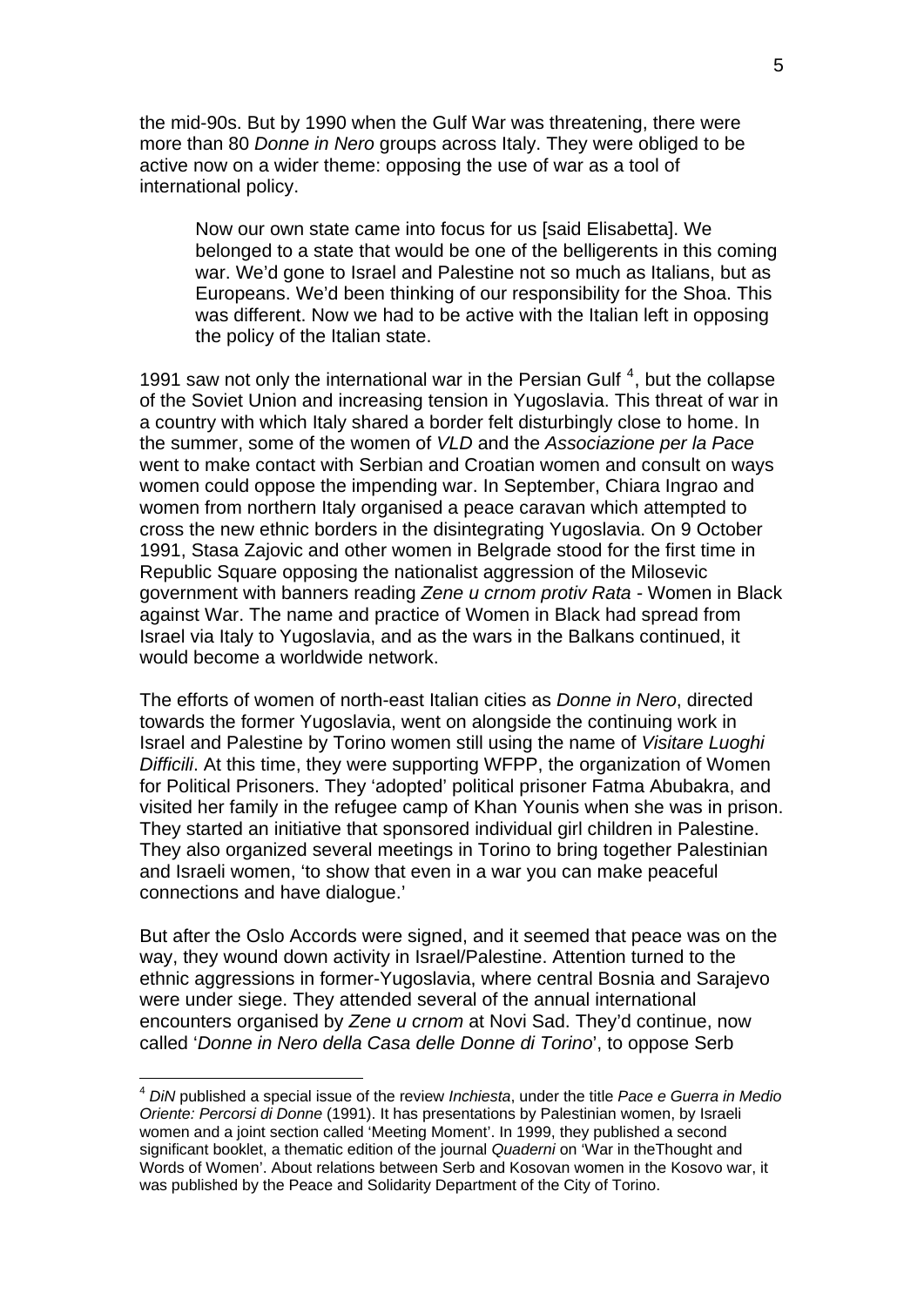the mid-90s. But by 1990 when the Gulf War was threatening, there were more than 80 *Donne in Nero* groups across Italy. They were obliged to be active now on a wider theme: opposing the use of war as a tool of international policy.

> Now our own state came into focus for us [said Elisabetta]. We belonged to a state that would be one of the belligerents in this coming war. We'd gone to Israel and Palestine not so much as Italians, but as Europeans. We'd been thinking of our responsibility for the Shoa. This was different. Now we had to be active with the Italian left in opposing the policy of the Italian state.

1991 saw not only the international war in the Persian Gulf [4], but the collapse of the Soviet Union and increasing tension in Yugoslavia. This threat of war in a country with which Italy shared a border felt disturbingly close to home. In the summer, some of the women of *VLD* and the *Associazione per la Pace* went to make contact with Serbian and Croatian women and consult on ways women could oppose the impending war. In September, Chiara Ingrao and women from northern Italy organised a peace caravan which attempted to cross the new ethnic borders in the disintegrating Yugoslavia. On 9 October 1991, Stasa Zajovic and other women in Belgrade stood for the first time in Republic Square opposing the nationalist aggression of the Milosevic government with banners reading *Zene u crnom protiv Rata* - Women in Black against War. The name and practice of Women in Black had spread from Israel via Italy to Yugoslavia, and as the wars in the Balkans continued, it would become a worldwide network.

The efforts of women of north-east Italian cities as *Donne in Nero*, directed towards the former Yugoslavia, went on alongside the continuing work in Israel and Palestine by Torino women still using the name of *Visitare Luoghi Difficili*. At this time, they were supporting WFPP, the organization of Women for Political Prisoners. They 'adopted' political prisoner Fatma Abubakra, and visited her family in the refugee camp of Khan Younis when she was in prison. They started an initiative that sponsored individual girl children in Palestine. They also organized several meetings in Torino to bring together Palestinian and Israeli women, 'to show that even in a war you can make peaceful connections and have dialogue.'

But after the Oslo Accords were signed, and it seemed that peace was on the way, they wound down activity in Israel/Palestine. Attention turned to the ethnic aggressions in former-Yugoslavia, where central Bosnia and Sarajevo were under siege. They attended several of the annual international encounters organised by *Zene u crnom* at Novi Sad. They'd continue, now called '*Donne in Nero della Casa delle Donne di Torino*', to oppose Serb

---

[4] *DiN* published a special issue of the review *Inchiesta*, under the title *Pace e Guerra in Medio Oriente: Percorsi di Donne* (1991). It has presentations by Palestinian women, by Israeli women and a joint section called 'Meeting Moment'. In 1999, they published a second significant booklet, a thematic edition of the journal *Quaderni* on 'War in theThought and Words of Women'. About relations between Serb and Kosovan women in the Kosovo war, it was published by the Peace and Solidarity Department of the City of Torino.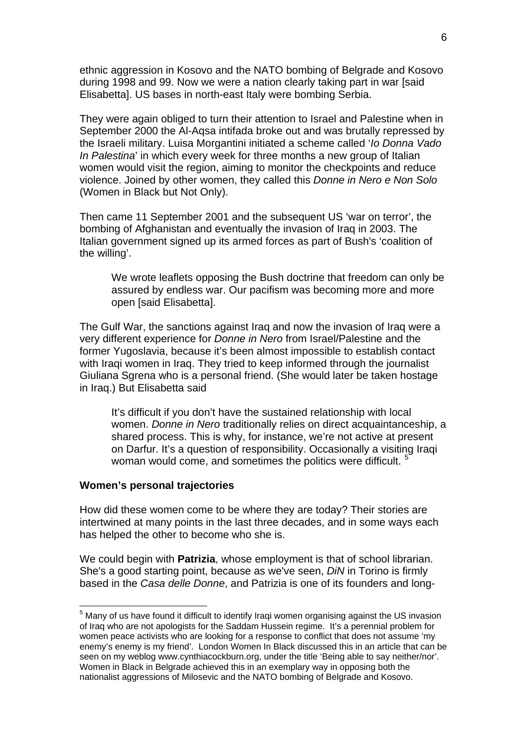ethnic aggression in Kosovo and the NATO bombing of Belgrade and Kosovo during 1998 and 99. Now we were a nation clearly taking part in war [said Elisabetta]. US bases in north-east Italy were bombing Serbia.

They were again obliged to turn their attention to Israel and Palestine when in September 2000 the Al-Aqsa intifada broke out and was brutally repressed by the Israeli military. Luisa Morgantini initiated a scheme called '*Io Donna Vado In Palestina*' in which every week for three months a new group of Italian women would visit the region, aiming to monitor the checkpoints and reduce violence. Joined by other women, they called this *Donne in Nero e Non Solo* (Women in Black but Not Only).

Then came 11 September 2001 and the subsequent US 'war on terror', the bombing of Afghanistan and eventually the invasion of Iraq in 2003. The Italian government signed up its armed forces as part of Bush's 'coalition of the willing'.

> We wrote leaflets opposing the Bush doctrine that freedom can only be assured by endless war. Our pacifism was becoming more and more open [said Elisabetta].

The Gulf War, the sanctions against Iraq and now the invasion of Iraq were a very different experience for *Donne in Nero* from Israel/Palestine and the former Yugoslavia, because it's been almost impossible to establish contact with Iraqi women in Iraq. They tried to keep informed through the journalist Giuliana Sgrena who is a personal friend. (She would later be taken hostage in Iraq.) But Elisabetta said

> It's difficult if you don't have the sustained relationship with local women. *Donne in Nero* traditionally relies on direct acquaintanceship, a shared process. This is why, for instance, we're not active at present on Darfur. It's a question of responsibility. Occasionally a visiting Iraqi woman would come, and sometimes the politics were difficult. [5]

### Women's personal trajectories

How did these women come to be where they are today? Their stories are intertwined at many points in the last three decades, and in some ways each has helped the other to become who she is.

We could begin with **Patrizia**, whose employment is that of school librarian. She's a good starting point, because as we've seen, *DiN* in Torino is firmly based in the *Casa delle Donne*, and Patrizia is one of its founders and long-

---

[5] Many of us have found it difficult to identify Iraqi women organising against the US invasion of Iraq who are not apologists for the Saddam Hussein regime. It's a perennial problem for women peace activists who are looking for a response to conflict that does not assume 'my enemy's enemy is my friend'. London Women In Black discussed this in an article that can be seen on my weblog www.cynthiacockburn.org, under the title 'Being able to say neither/nor'. Women in Black in Belgrade achieved this in an exemplary way in opposing both the nationalist aggressions of Milosevic and the NATO bombing of Belgrade and Kosovo.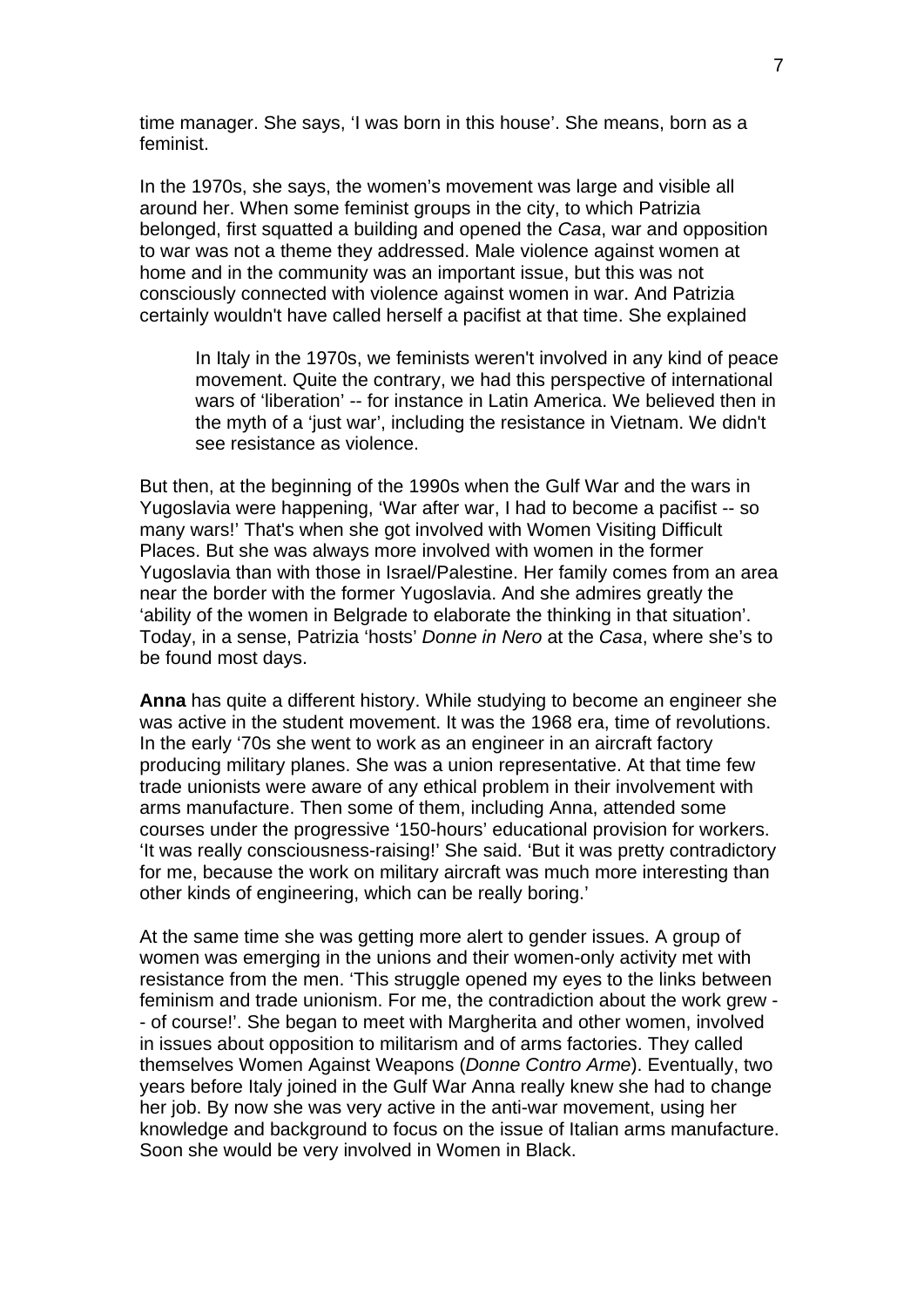time manager. She says, 'I was born in this house'. She means, born as a feminist.

In the 1970s, she says, the women's movement was large and visible all around her. When some feminist groups in the city, to which Patrizia belonged, first squatted a building and opened the *Casa*, war and opposition to war was not a theme they addressed. Male violence against women at home and in the community was an important issue, but this was not consciously connected with violence against women in war. And Patrizia certainly wouldn't have called herself a pacifist at that time. She explained

> In Italy in the 1970s, we feminists weren't involved in any kind of peace movement. Quite the contrary, we had this perspective of international wars of 'liberation' -- for instance in Latin America. We believed then in the myth of a 'just war', including the resistance in Vietnam. We didn't see resistance as violence.

But then, at the beginning of the 1990s when the Gulf War and the wars in Yugoslavia were happening, 'War after war, I had to become a pacifist -- so many wars!' That's when she got involved with Women Visiting Difficult Places. But she was always more involved with women in the former Yugoslavia than with those in Israel/Palestine. Her family comes from an area near the border with the former Yugoslavia. And she admires greatly the 'ability of the women in Belgrade to elaborate the thinking in that situation'. Today, in a sense, Patrizia 'hosts' *Donne in Nero* at the *Casa*, where she's to be found most days.

**Anna** has quite a different history. While studying to become an engineer she was active in the student movement. It was the 1968 era, time of revolutions. In the early '70s she went to work as an engineer in an aircraft factory producing military planes. She was a union representative. At that time few trade unionists were aware of any ethical problem in their involvement with arms manufacture. Then some of them, including Anna, attended some courses under the progressive '150-hours' educational provision for workers. 'It was really consciousness-raising!' She said. 'But it was pretty contradictory for me, because the work on military aircraft was much more interesting than other kinds of engineering, which can be really boring.'

At the same time she was getting more alert to gender issues. A group of women was emerging in the unions and their women-only activity met with resistance from the men. 'This struggle opened my eyes to the links between feminism and trade unionism. For me, the contradiction about the work grew -- of course!'. She began to meet with Margherita and other women, involved in issues about opposition to militarism and of arms factories. They called themselves Women Against Weapons (*Donne Contro Arme*). Eventually, two years before Italy joined in the Gulf War Anna really knew she had to change her job. By now she was very active in the anti-war movement, using her knowledge and background to focus on the issue of Italian arms manufacture. Soon she would be very involved in Women in Black.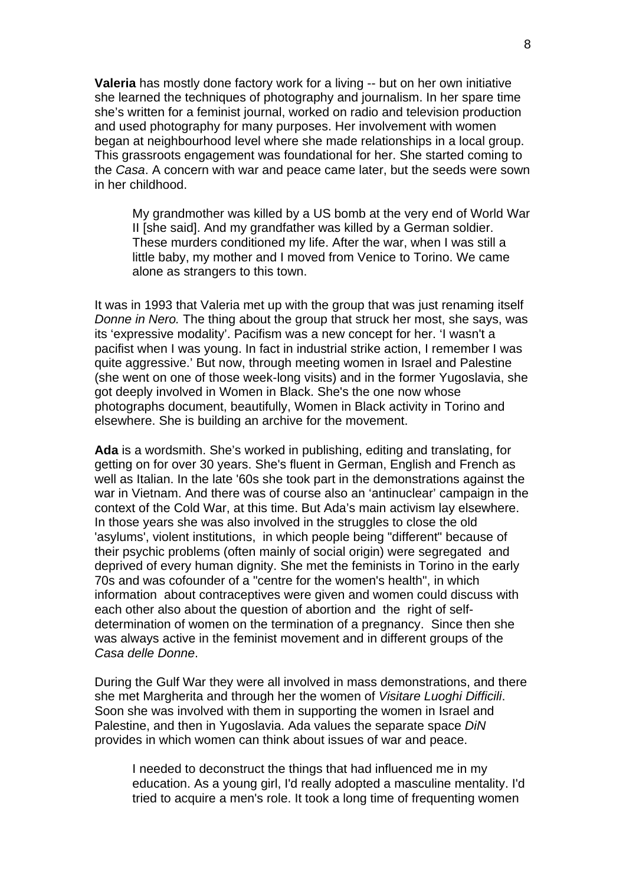**Valeria** has mostly done factory work for a living -- but on her own initiative she learned the techniques of photography and journalism. In her spare time she's written for a feminist journal, worked on radio and television production and used photography for many purposes. Her involvement with women began at neighbourhood level where she made relationships in a local group. This grassroots engagement was foundational for her. She started coming to the *Casa*. A concern with war and peace came later, but the seeds were sown in her childhood.

> My grandmother was killed by a US bomb at the very end of World War II [she said]. And my grandfather was killed by a German soldier. These murders conditioned my life. After the war, when I was still a little baby, my mother and I moved from Venice to Torino. We came alone as strangers to this town.

It was in 1993 that Valeria met up with the group that was just renaming itself *Donne in Nero.* The thing about the group that struck her most, she says, was its 'expressive modality'. Pacifism was a new concept for her. 'I wasn't a pacifist when I was young. In fact in industrial strike action, I remember I was quite aggressive.' But now, through meeting women in Israel and Palestine (she went on one of those week-long visits) and in the former Yugoslavia, she got deeply involved in Women in Black. She's the one now whose photographs document, beautifully, Women in Black activity in Torino and elsewhere. She is building an archive for the movement.

**Ada** is a wordsmith. She's worked in publishing, editing and translating, for getting on for over 30 years. She's fluent in German, English and French as well as Italian. In the late '60s she took part in the demonstrations against the war in Vietnam. And there was of course also an 'antinuclear' campaign in the context of the Cold War, at this time. But Ada's main activism lay elsewhere. In those years she was also involved in the struggles to close the old 'asylums', violent institutions, in which people being "different" because of their psychic problems (often mainly of social origin) were segregated and deprived of every human dignity. She met the feminists in Torino in the early 70s and was cofounder of a "centre for the women's health", in which information about contraceptives were given and women could discuss with each other also about the question of abortion and the right of self-determination of women on the termination of a pregnancy. Since then she was always active in the feminist movement and in different groups of the *Casa delle Donne*.

During the Gulf War they were all involved in mass demonstrations, and there she met Margherita and through her the women of *Visitare Luoghi Difficili*. Soon she was involved with them in supporting the women in Israel and Palestine, and then in Yugoslavia. Ada values the separate space *DiN* provides in which women can think about issues of war and peace.

> I needed to deconstruct the things that had influenced me in my education. As a young girl, I'd really adopted a masculine mentality. I'd tried to acquire a men's role. It took a long time of frequenting women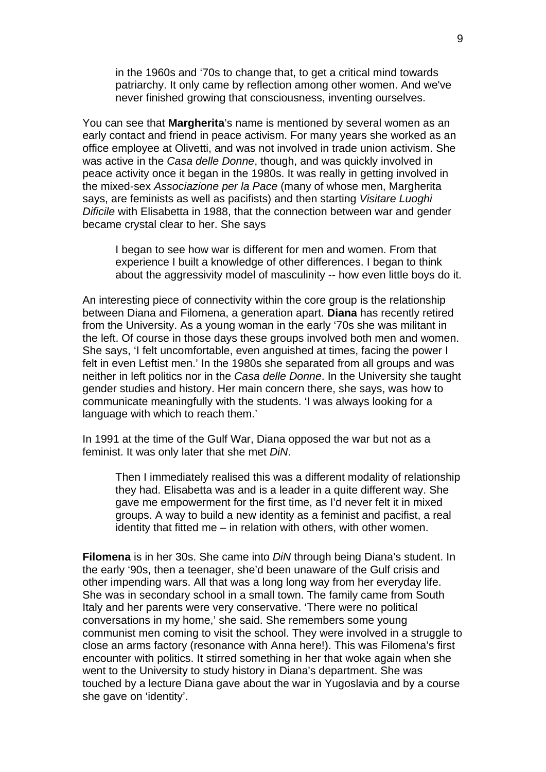> in the 1960s and '70s to change that, to get a critical mind towards patriarchy. It only came by reflection among other women. And we've never finished growing that consciousness, inventing ourselves.

You can see that **Margherita**'s name is mentioned by several women as an early contact and friend in peace activism. For many years she worked as an office employee at Olivetti, and was not involved in trade union activism. She was active in the *Casa delle Donne*, though, and was quickly involved in peace activity once it began in the 1980s. It was really in getting involved in the mixed-sex *Associazione per la Pace* (many of whose men, Margherita says, are feminists as well as pacifists) and then starting *Visitare Luoghi Dificile* with Elisabetta in 1988, that the connection between war and gender became crystal clear to her. She says

> I began to see how war is different for men and women. From that experience I built a knowledge of other differences. I began to think about the aggressivity model of masculinity -- how even little boys do it.

An interesting piece of connectivity within the core group is the relationship between Diana and Filomena, a generation apart. **Diana** has recently retired from the University. As a young woman in the early '70s she was militant in the left. Of course in those days these groups involved both men and women. She says, 'I felt uncomfortable, even anguished at times, facing the power I felt in even Leftist men.' In the 1980s she separated from all groups and was neither in left politics nor in the *Casa delle Donne*. In the University she taught gender studies and history. Her main concern there, she says, was how to communicate meaningfully with the students. 'I was always looking for a language with which to reach them.'

In 1991 at the time of the Gulf War, Diana opposed the war but not as a feminist. It was only later that she met *DiN*.

> Then I immediately realised this was a different modality of relationship they had. Elisabetta was and is a leader in a quite different way. She gave me empowerment for the first time, as I'd never felt it in mixed groups. A way to build a new identity as a feminist and pacifist, a real identity that fitted me – in relation with others, with other women.

**Filomena** is in her 30s. She came into *DiN* through being Diana's student. In the early '90s, then a teenager, she'd been unaware of the Gulf crisis and other impending wars. All that was a long long way from her everyday life. She was in secondary school in a small town. The family came from South Italy and her parents were very conservative. 'There were no political conversations in my home,' she said. She remembers some young communist men coming to visit the school. They were involved in a struggle to close an arms factory (resonance with Anna here!). This was Filomena's first encounter with politics. It stirred something in her that woke again when she went to the University to study history in Diana's department. She was touched by a lecture Diana gave about the war in Yugoslavia and by a course she gave on 'identity'.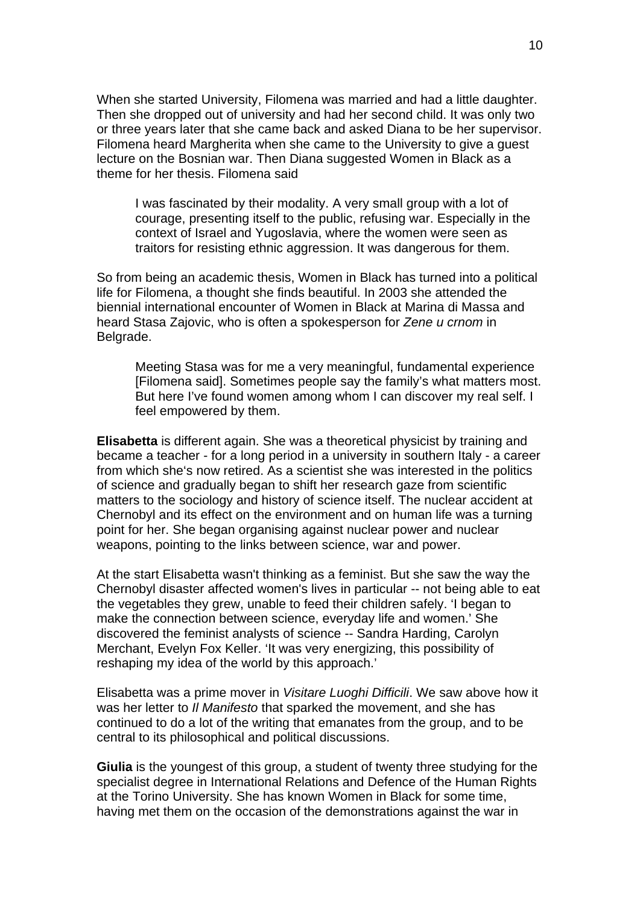When she started University, Filomena was married and had a little daughter. Then she dropped out of university and had her second child. It was only two or three years later that she came back and asked Diana to be her supervisor. Filomena heard Margherita when she came to the University to give a guest lecture on the Bosnian war. Then Diana suggested Women in Black as a theme for her thesis. Filomena said

> I was fascinated by their modality. A very small group with a lot of courage, presenting itself to the public, refusing war. Especially in the context of Israel and Yugoslavia, where the women were seen as traitors for resisting ethnic aggression. It was dangerous for them.

So from being an academic thesis, Women in Black has turned into a political life for Filomena, a thought she finds beautiful. In 2003 she attended the biennial international encounter of Women in Black at Marina di Massa and heard Stasa Zajovic, who is often a spokesperson for *Zene u crnom* in Belgrade.

> Meeting Stasa was for me a very meaningful, fundamental experience [Filomena said]. Sometimes people say the family's what matters most. But here I've found women among whom I can discover my real self. I feel empowered by them.

**Elisabetta** is different again. She was a theoretical physicist by training and became a teacher - for a long period in a university in southern Italy - a career from which she's now retired. As a scientist she was interested in the politics of science and gradually began to shift her research gaze from scientific matters to the sociology and history of science itself. The nuclear accident at Chernobyl and its effect on the environment and on human life was a turning point for her. She began organising against nuclear power and nuclear weapons, pointing to the links between science, war and power.

At the start Elisabetta wasn't thinking as a feminist. But she saw the way the Chernobyl disaster affected women's lives in particular -- not being able to eat the vegetables they grew, unable to feed their children safely. 'I began to make the connection between science, everyday life and women.' She discovered the feminist analysts of science -- Sandra Harding, Carolyn Merchant, Evelyn Fox Keller. 'It was very energizing, this possibility of reshaping my idea of the world by this approach.'

Elisabetta was a prime mover in *Visitare Luoghi Difficili*. We saw above how it was her letter to *Il Manifesto* that sparked the movement, and she has continued to do a lot of the writing that emanates from the group, and to be central to its philosophical and political discussions.

**Giulia** is the youngest of this group, a student of twenty three studying for the specialist degree in International Relations and Defence of the Human Rights at the Torino University. She has known Women in Black for some time, having met them on the occasion of the demonstrations against the war in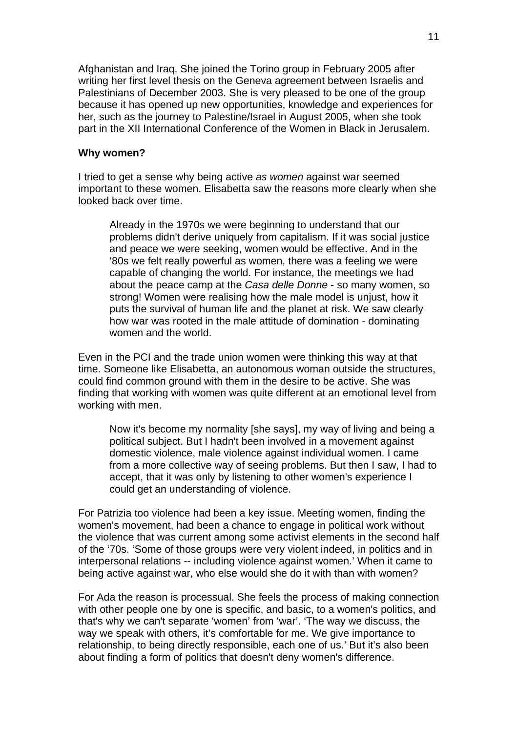Afghanistan and Iraq. She joined the Torino group in February 2005 after writing her first level thesis on the Geneva agreement between Israelis and Palestinians of December 2003. She is very pleased to be one of the group because it has opened up new opportunities, knowledge and experiences for her, such as the journey to Palestine/Israel in August 2005, when she took part in the XII International Conference of the Women in Black in Jerusalem.

**Why women?**

I tried to get a sense why being active *as women* against war seemed important to these women. Elisabetta saw the reasons more clearly when she looked back over time.

> Already in the 1970s we were beginning to understand that our problems didn't derive uniquely from capitalism. If it was social justice and peace we were seeking, women would be effective. And in the '80s we felt really powerful as women, there was a feeling we were capable of changing the world. For instance, the meetings we had about the peace camp at the *Casa delle Donne* - so many women, so strong! Women were realising how the male model is unjust, how it puts the survival of human life and the planet at risk. We saw clearly how war was rooted in the male attitude of domination - dominating women and the world.

Even in the PCI and the trade union women were thinking this way at that time. Someone like Elisabetta, an autonomous woman outside the structures, could find common ground with them in the desire to be active. She was finding that working with women was quite different at an emotional level from working with men.

> Now it's become my normality [she says], my way of living and being a political subject. But I hadn't been involved in a movement against domestic violence, male violence against individual women. I came from a more collective way of seeing problems. But then I saw, I had to accept, that it was only by listening to other women's experience I could get an understanding of violence.

For Patrizia too violence had been a key issue. Meeting women, finding the women's movement, had been a chance to engage in political work without the violence that was current among some activist elements in the second half of the '70s. 'Some of those groups were very violent indeed, in politics and in interpersonal relations -- including violence against women.' When it came to being active against war, who else would she do it with than with women?

For Ada the reason is processual. She feels the process of making connection with other people one by one is specific, and basic, to a women's politics, and that's why we can't separate 'women' from 'war'. 'The way we discuss, the way we speak with others, it's comfortable for me. We give importance to relationship, to being directly responsible, each one of us.' But it's also been about finding a form of politics that doesn't deny women's difference.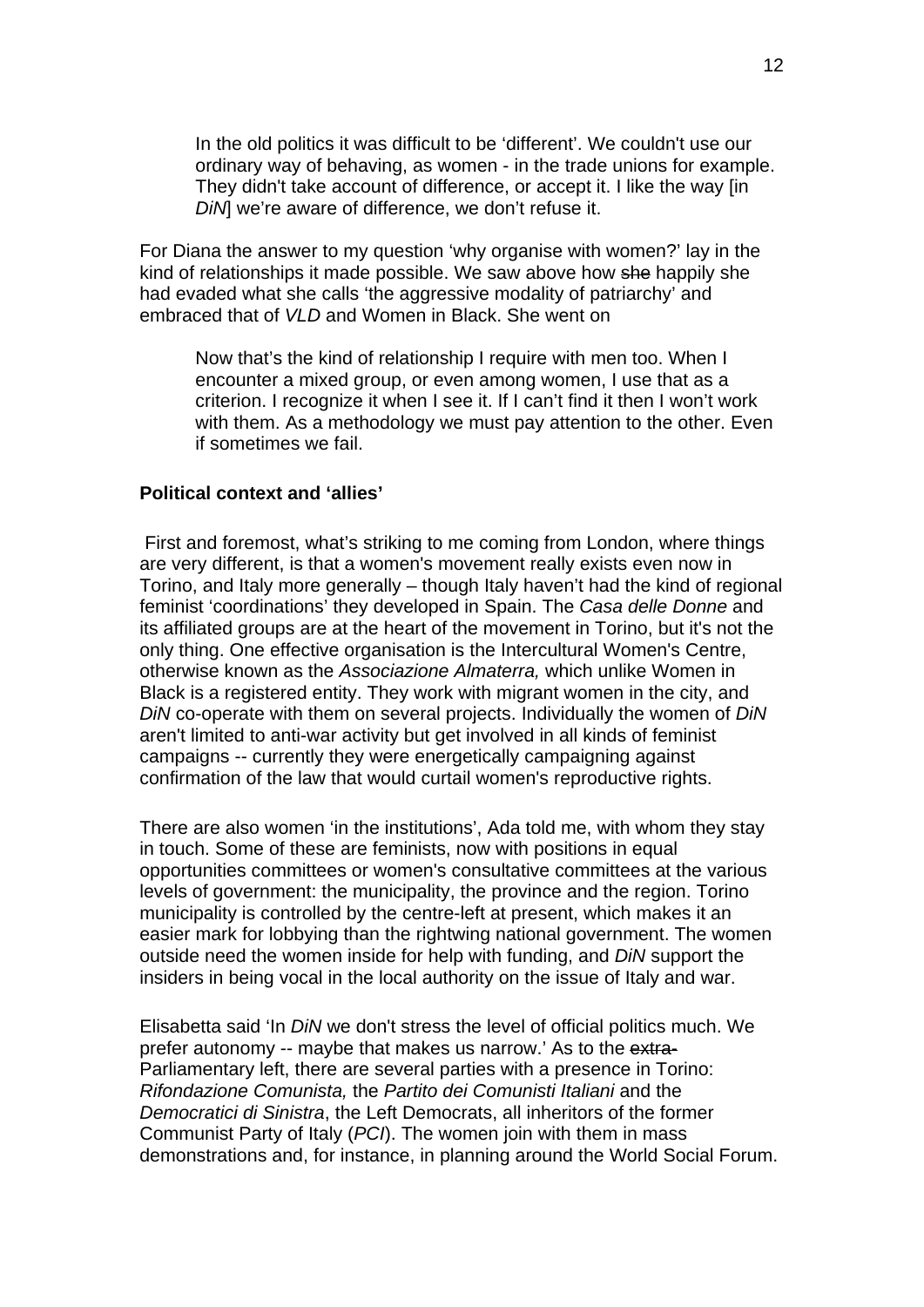> In the old politics it was difficult to be 'different'. We couldn't use our ordinary way of behaving, as women - in the trade unions for example. They didn't take account of difference, or accept it. I like the way [in *DiN*] we're aware of difference, we don't refuse it.

For Diana the answer to my question 'why organise with women?' lay in the kind of relationships it made possible. We saw above how ~~she~~ happily she had evaded what she calls 'the aggressive modality of patriarchy' and embraced that of *VLD* and Women in Black. She went on

> Now that's the kind of relationship I require with men too. When I encounter a mixed group, or even among women, I use that as a criterion. I recognize it when I see it. If I can't find it then I won't work with them. As a methodology we must pay attention to the other. Even if sometimes we fail.

**Political context and 'allies'**

First and foremost, what's striking to me coming from London, where things are very different, is that a women's movement really exists even now in Torino, and Italy more generally – though Italy haven't had the kind of regional feminist 'coordinations' they developed in Spain. The *Casa delle Donne* and its affiliated groups are at the heart of the movement in Torino, but it's not the only thing. One effective organisation is the Intercultural Women's Centre, otherwise known as the *Associazione Almaterra,* which unlike Women in Black is a registered entity. They work with migrant women in the city, and *DiN* co-operate with them on several projects. Individually the women of *DiN* aren't limited to anti-war activity but get involved in all kinds of feminist campaigns -- currently they were energetically campaigning against confirmation of the law that would curtail women's reproductive rights.

There are also women 'in the institutions', Ada told me, with whom they stay in touch. Some of these are feminists, now with positions in equal opportunities committees or women's consultative committees at the various levels of government: the municipality, the province and the region. Torino municipality is controlled by the centre-left at present, which makes it an easier mark for lobbying than the rightwing national government. The women outside need the women inside for help with funding, and *DiN* support the insiders in being vocal in the local authority on the issue of Italy and war.

Elisabetta said 'In *DiN* we don't stress the level of official politics much. We prefer autonomy -- maybe that makes us narrow.' As to the ~~extra-~~ Parliamentary left, there are several parties with a presence in Torino: *Rifondazione Comunista,* the *Partito dei Comunisti Italiani* and the *Democratici di Sinistra*, the Left Democrats, all inheritors of the former Communist Party of Italy (*PCI*). The women join with them in mass demonstrations and, for instance, in planning around the World Social Forum.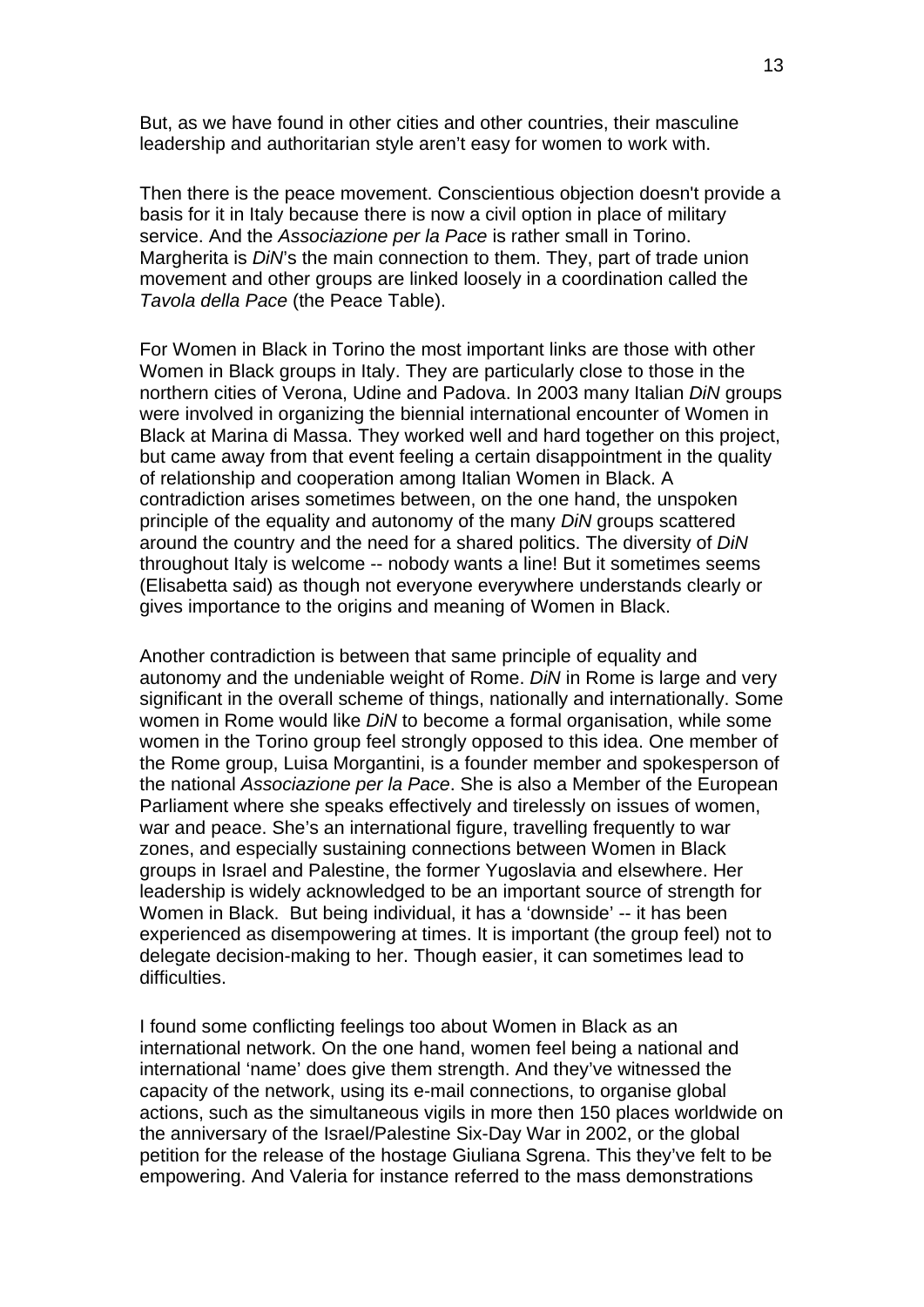But, as we have found in other cities and other countries, their masculine leadership and authoritarian style aren't easy for women to work with.

Then there is the peace movement. Conscientious objection doesn't provide a basis for it in Italy because there is now a civil option in place of military service. And the *Associazione per la Pace* is rather small in Torino. Margherita is *DiN*'s the main connection to them. They, part of trade union movement and other groups are linked loosely in a coordination called the *Tavola della Pace* (the Peace Table).

For Women in Black in Torino the most important links are those with other Women in Black groups in Italy. They are particularly close to those in the northern cities of Verona, Udine and Padova. In 2003 many Italian *DiN* groups were involved in organizing the biennial international encounter of Women in Black at Marina di Massa. They worked well and hard together on this project, but came away from that event feeling a certain disappointment in the quality of relationship and cooperation among Italian Women in Black. A contradiction arises sometimes between, on the one hand, the unspoken principle of the equality and autonomy of the many *DiN* groups scattered around the country and the need for a shared politics. The diversity of *DiN* throughout Italy is welcome -- nobody wants a line! But it sometimes seems (Elisabetta said) as though not everyone everywhere understands clearly or gives importance to the origins and meaning of Women in Black.

Another contradiction is between that same principle of equality and autonomy and the undeniable weight of Rome. *DiN* in Rome is large and very significant in the overall scheme of things, nationally and internationally. Some women in Rome would like *DiN* to become a formal organisation, while some women in the Torino group feel strongly opposed to this idea. One member of the Rome group, Luisa Morgantini, is a founder member and spokesperson of the national *Associazione per la Pace*. She is also a Member of the European Parliament where she speaks effectively and tirelessly on issues of women, war and peace. She's an international figure, travelling frequently to war zones, and especially sustaining connections between Women in Black groups in Israel and Palestine, the former Yugoslavia and elsewhere. Her leadership is widely acknowledged to be an important source of strength for Women in Black. But being individual, it has a 'downside' -- it has been experienced as disempowering at times. It is important (the group feel) not to delegate decision-making to her. Though easier, it can sometimes lead to difficulties.

I found some conflicting feelings too about Women in Black as an international network. On the one hand, women feel being a national and international 'name' does give them strength. And they've witnessed the capacity of the network, using its e-mail connections, to organise global actions, such as the simultaneous vigils in more then 150 places worldwide on the anniversary of the Israel/Palestine Six-Day War in 2002, or the global petition for the release of the hostage Giuliana Sgrena. This they've felt to be empowering. And Valeria for instance referred to the mass demonstrations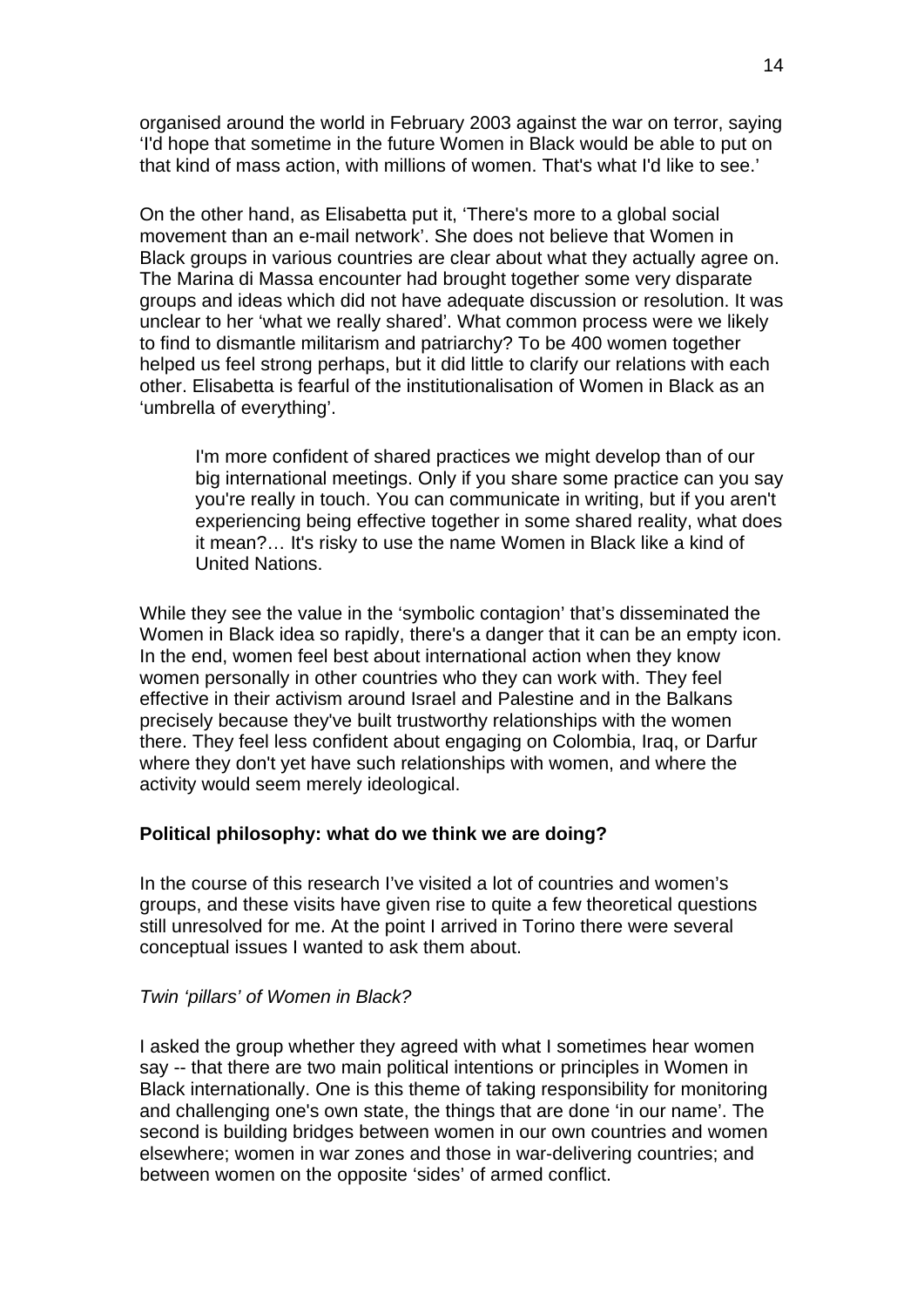organised around the world in February 2003 against the war on terror, saying 'I'd hope that sometime in the future Women in Black would be able to put on that kind of mass action, with millions of women. That's what I'd like to see.'

On the other hand, as Elisabetta put it, 'There's more to a global social movement than an e-mail network'. She does not believe that Women in Black groups in various countries are clear about what they actually agree on. The Marina di Massa encounter had brought together some very disparate groups and ideas which did not have adequate discussion or resolution. It was unclear to her 'what we really shared'. What common process were we likely to find to dismantle militarism and patriarchy? To be 400 women together helped us feel strong perhaps, but it did little to clarify our relations with each other. Elisabetta is fearful of the institutionalisation of Women in Black as an 'umbrella of everything'.

> I'm more confident of shared practices we might develop than of our big international meetings. Only if you share some practice can you say you're really in touch. You can communicate in writing, but if you aren't experiencing being effective together in some shared reality, what does it mean?… It's risky to use the name Women in Black like a kind of United Nations.

While they see the value in the 'symbolic contagion' that's disseminated the Women in Black idea so rapidly, there's a danger that it can be an empty icon. In the end, women feel best about international action when they know women personally in other countries who they can work with. They feel effective in their activism around Israel and Palestine and in the Balkans precisely because they've built trustworthy relationships with the women there. They feel less confident about engaging on Colombia, Iraq, or Darfur where they don't yet have such relationships with women, and where the activity would seem merely ideological.

**Political philosophy: what do we think we are doing?**

In the course of this research I've visited a lot of countries and women's groups, and these visits have given rise to quite a few theoretical questions still unresolved for me. At the point I arrived in Torino there were several conceptual issues I wanted to ask them about.

*Twin 'pillars' of Women in Black?*

I asked the group whether they agreed with what I sometimes hear women say -- that there are two main political intentions or principles in Women in Black internationally. One is this theme of taking responsibility for monitoring and challenging one's own state, the things that are done 'in our name'. The second is building bridges between women in our own countries and women elsewhere; women in war zones and those in war-delivering countries; and between women on the opposite 'sides' of armed conflict.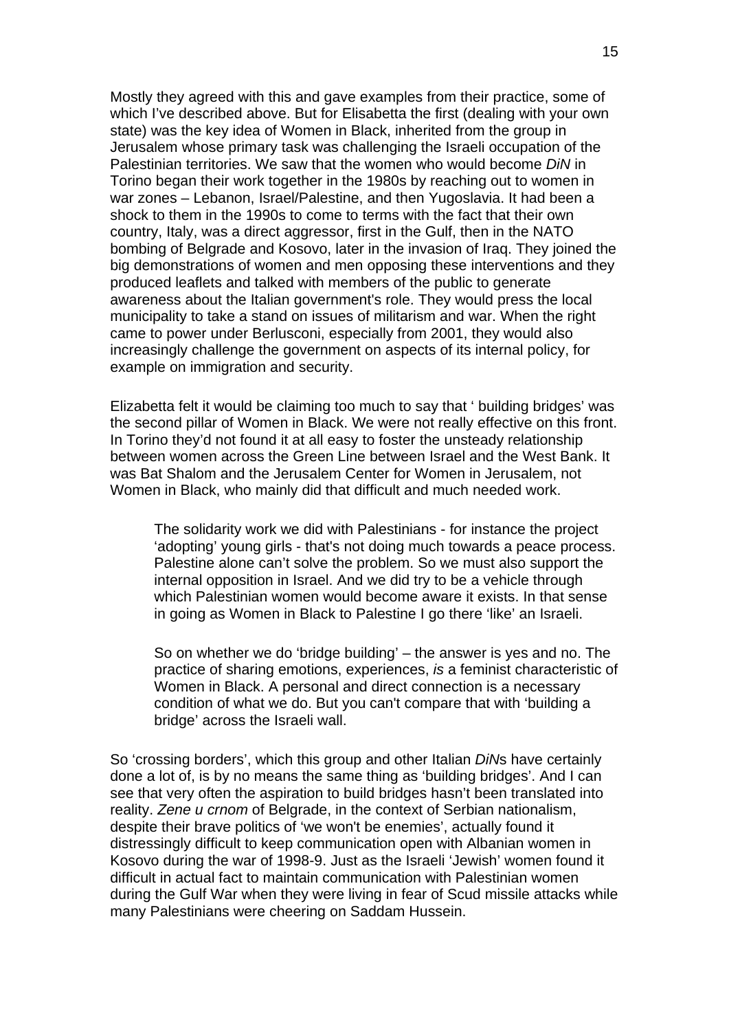Mostly they agreed with this and gave examples from their practice, some of which I've described above. But for Elisabetta the first (dealing with your own state) was the key idea of Women in Black, inherited from the group in Jerusalem whose primary task was challenging the Israeli occupation of the Palestinian territories. We saw that the women who would become *DiN* in Torino began their work together in the 1980s by reaching out to women in war zones – Lebanon, Israel/Palestine, and then Yugoslavia. It had been a shock to them in the 1990s to come to terms with the fact that their own country, Italy, was a direct aggressor, first in the Gulf, then in the NATO bombing of Belgrade and Kosovo, later in the invasion of Iraq. They joined the big demonstrations of women and men opposing these interventions and they produced leaflets and talked with members of the public to generate awareness about the Italian government's role. They would press the local municipality to take a stand on issues of militarism and war. When the right came to power under Berlusconi, especially from 2001, they would also increasingly challenge the government on aspects of its internal policy, for example on immigration and security.

Elizabetta felt it would be claiming too much to say that ' building bridges' was the second pillar of Women in Black. We were not really effective on this front. In Torino they'd not found it at all easy to foster the unsteady relationship between women across the Green Line between Israel and the West Bank. It was Bat Shalom and the Jerusalem Center for Women in Jerusalem, not Women in Black, who mainly did that difficult and much needed work.

> The solidarity work we did with Palestinians - for instance the project 'adopting' young girls - that's not doing much towards a peace process. Palestine alone can't solve the problem. So we must also support the internal opposition in Israel. And we did try to be a vehicle through which Palestinian women would become aware it exists. In that sense in going as Women in Black to Palestine I go there 'like' an Israeli.
>
> So on whether we do 'bridge building' – the answer is yes and no. The practice of sharing emotions, experiences, *is* a feminist characteristic of Women in Black. A personal and direct connection is a necessary condition of what we do. But you can't compare that with 'building a bridge' across the Israeli wall.

So 'crossing borders', which this group and other Italian *DiN*s have certainly done a lot of, is by no means the same thing as 'building bridges'. And I can see that very often the aspiration to build bridges hasn't been translated into reality. *Zene u crnom* of Belgrade, in the context of Serbian nationalism, despite their brave politics of 'we won't be enemies', actually found it distressingly difficult to keep communication open with Albanian women in Kosovo during the war of 1998-9. Just as the Israeli 'Jewish' women found it difficult in actual fact to maintain communication with Palestinian women during the Gulf War when they were living in fear of Scud missile attacks while many Palestinians were cheering on Saddam Hussein.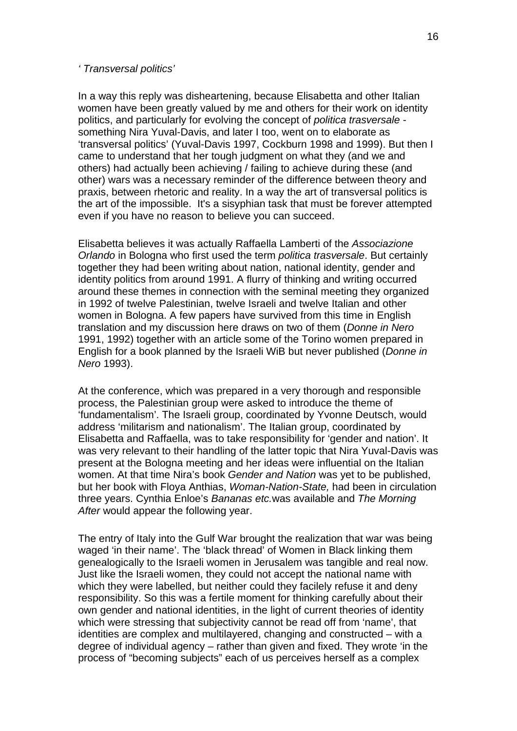*' Transversal politics'*

In a way this reply was disheartening, because Elisabetta and other Italian women have been greatly valued by me and others for their work on identity politics, and particularly for evolving the concept of *politica trasversale* - something Nira Yuval-Davis, and later I too, went on to elaborate as 'transversal politics' (Yuval-Davis 1997, Cockburn 1998 and 1999). But then I came to understand that her tough judgment on what they (and we and others) had actually been achieving / failing to achieve during these (and other) wars was a necessary reminder of the difference between theory and praxis, between rhetoric and reality. In a way the art of transversal politics is the art of the impossible. It's a sisyphian task that must be forever attempted even if you have no reason to believe you can succeed.

Elisabetta believes it was actually Raffaella Lamberti of the *Associazione Orlando* in Bologna who first used the term *politica trasversale*. But certainly together they had been writing about nation, national identity, gender and identity politics from around 1991. A flurry of thinking and writing occurred around these themes in connection with the seminal meeting they organized in 1992 of twelve Palestinian, twelve Israeli and twelve Italian and other women in Bologna. A few papers have survived from this time in English translation and my discussion here draws on two of them (*Donne in Nero* 1991, 1992) together with an article some of the Torino women prepared in English for a book planned by the Israeli WiB but never published (*Donne in Nero* 1993).

At the conference, which was prepared in a very thorough and responsible process, the Palestinian group were asked to introduce the theme of 'fundamentalism'. The Israeli group, coordinated by Yvonne Deutsch, would address 'militarism and nationalism'. The Italian group, coordinated by Elisabetta and Raffaella, was to take responsibility for 'gender and nation'. It was very relevant to their handling of the latter topic that Nira Yuval-Davis was present at the Bologna meeting and her ideas were influential on the Italian women. At that time Nira's book *Gender and Nation* was yet to be published, but her book with Floya Anthias, *Woman-Nation-State,* had been in circulation three years. Cynthia Enloe's *Bananas etc.*was available and *The Morning After* would appear the following year.

The entry of Italy into the Gulf War brought the realization that war was being waged 'in their name'. The 'black thread' of Women in Black linking them genealogically to the Israeli women in Jerusalem was tangible and real now. Just like the Israeli women, they could not accept the national name with which they were labelled, but neither could they facilely refuse it and deny responsibility. So this was a fertile moment for thinking carefully about their own gender and national identities, in the light of current theories of identity which were stressing that subjectivity cannot be read off from 'name', that identities are complex and multilayered, changing and constructed – with a degree of individual agency – rather than given and fixed. They wrote 'in the process of "becoming subjects" each of us perceives herself as a complex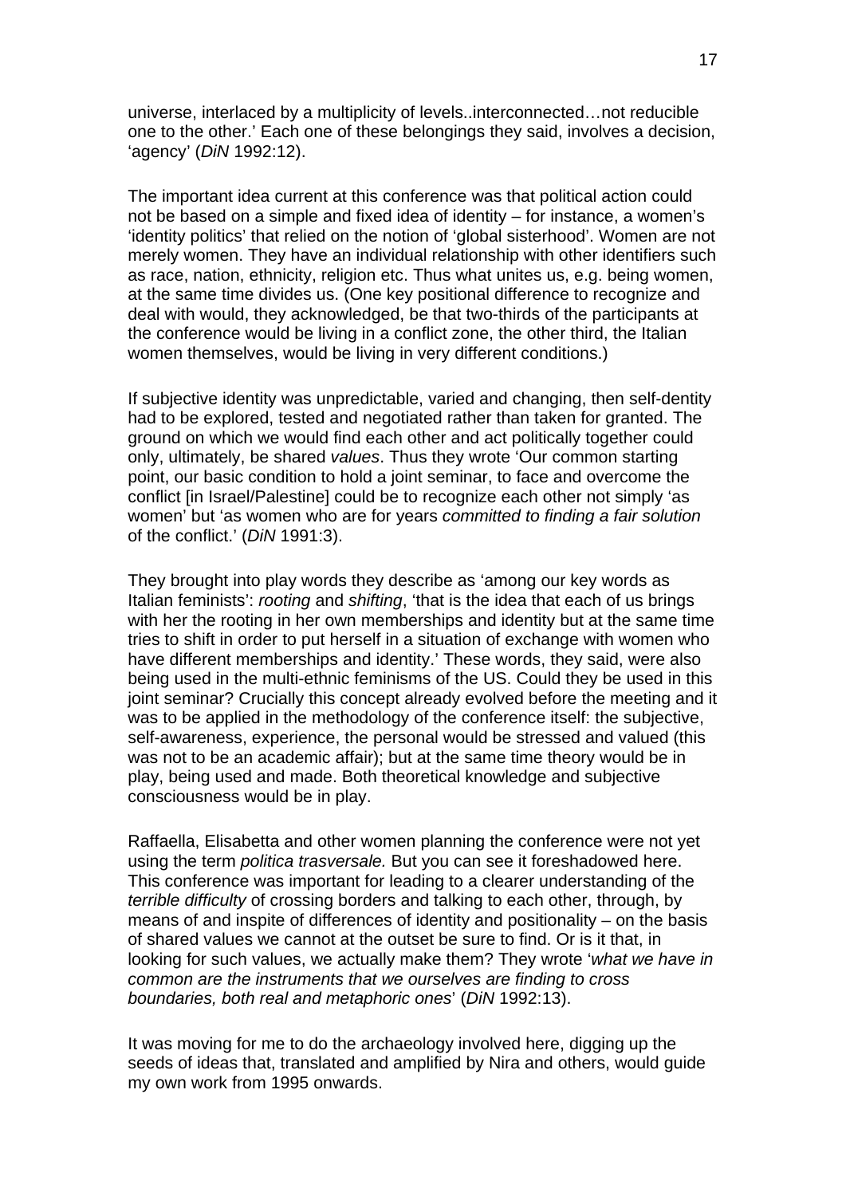universe, interlaced by a multiplicity of levels..interconnected…not reducible one to the other.' Each one of these belongings they said, involves a decision, 'agency' (*DiN* 1992:12).

The important idea current at this conference was that political action could not be based on a simple and fixed idea of identity – for instance, a women's 'identity politics' that relied on the notion of 'global sisterhood'. Women are not merely women. They have an individual relationship with other identifiers such as race, nation, ethnicity, religion etc. Thus what unites us, e.g. being women, at the same time divides us. (One key positional difference to recognize and deal with would, they acknowledged, be that two-thirds of the participants at the conference would be living in a conflict zone, the other third, the Italian women themselves, would be living in very different conditions.)

If subjective identity was unpredictable, varied and changing, then self-dentity had to be explored, tested and negotiated rather than taken for granted. The ground on which we would find each other and act politically together could only, ultimately, be shared *values*. Thus they wrote 'Our common starting point, our basic condition to hold a joint seminar, to face and overcome the conflict [in Israel/Palestine] could be to recognize each other not simply 'as women' but 'as women who are for years *committed to finding a fair solution* of the conflict.' (*DiN* 1991:3).

They brought into play words they describe as 'among our key words as Italian feminists': *rooting* and *shifting*, 'that is the idea that each of us brings with her the rooting in her own memberships and identity but at the same time tries to shift in order to put herself in a situation of exchange with women who have different memberships and identity.' These words, they said, were also being used in the multi-ethnic feminisms of the US. Could they be used in this joint seminar? Crucially this concept already evolved before the meeting and it was to be applied in the methodology of the conference itself: the subjective, self-awareness, experience, the personal would be stressed and valued (this was not to be an academic affair); but at the same time theory would be in play, being used and made. Both theoretical knowledge and subjective consciousness would be in play.

Raffaella, Elisabetta and other women planning the conference were not yet using the term *politica trasversale.* But you can see it foreshadowed here. This conference was important for leading to a clearer understanding of the *terrible difficulty* of crossing borders and talking to each other, through, by means of and inspite of differences of identity and positionality – on the basis of shared values we cannot at the outset be sure to find. Or is it that, in looking for such values, we actually make them? They wrote '*what we have in common are the instruments that we ourselves are finding to cross boundaries, both real and metaphoric ones*' (*DiN* 1992:13).

It was moving for me to do the archaeology involved here, digging up the seeds of ideas that, translated and amplified by Nira and others, would guide my own work from 1995 onwards.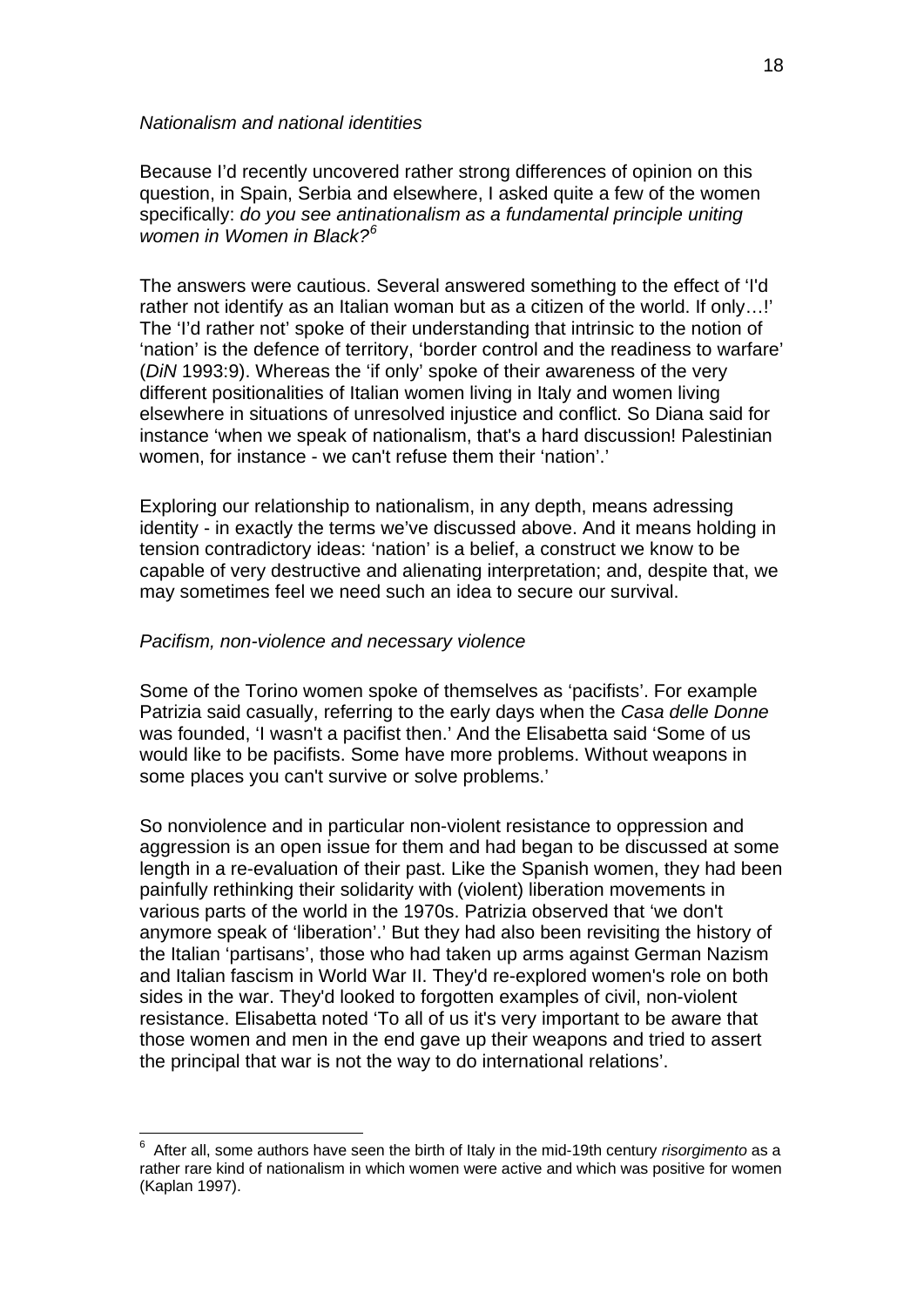*Nationalism and national identities*

Because I'd recently uncovered rather strong differences of opinion on this question, in Spain, Serbia and elsewhere, I asked quite a few of the women specifically: *do you see antinationalism as a fundamental principle uniting women in Women in Black?*[6]

The answers were cautious. Several answered something to the effect of 'I'd rather not identify as an Italian woman but as a citizen of the world. If only…!' The 'I'd rather not' spoke of their understanding that intrinsic to the notion of 'nation' is the defence of territory, 'border control and the readiness to warfare' (*DiN* 1993:9). Whereas the 'if only' spoke of their awareness of the very different positionalities of Italian women living in Italy and women living elsewhere in situations of unresolved injustice and conflict. So Diana said for instance 'when we speak of nationalism, that's a hard discussion! Palestinian women, for instance - we can't refuse them their 'nation'.'

Exploring our relationship to nationalism, in any depth, means adressing identity - in exactly the terms we've discussed above. And it means holding in tension contradictory ideas: 'nation' is a belief, a construct we know to be capable of very destructive and alienating interpretation; and, despite that, we may sometimes feel we need such an idea to secure our survival.

*Pacifism, non-violence and necessary violence*

Some of the Torino women spoke of themselves as 'pacifists'. For example Patrizia said casually, referring to the early days when the *Casa delle Donne* was founded, 'I wasn't a pacifist then.' And the Elisabetta said 'Some of us would like to be pacifists. Some have more problems. Without weapons in some places you can't survive or solve problems.'

So nonviolence and in particular non-violent resistance to oppression and aggression is an open issue for them and had began to be discussed at some length in a re-evaluation of their past. Like the Spanish women, they had been painfully rethinking their solidarity with (violent) liberation movements in various parts of the world in the 1970s. Patrizia observed that 'we don't anymore speak of 'liberation'.' But they had also been revisiting the history of the Italian 'partisans', those who had taken up arms against German Nazism and Italian fascism in World War II. They'd re-explored women's role on both sides in the war. They'd looked to forgotten examples of civil, non-violent resistance. Elisabetta noted 'To all of us it's very important to be aware that those women and men in the end gave up their weapons and tried to assert the principal that war is not the way to do international relations'.

---

[6] After all, some authors have seen the birth of Italy in the mid-19th century *risorgimento* as a rather rare kind of nationalism in which women were active and which was positive for women (Kaplan 1997).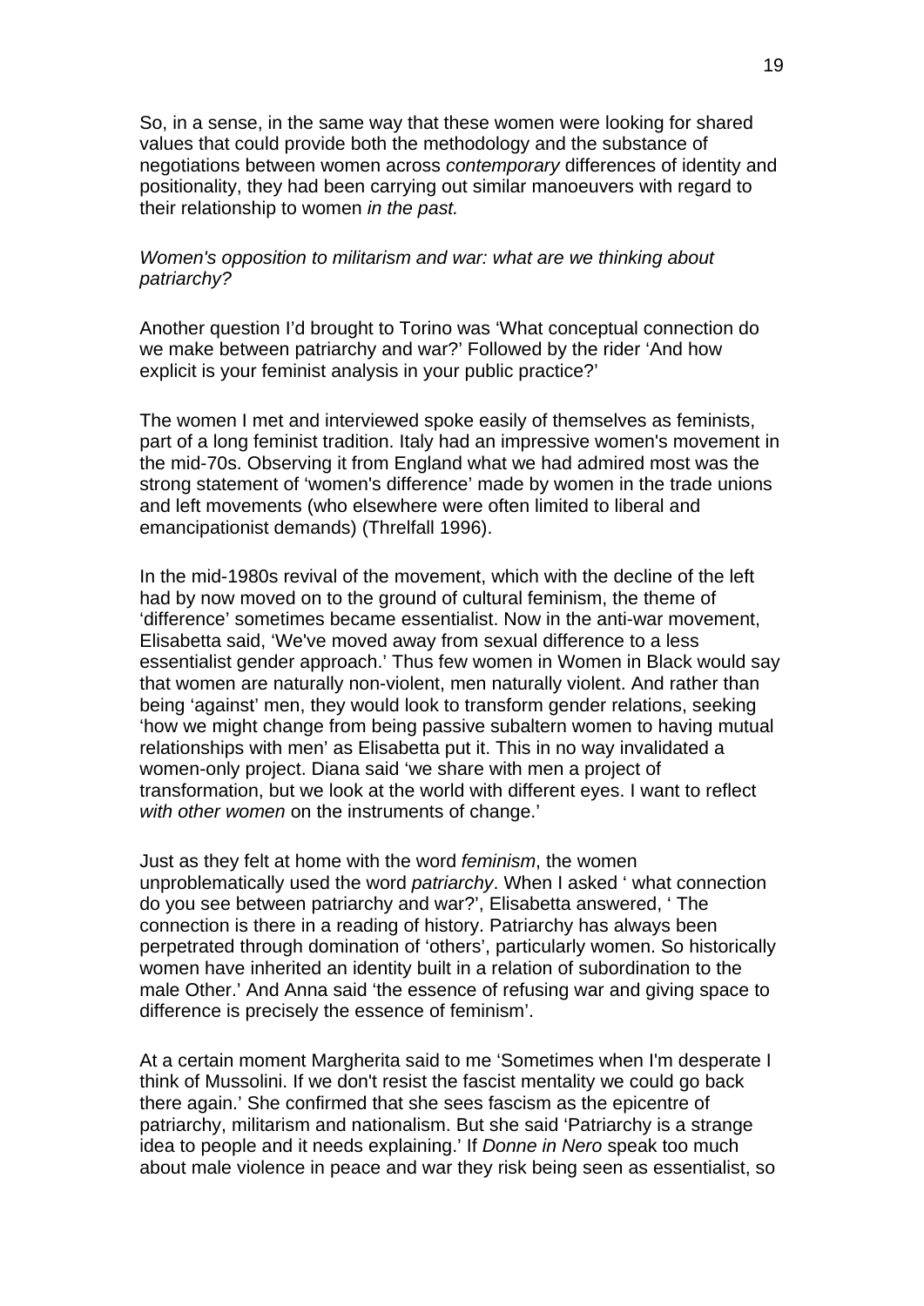So, in a sense, in the same way that these women were looking for shared values that could provide both the methodology and the substance of negotiations between women across *contemporary* differences of identity and positionality, they had been carrying out similar manoeuvers with regard to their relationship to women *in the past.*

*Women's opposition to militarism and war: what are we thinking about patriarchy?*

Another question I'd brought to Torino was 'What conceptual connection do we make between patriarchy and war?' Followed by the rider 'And how explicit is your feminist analysis in your public practice?'

The women I met and interviewed spoke easily of themselves as feminists, part of a long feminist tradition. Italy had an impressive women's movement in the mid-70s. Observing it from England what we had admired most was the strong statement of 'women's difference' made by women in the trade unions and left movements (who elsewhere were often limited to liberal and emancipationist demands) (Threlfall 1996).

In the mid-1980s revival of the movement, which with the decline of the left had by now moved on to the ground of cultural feminism, the theme of 'difference' sometimes became essentialist. Now in the anti-war movement, Elisabetta said, 'We've moved away from sexual difference to a less essentialist gender approach.' Thus few women in Women in Black would say that women are naturally non-violent, men naturally violent. And rather than being 'against' men, they would look to transform gender relations, seeking 'how we might change from being passive subaltern women to having mutual relationships with men' as Elisabetta put it. This in no way invalidated a women-only project. Diana said 'we share with men a project of transformation, but we look at the world with different eyes. I want to reflect *with other women* on the instruments of change.'

Just as they felt at home with the word *feminism*, the women unproblematically used the word *patriarchy*. When I asked ' what connection do you see between patriarchy and war?', Elisabetta answered, ' The connection is there in a reading of history. Patriarchy has always been perpetrated through domination of 'others', particularly women. So historically women have inherited an identity built in a relation of subordination to the male Other.' And Anna said 'the essence of refusing war and giving space to difference is precisely the essence of feminism'.

At a certain moment Margherita said to me 'Sometimes when I'm desperate I think of Mussolini. If we don't resist the fascist mentality we could go back there again.' She confirmed that she sees fascism as the epicentre of patriarchy, militarism and nationalism. But she said 'Patriarchy is a strange idea to people and it needs explaining.' If *Donne in Nero* speak too much about male violence in peace and war they risk being seen as essentialist, so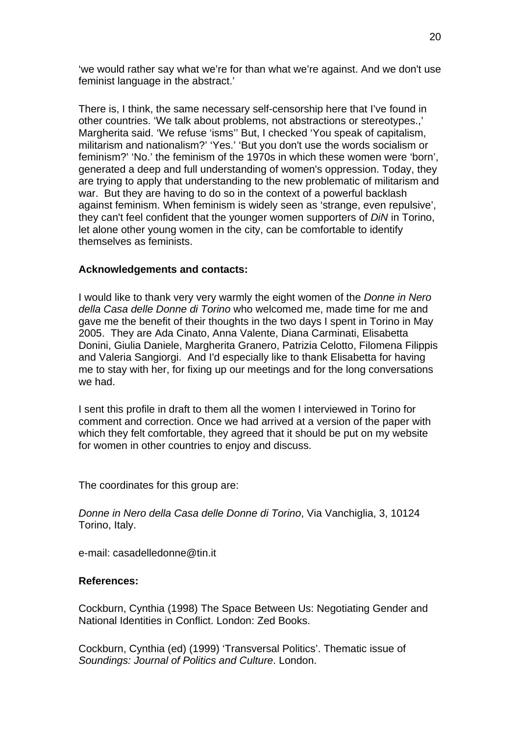'we would rather say what we're for than what we're against. And we don't use feminist language in the abstract.'

There is, I think, the same necessary self-censorship here that I've found in other countries. 'We talk about problems, not abstractions or stereotypes.,' Margherita said. 'We refuse 'isms'' But, I checked 'You speak of capitalism, militarism and nationalism?' 'Yes.' 'But you don't use the words socialism or feminism?' 'No.' the feminism of the 1970s in which these women were 'born', generated a deep and full understanding of women's oppression. Today, they are trying to apply that understanding to the new problematic of militarism and war. But they are having to do so in the context of a powerful backlash against feminism. When feminism is widely seen as 'strange, even repulsive', they can't feel confident that the younger women supporters of *DiN* in Torino, let alone other young women in the city, can be comfortable to identify themselves as feminists.

**Acknowledgements and contacts:**

I would like to thank very very warmly the eight women of the *Donne in Nero della Casa delle Donne di Torino* who welcomed me, made time for me and gave me the benefit of their thoughts in the two days I spent in Torino in May 2005. They are Ada Cinato, Anna Valente, Diana Carminati, Elisabetta Donini, Giulia Daniele, Margherita Granero, Patrizia Celotto, Filomena Filippis and Valeria Sangiorgi. And I'd especially like to thank Elisabetta for having me to stay with her, for fixing up our meetings and for the long conversations we had.

I sent this profile in draft to them all the women I interviewed in Torino for comment and correction. Once we had arrived at a version of the paper with which they felt comfortable, they agreed that it should be put on my website for women in other countries to enjoy and discuss.

The coordinates for this group are:

*Donne in Nero della Casa delle Donne di Torino*, Via Vanchiglia, 3, 10124 Torino, Italy.

e-mail: casadelledonne@tin.it

**References:**

Cockburn, Cynthia (1998) The Space Between Us: Negotiating Gender and National Identities in Conflict. London: Zed Books.

Cockburn, Cynthia (ed) (1999) 'Transversal Politics'. Thematic issue of *Soundings: Journal of Politics and Culture*. London.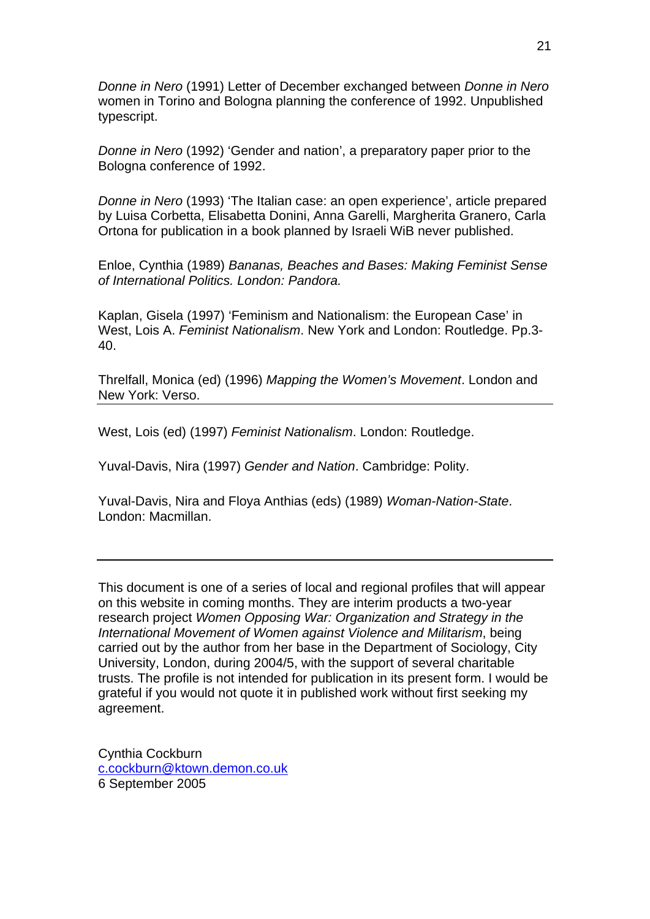*Donne in Nero* (1991) Letter of December exchanged between *Donne in Nero* women in Torino and Bologna planning the conference of 1992. Unpublished typescript.

*Donne in Nero* (1992) 'Gender and nation', a preparatory paper prior to the Bologna conference of 1992.

*Donne in Nero* (1993) 'The Italian case: an open experience', article prepared by Luisa Corbetta, Elisabetta Donini, Anna Garelli, Margherita Granero, Carla Ortona for publication in a book planned by Israeli WiB never published.

Enloe, Cynthia (1989) *Bananas, Beaches and Bases: Making Feminist Sense of International Politics. London: Pandora.*

Kaplan, Gisela (1997) 'Feminism and Nationalism: the European Case' in West, Lois A. *Feminist Nationalism*. New York and London: Routledge. Pp.3-40.

Threlfall, Monica (ed) (1996) *Mapping the Women's Movement*. London and New York: Verso.

West, Lois (ed) (1997) *Feminist Nationalism*. London: Routledge.

Yuval-Davis, Nira (1997) *Gender and Nation*. Cambridge: Polity.

Yuval-Davis, Nira and Floya Anthias (eds) (1989) *Woman-Nation-State*. London: Macmillan.

---

This document is one of a series of local and regional profiles that will appear on this website in coming months. They are interim products a two-year research project *Women Opposing War: Organization and Strategy in the International Movement of Women against Violence and Militarism*, being carried out by the author from her base in the Department of Sociology, City University, London, during 2004/5, with the support of several charitable trusts. The profile is not intended for publication in its present form. I would be grateful if you would not quote it in published work without first seeking my agreement.

Cynthia Cockburn
c.cockburn@ktown.demon.co.uk
6 September 2005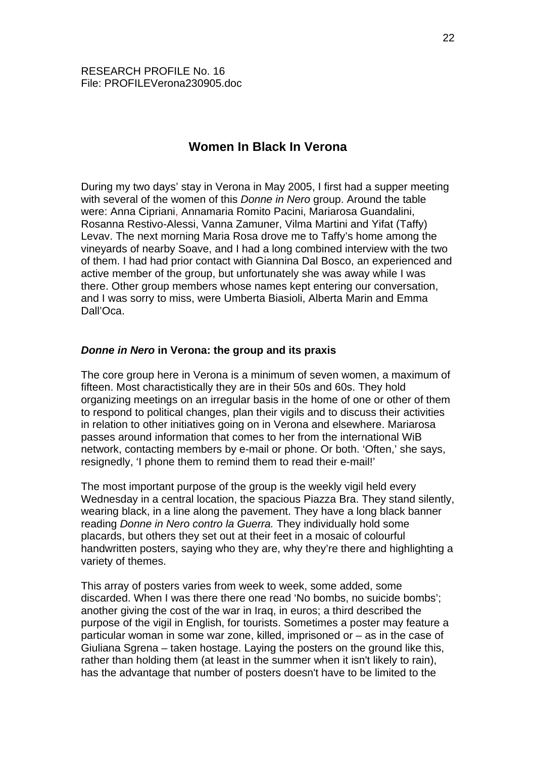RESEARCH PROFILE No. 16
File: PROFILEVerona230905.doc

# Women In Black In Verona

During my two days' stay in Verona in May 2005, I first had a supper meeting with several of the women of this *Donne in Nero* group. Around the table were: Anna Cipriani, Annamaria Romito Pacini, Mariarosa Guandalini, Rosanna Restivo-Alessi, Vanna Zamuner, Vilma Martini and Yifat (Taffy) Levav. The next morning Maria Rosa drove me to Taffy's home among the vineyards of nearby Soave, and I had a long combined interview with the two of them. I had had prior contact with Giannina Dal Bosco, an experienced and active member of the group, but unfortunately she was away while I was there. Other group members whose names kept entering our conversation, and I was sorry to miss, were Umberta Biasioli, Alberta Marin and Emma Dall'Oca.

## *Donne in Nero* in Verona: the group and its praxis

The core group here in Verona is a minimum of seven women, a maximum of fifteen. Most charactistically they are in their 50s and 60s. They hold organizing meetings on an irregular basis in the home of one or other of them to respond to political changes, plan their vigils and to discuss their activities in relation to other initiatives going on in Verona and elsewhere. Mariarosa passes around information that comes to her from the international WiB network, contacting members by e-mail or phone. Or both. 'Often,' she says, resignedly, 'I phone them to remind them to read their e-mail!'

The most important purpose of the group is the weekly vigil held every Wednesday in a central location, the spacious Piazza Bra. They stand silently, wearing black, in a line along the pavement. They have a long black banner reading *Donne in Nero contro la Guerra.* They individually hold some placards, but others they set out at their feet in a mosaic of colourful handwritten posters, saying who they are, why they're there and highlighting a variety of themes.

This array of posters varies from week to week, some added, some discarded. When I was there there one read 'No bombs, no suicide bombs'; another giving the cost of the war in Iraq, in euros; a third described the purpose of the vigil in English, for tourists. Sometimes a poster may feature a particular woman in some war zone, killed, imprisoned or – as in the case of Giuliana Sgrena – taken hostage. Laying the posters on the ground like this, rather than holding them (at least in the summer when it isn't likely to rain), has the advantage that number of posters doesn't have to be limited to the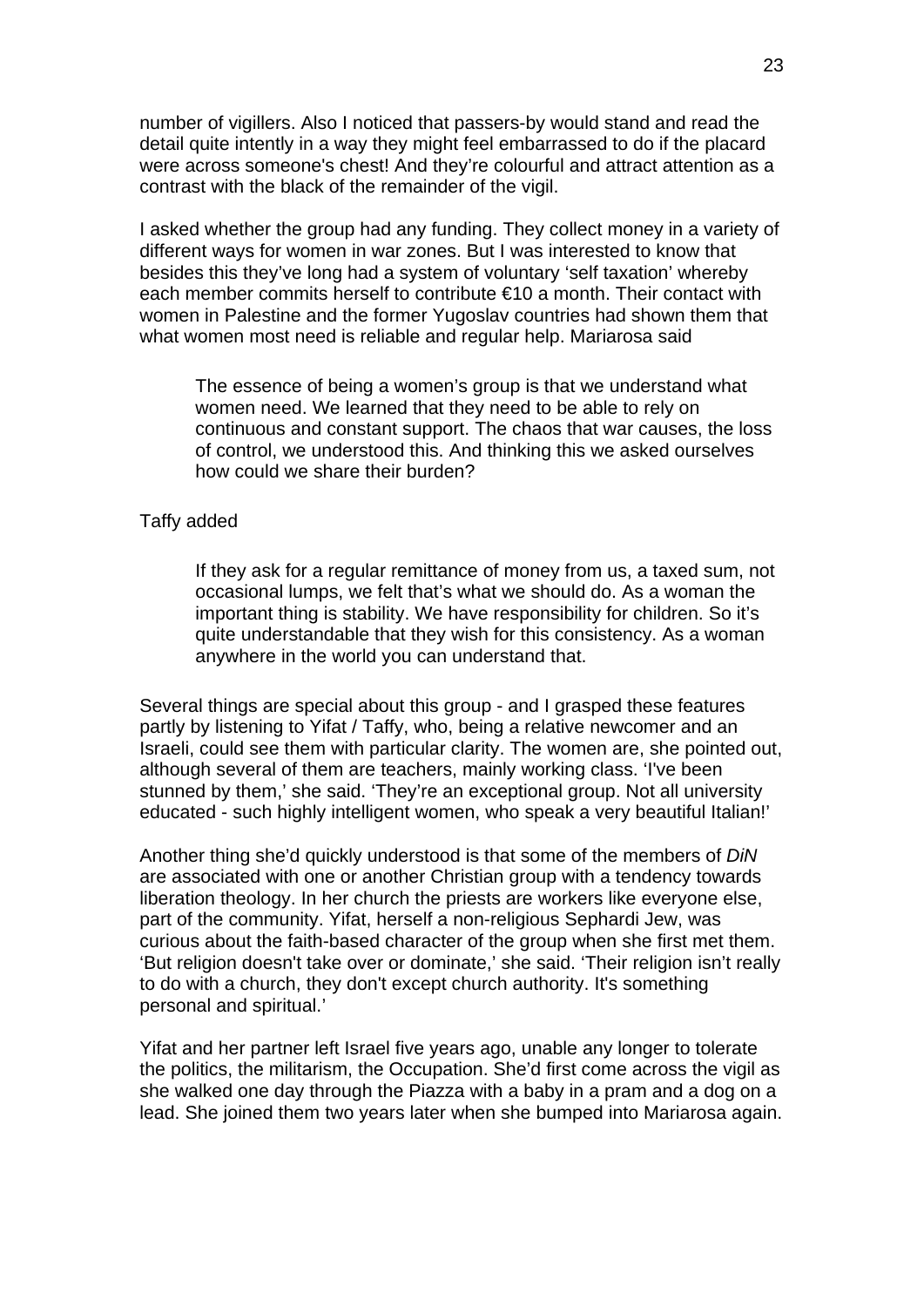number of vigillers. Also I noticed that passers-by would stand and read the detail quite intently in a way they might feel embarrassed to do if the placard were across someone's chest! And they're colourful and attract attention as a contrast with the black of the remainder of the vigil.

I asked whether the group had any funding. They collect money in a variety of different ways for women in war zones. But I was interested to know that besides this they've long had a system of voluntary 'self taxation' whereby each member commits herself to contribute €10 a month. Their contact with women in Palestine and the former Yugoslav countries had shown them that what women most need is reliable and regular help. Mariarosa said

> The essence of being a women's group is that we understand what women need. We learned that they need to be able to rely on continuous and constant support. The chaos that war causes, the loss of control, we understood this. And thinking this we asked ourselves how could we share their burden?

Taffy added

> If they ask for a regular remittance of money from us, a taxed sum, not occasional lumps, we felt that's what we should do. As a woman the important thing is stability. We have responsibility for children. So it's quite understandable that they wish for this consistency. As a woman anywhere in the world you can understand that.

Several things are special about this group - and I grasped these features partly by listening to Yifat / Taffy, who, being a relative newcomer and an Israeli, could see them with particular clarity. The women are, she pointed out, although several of them are teachers, mainly working class. 'I've been stunned by them,' she said. 'They're an exceptional group. Not all university educated - such highly intelligent women, who speak a very beautiful Italian!'

Another thing she'd quickly understood is that some of the members of *DiN* are associated with one or another Christian group with a tendency towards liberation theology. In her church the priests are workers like everyone else, part of the community. Yifat, herself a non-religious Sephardi Jew, was curious about the faith-based character of the group when she first met them. 'But religion doesn't take over or dominate,' she said. 'Their religion isn't really to do with a church, they don't except church authority. It's something personal and spiritual.'

Yifat and her partner left Israel five years ago, unable any longer to tolerate the politics, the militarism, the Occupation. She'd first come across the vigil as she walked one day through the Piazza with a baby in a pram and a dog on a lead. She joined them two years later when she bumped into Mariarosa again.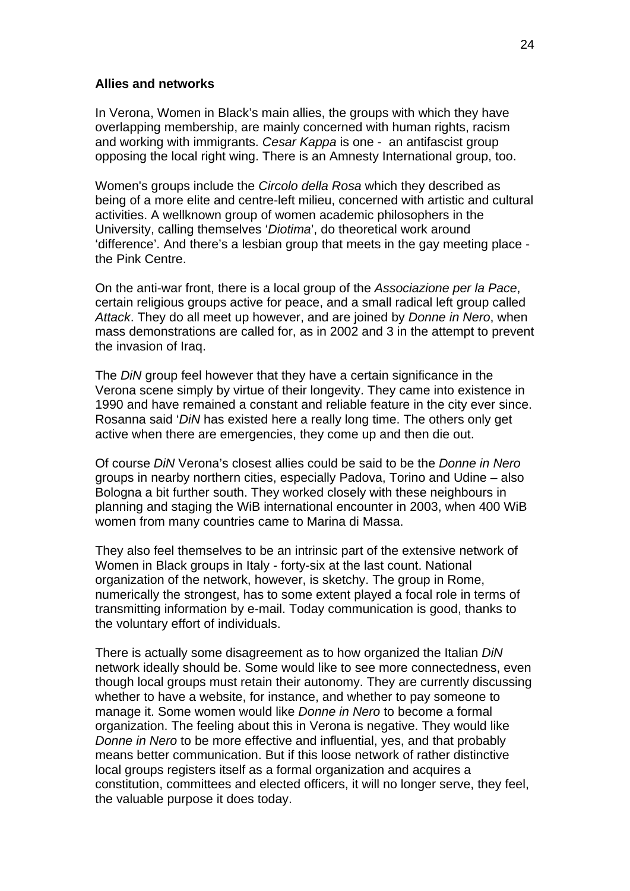**Allies and networks**

In Verona, Women in Black's main allies, the groups with which they have overlapping membership, are mainly concerned with human rights, racism and working with immigrants. *Cesar Kappa* is one - an antifascist group opposing the local right wing. There is an Amnesty International group, too.

Women's groups include the *Circolo della Rosa* which they described as being of a more elite and centre-left milieu, concerned with artistic and cultural activities. A wellknown group of women academic philosophers in the University, calling themselves '*Diotima*', do theoretical work around 'difference'. And there's a lesbian group that meets in the gay meeting place - the Pink Centre.

On the anti-war front, there is a local group of the *Associazione per la Pace*, certain religious groups active for peace, and a small radical left group called *Attack*. They do all meet up however, and are joined by *Donne in Nero*, when mass demonstrations are called for, as in 2002 and 3 in the attempt to prevent the invasion of Iraq.

The *DiN* group feel however that they have a certain significance in the Verona scene simply by virtue of their longevity. They came into existence in 1990 and have remained a constant and reliable feature in the city ever since. Rosanna said '*DiN* has existed here a really long time. The others only get active when there are emergencies, they come up and then die out.

Of course *DiN* Verona's closest allies could be said to be the *Donne in Nero* groups in nearby northern cities, especially Padova, Torino and Udine – also Bologna a bit further south. They worked closely with these neighbours in planning and staging the WiB international encounter in 2003, when 400 WiB women from many countries came to Marina di Massa.

They also feel themselves to be an intrinsic part of the extensive network of Women in Black groups in Italy - forty-six at the last count. National organization of the network, however, is sketchy. The group in Rome, numerically the strongest, has to some extent played a focal role in terms of transmitting information by e-mail. Today communication is good, thanks to the voluntary effort of individuals.

There is actually some disagreement as to how organized the Italian *DiN* network ideally should be. Some would like to see more connectedness, even though local groups must retain their autonomy. They are currently discussing whether to have a website, for instance, and whether to pay someone to manage it. Some women would like *Donne in Nero* to become a formal organization. The feeling about this in Verona is negative. They would like *Donne in Nero* to be more effective and influential, yes, and that probably means better communication. But if this loose network of rather distinctive local groups registers itself as a formal organization and acquires a constitution, committees and elected officers, it will no longer serve, they feel, the valuable purpose it does today.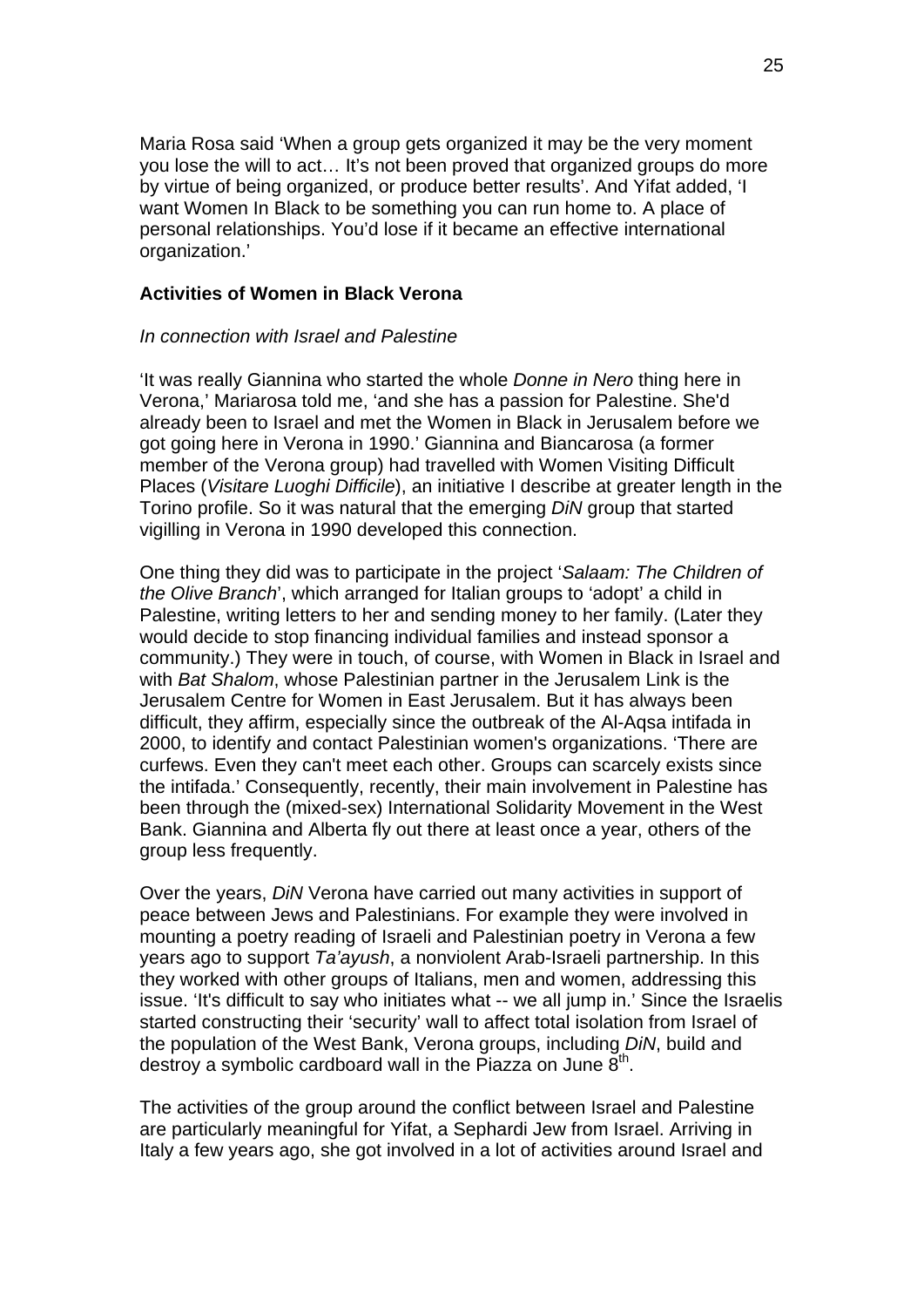Maria Rosa said 'When a group gets organized it may be the very moment you lose the will to act… It's not been proved that organized groups do more by virtue of being organized, or produce better results'. And Yifat added, 'I want Women In Black to be something you can run home to. A place of personal relationships. You'd lose if it became an effective international organization.'

**Activities of Women in Black Verona**

*In connection with Israel and Palestine*

'It was really Giannina who started the whole *Donne in Nero* thing here in Verona,' Mariarosa told me, 'and she has a passion for Palestine. She'd already been to Israel and met the Women in Black in Jerusalem before we got going here in Verona in 1990.' Giannina and Biancarosa (a former member of the Verona group) had travelled with Women Visiting Difficult Places (*Visitare Luoghi Difficile*), an initiative I describe at greater length in the Torino profile. So it was natural that the emerging *DiN* group that started vigilling in Verona in 1990 developed this connection.

One thing they did was to participate in the project '*Salaam: The Children of the Olive Branch*', which arranged for Italian groups to 'adopt' a child in Palestine, writing letters to her and sending money to her family. (Later they would decide to stop financing individual families and instead sponsor a community.) They were in touch, of course, with Women in Black in Israel and with *Bat Shalom*, whose Palestinian partner in the Jerusalem Link is the Jerusalem Centre for Women in East Jerusalem. But it has always been difficult, they affirm, especially since the outbreak of the Al-Aqsa intifada in 2000, to identify and contact Palestinian women's organizations. 'There are curfews. Even they can't meet each other. Groups can scarcely exists since the intifada.' Consequently, recently, their main involvement in Palestine has been through the (mixed-sex) International Solidarity Movement in the West Bank. Giannina and Alberta fly out there at least once a year, others of the group less frequently.

Over the years, *DiN* Verona have carried out many activities in support of peace between Jews and Palestinians. For example they were involved in mounting a poetry reading of Israeli and Palestinian poetry in Verona a few years ago to support *Ta'ayush*, a nonviolent Arab-Israeli partnership. In this they worked with other groups of Italians, men and women, addressing this issue. 'It's difficult to say who initiates what -- we all jump in.' Since the Israelis started constructing their 'security' wall to affect total isolation from Israel of the population of the West Bank, Verona groups, including *DiN*, build and destroy a symbolic cardboard wall in the Piazza on June 8th.

The activities of the group around the conflict between Israel and Palestine are particularly meaningful for Yifat, a Sephardi Jew from Israel. Arriving in Italy a few years ago, she got involved in a lot of activities around Israel and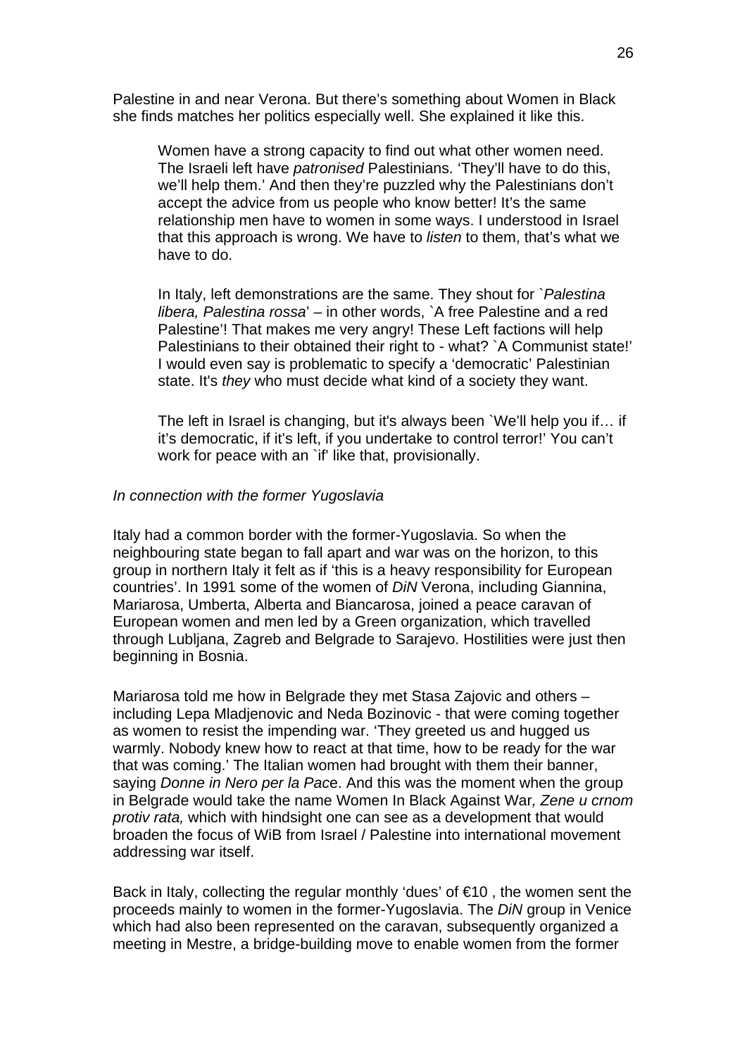Palestine in and near Verona. But there's something about Women in Black she finds matches her politics especially well. She explained it like this.

> Women have a strong capacity to find out what other women need. The Israeli left have *patronised* Palestinians. 'They'll have to do this, we'll help them.' And then they're puzzled why the Palestinians don't accept the advice from us people who know better! It's the same relationship men have to women in some ways. I understood in Israel that this approach is wrong. We have to *listen* to them, that's what we have to do.
>
> In Italy, left demonstrations are the same. They shout for `*Palestina libera, Palestina rossa*' – in other words, `A free Palestine and a red Palestine'! That makes me very angry! These Left factions will help Palestinians to their obtained their right to - what? `A Communist state!' I would even say is problematic to specify a 'democratic' Palestinian state. It's *they* who must decide what kind of a society they want.
>
> The left in Israel is changing, but it's always been `We'll help you if… if it's democratic, if it's left, if you undertake to control terror!' You can't work for peace with an `if' like that, provisionally.

*In connection with the former Yugoslavia*

Italy had a common border with the former-Yugoslavia. So when the neighbouring state began to fall apart and war was on the horizon, to this group in northern Italy it felt as if 'this is a heavy responsibility for European countries'. In 1991 some of the women of *DiN* Verona, including Giannina, Mariarosa, Umberta, Alberta and Biancarosa, joined a peace caravan of European women and men led by a Green organization, which travelled through Lubljana, Zagreb and Belgrade to Sarajevo. Hostilities were just then beginning in Bosnia.

Mariarosa told me how in Belgrade they met Stasa Zajovic and others – including Lepa Mladjenovic and Neda Bozinovic - that were coming together as women to resist the impending war. 'They greeted us and hugged us warmly. Nobody knew how to react at that time, how to be ready for the war that was coming.' The Italian women had brought with them their banner, saying *Donne in Nero per la Pace*. And this was the moment when the group in Belgrade would take the name Women In Black Against War*, Zene u crnom protiv rata,* which with hindsight one can see as a development that would broaden the focus of WiB from Israel / Palestine into international movement addressing war itself.

Back in Italy, collecting the regular monthly 'dues' of €10 , the women sent the proceeds mainly to women in the former-Yugoslavia. The *DiN* group in Venice which had also been represented on the caravan, subsequently organized a meeting in Mestre, a bridge-building move to enable women from the former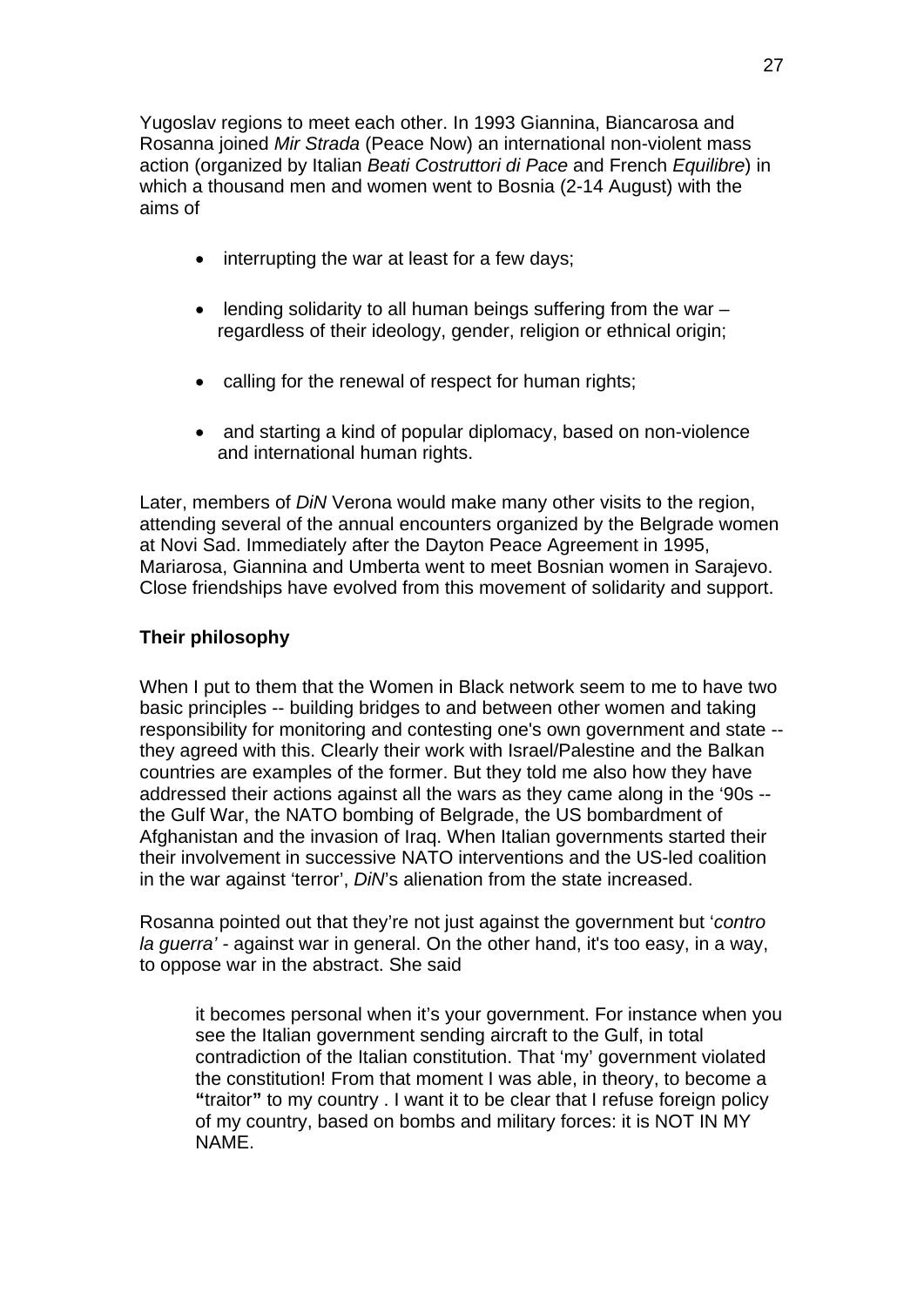Yugoslav regions to meet each other. In 1993 Giannina, Biancarosa and Rosanna joined *Mir Strada* (Peace Now) an international non-violent mass action (organized by Italian *Beati Costruttori di Pace* and French *Equilibre*) in which a thousand men and women went to Bosnia (2-14 August) with the aims of

- interrupting the war at least for a few days;
- lending solidarity to all human beings suffering from the war – regardless of their ideology, gender, religion or ethnical origin;
- calling for the renewal of respect for human rights;
- and starting a kind of popular diplomacy, based on non-violence and international human rights.

Later, members of *DiN* Verona would make many other visits to the region, attending several of the annual encounters organized by the Belgrade women at Novi Sad. Immediately after the Dayton Peace Agreement in 1995, Mariarosa, Giannina and Umberta went to meet Bosnian women in Sarajevo. Close friendships have evolved from this movement of solidarity and support.

**Their philosophy**

When I put to them that the Women in Black network seem to me to have two basic principles -- building bridges to and between other women and taking responsibility for monitoring and contesting one's own government and state -- they agreed with this. Clearly their work with Israel/Palestine and the Balkan countries are examples of the former. But they told me also how they have addressed their actions against all the wars as they came along in the '90s -- the Gulf War, the NATO bombing of Belgrade, the US bombardment of Afghanistan and the invasion of Iraq. When Italian governments started their their involvement in successive NATO interventions and the US-led coalition in the war against 'terror', *DiN*'s alienation from the state increased.

Rosanna pointed out that they're not just against the government but '*contro la guerra'* - against war in general. On the other hand, it's too easy, in a way, to oppose war in the abstract. She said

> it becomes personal when it's your government. For instance when you see the Italian government sending aircraft to the Gulf, in total contradiction of the Italian constitution. That 'my' government violated the constitution! From that moment I was able, in theory, to become a **"**traitor**"** to my country . I want it to be clear that I refuse foreign policy of my country, based on bombs and military forces: it is NOT IN MY NAME.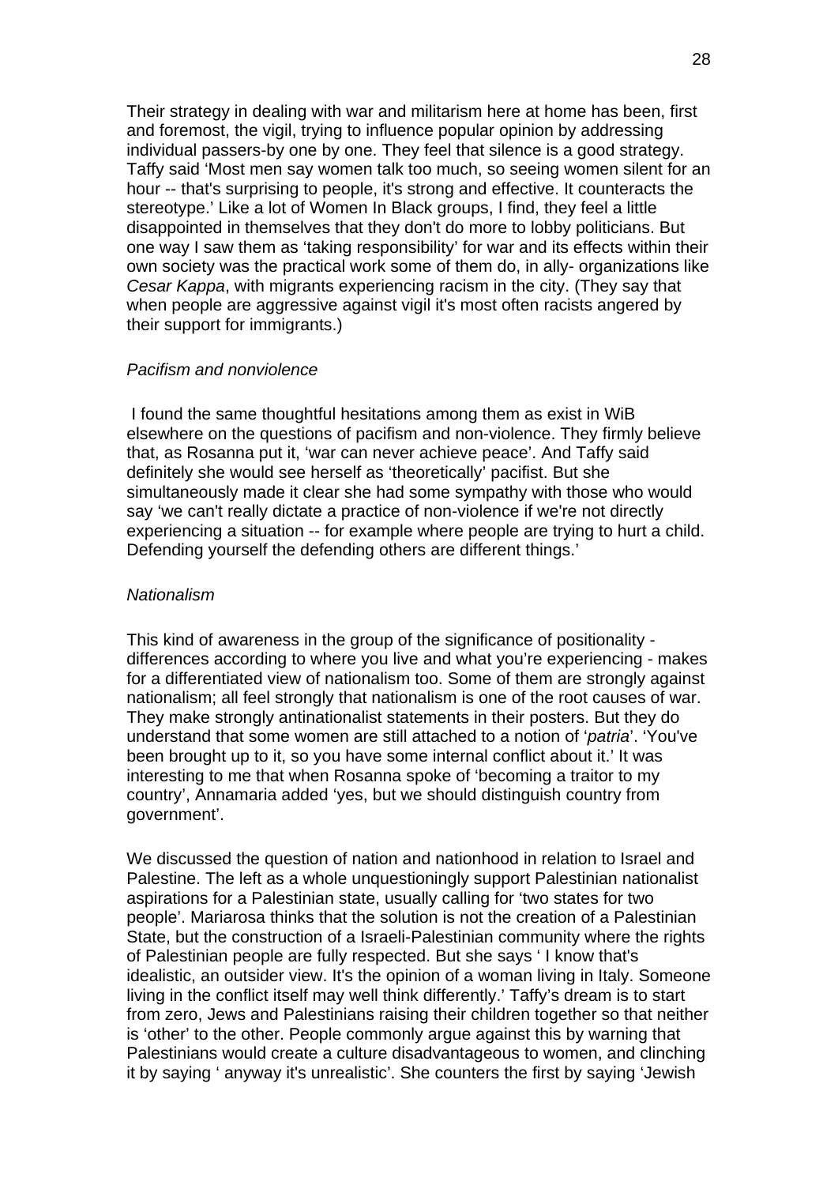Their strategy in dealing with war and militarism here at home has been, first and foremost, the vigil, trying to influence popular opinion by addressing individual passers-by one by one. They feel that silence is a good strategy. Taffy said 'Most men say women talk too much, so seeing women silent for an hour -- that's surprising to people, it's strong and effective. It counteracts the stereotype.' Like a lot of Women In Black groups, I find, they feel a little disappointed in themselves that they don't do more to lobby politicians. But one way I saw them as 'taking responsibility' for war and its effects within their own society was the practical work some of them do, in ally- organizations like *Cesar Kappa*, with migrants experiencing racism in the city. (They say that when people are aggressive against vigil it's most often racists angered by their support for immigrants.)

*Pacifism and nonviolence*

I found the same thoughtful hesitations among them as exist in WiB elsewhere on the questions of pacifism and non-violence. They firmly believe that, as Rosanna put it, 'war can never achieve peace'. And Taffy said definitely she would see herself as 'theoretically' pacifist. But she simultaneously made it clear she had some sympathy with those who would say 'we can't really dictate a practice of non-violence if we're not directly experiencing a situation -- for example where people are trying to hurt a child. Defending yourself the defending others are different things.'

*Nationalism*

This kind of awareness in the group of the significance of positionality - differences according to where you live and what you're experiencing - makes for a differentiated view of nationalism too. Some of them are strongly against nationalism; all feel strongly that nationalism is one of the root causes of war. They make strongly antinationalist statements in their posters. But they do understand that some women are still attached to a notion of '*patria*'. 'You've been brought up to it, so you have some internal conflict about it.' It was interesting to me that when Rosanna spoke of 'becoming a traitor to my country', Annamaria added 'yes, but we should distinguish country from government'.

We discussed the question of nation and nationhood in relation to Israel and Palestine. The left as a whole unquestioningly support Palestinian nationalist aspirations for a Palestinian state, usually calling for 'two states for two people'. Mariarosa thinks that the solution is not the creation of a Palestinian State, but the construction of a Israeli-Palestinian community where the rights of Palestinian people are fully respected. But she says ' I know that's idealistic, an outsider view. It's the opinion of a woman living in Italy. Someone living in the conflict itself may well think differently.' Taffy's dream is to start from zero, Jews and Palestinians raising their children together so that neither is 'other' to the other. People commonly argue against this by warning that Palestinians would create a culture disadvantageous to women, and clinching it by saying ' anyway it's unrealistic'. She counters the first by saying 'Jewish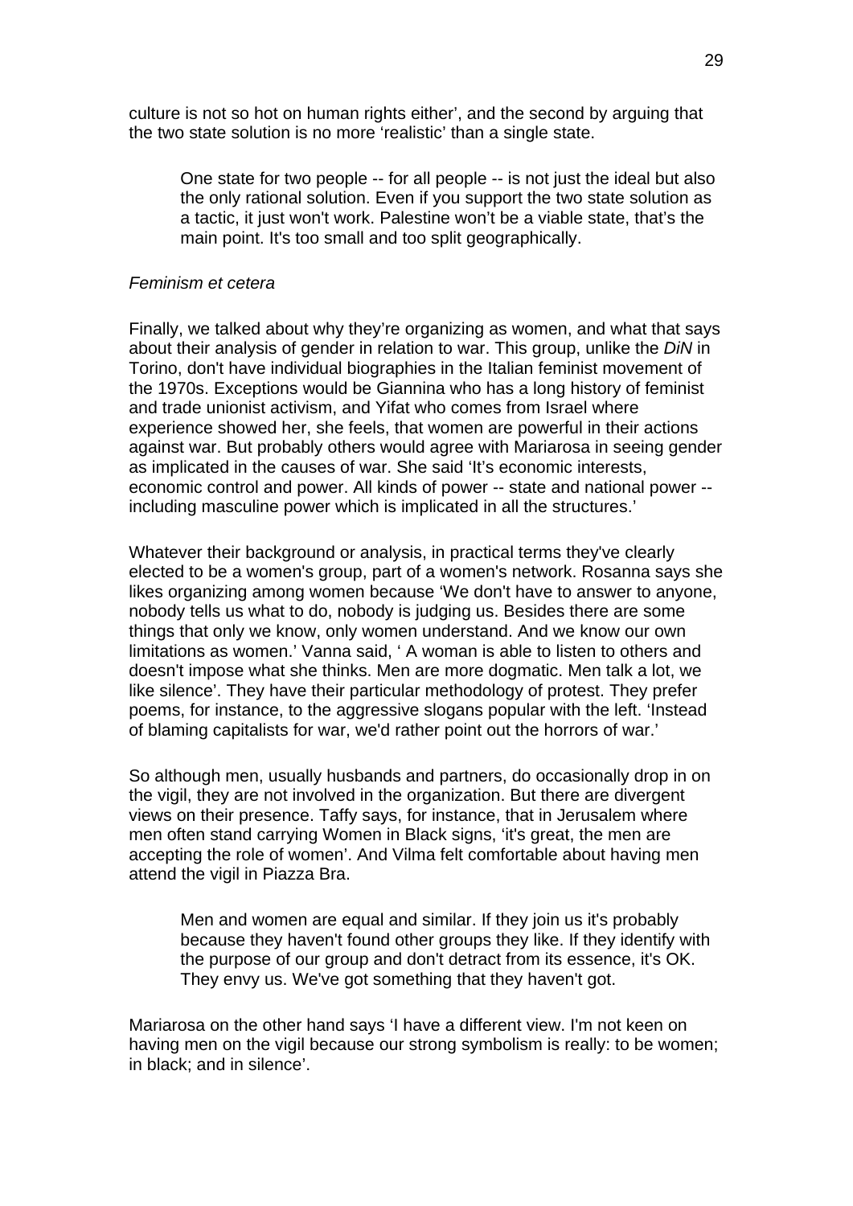culture is not so hot on human rights either', and the second by arguing that the two state solution is no more 'realistic' than a single state.

> One state for two people -- for all people -- is not just the ideal but also the only rational solution. Even if you support the two state solution as a tactic, it just won't work. Palestine won't be a viable state, that's the main point. It's too small and too split geographically.

*Feminism et cetera*

Finally, we talked about why they're organizing as women, and what that says about their analysis of gender in relation to war. This group, unlike the *DiN* in Torino, don't have individual biographies in the Italian feminist movement of the 1970s. Exceptions would be Giannina who has a long history of feminist and trade unionist activism, and Yifat who comes from Israel where experience showed her, she feels, that women are powerful in their actions against war. But probably others would agree with Mariarosa in seeing gender as implicated in the causes of war. She said 'It's economic interests, economic control and power. All kinds of power -- state and national power -- including masculine power which is implicated in all the structures.'

Whatever their background or analysis, in practical terms they've clearly elected to be a women's group, part of a women's network. Rosanna says she likes organizing among women because 'We don't have to answer to anyone, nobody tells us what to do, nobody is judging us. Besides there are some things that only we know, only women understand. And we know our own limitations as women.' Vanna said, ' A woman is able to listen to others and doesn't impose what she thinks. Men are more dogmatic. Men talk a lot, we like silence'. They have their particular methodology of protest. They prefer poems, for instance, to the aggressive slogans popular with the left. 'Instead of blaming capitalists for war, we'd rather point out the horrors of war.'

So although men, usually husbands and partners, do occasionally drop in on the vigil, they are not involved in the organization. But there are divergent views on their presence. Taffy says, for instance, that in Jerusalem where men often stand carrying Women in Black signs, 'it's great, the men are accepting the role of women'. And Vilma felt comfortable about having men attend the vigil in Piazza Bra.

> Men and women are equal and similar. If they join us it's probably because they haven't found other groups they like. If they identify with the purpose of our group and don't detract from its essence, it's OK. They envy us. We've got something that they haven't got.

Mariarosa on the other hand says 'I have a different view. I'm not keen on having men on the vigil because our strong symbolism is really: to be women; in black; and in silence'.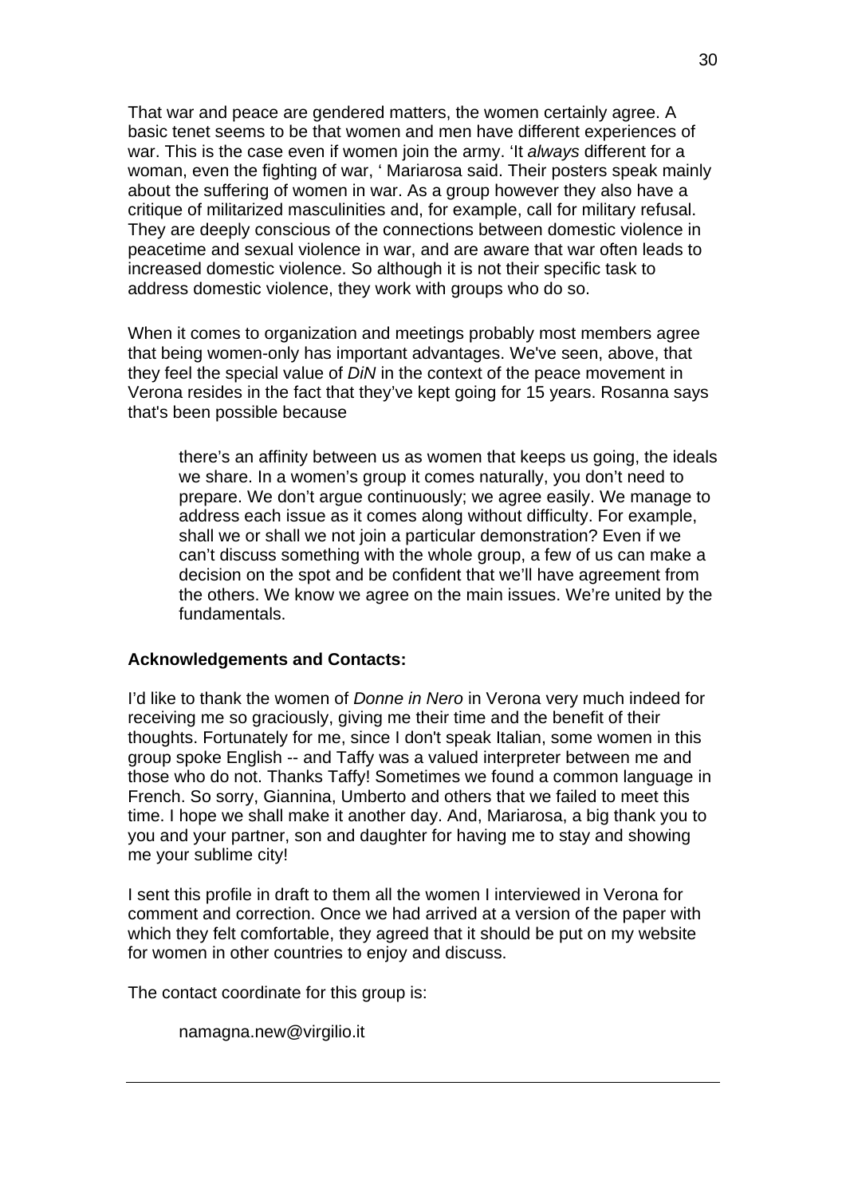That war and peace are gendered matters, the women certainly agree. A basic tenet seems to be that women and men have different experiences of war. This is the case even if women join the army. 'It *always* different for a woman, even the fighting of war, ' Mariarosa said. Their posters speak mainly about the suffering of women in war. As a group however they also have a critique of militarized masculinities and, for example, call for military refusal. They are deeply conscious of the connections between domestic violence in peacetime and sexual violence in war, and are aware that war often leads to increased domestic violence. So although it is not their specific task to address domestic violence, they work with groups who do so.

When it comes to organization and meetings probably most members agree that being women-only has important advantages. We've seen, above, that they feel the special value of *DiN* in the context of the peace movement in Verona resides in the fact that they've kept going for 15 years. Rosanna says that's been possible because

> there's an affinity between us as women that keeps us going, the ideals we share. In a women's group it comes naturally, you don't need to prepare. We don't argue continuously; we agree easily. We manage to address each issue as it comes along without difficulty. For example, shall we or shall we not join a particular demonstration? Even if we can't discuss something with the whole group, a few of us can make a decision on the spot and be confident that we'll have agreement from the others. We know we agree on the main issues. We're united by the fundamentals.

**Acknowledgements and Contacts:**

I'd like to thank the women of *Donne in Nero* in Verona very much indeed for receiving me so graciously, giving me their time and the benefit of their thoughts. Fortunately for me, since I don't speak Italian, some women in this group spoke English -- and Taffy was a valued interpreter between me and those who do not. Thanks Taffy! Sometimes we found a common language in French. So sorry, Giannina, Umberto and others that we failed to meet this time. I hope we shall make it another day. And, Mariarosa, a big thank you to you and your partner, son and daughter for having me to stay and showing me your sublime city!

I sent this profile in draft to them all the women I interviewed in Verona for comment and correction. Once we had arrived at a version of the paper with which they felt comfortable, they agreed that it should be put on my website for women in other countries to enjoy and discuss.

The contact coordinate for this group is:

> namagna.new@virgilio.it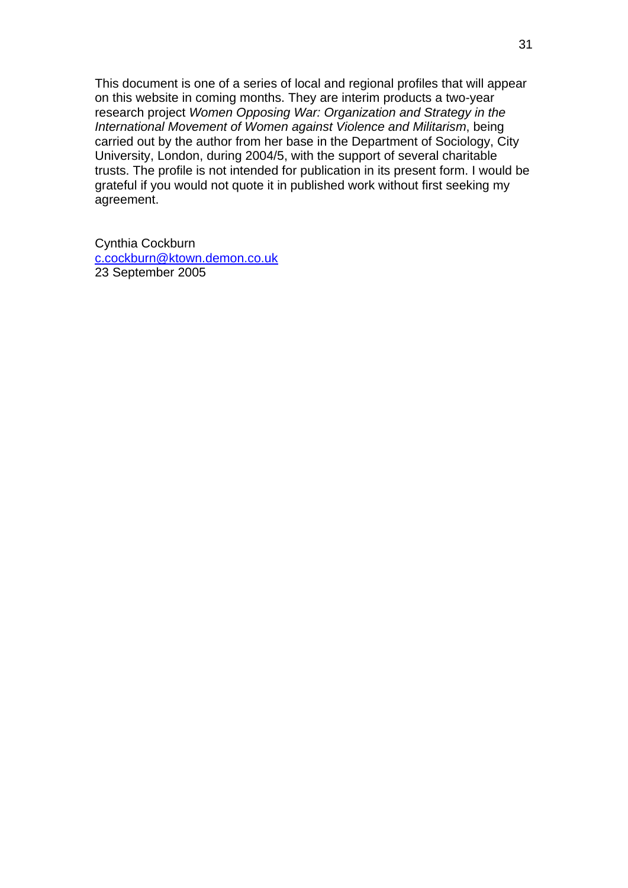This document is one of a series of local and regional profiles that will appear on this website in coming months. They are interim products a two-year research project *Women Opposing War: Organization and Strategy in the International Movement of Women against Violence and Militarism*, being carried out by the author from her base in the Department of Sociology, City University, London, during 2004/5, with the support of several charitable trusts. The profile is not intended for publication in its present form. I would be grateful if you would not quote it in published work without first seeking my agreement.

Cynthia Cockburn
c.cockburn@ktown.demon.co.uk
23 September 2005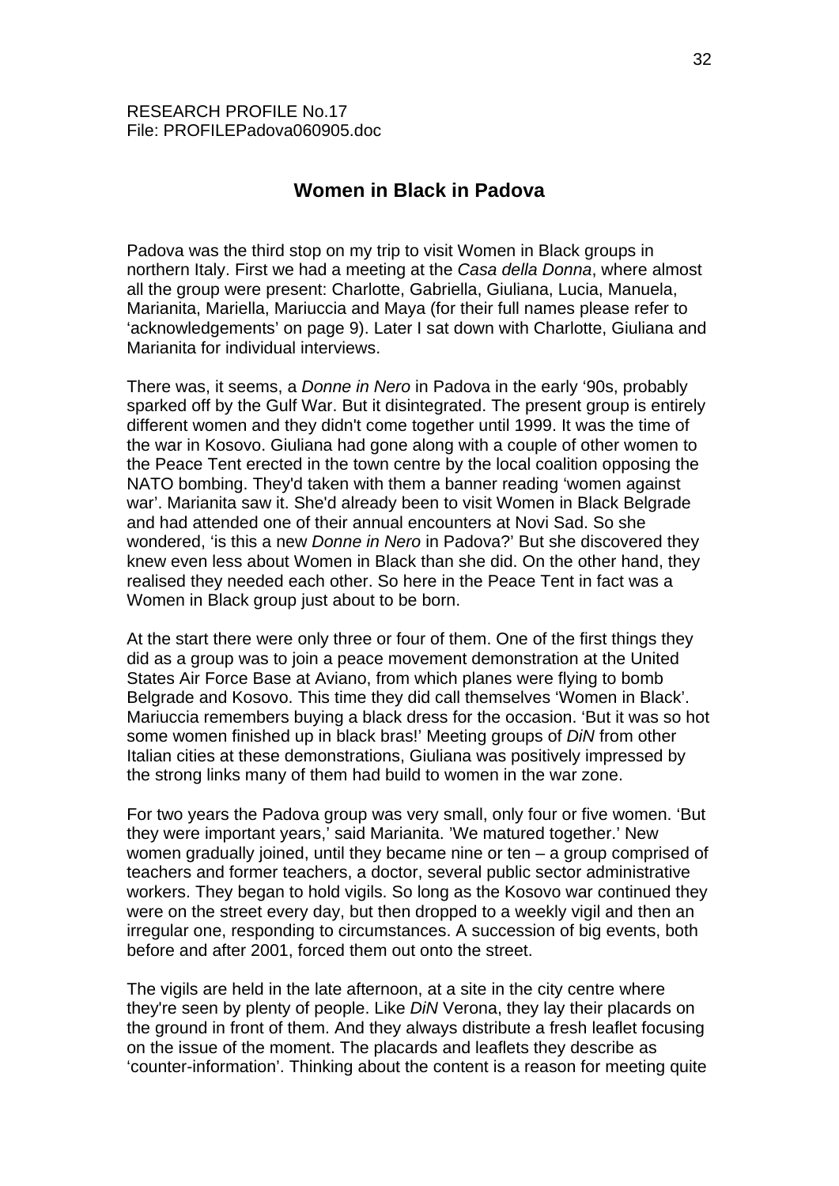RESEARCH PROFILE No.17
File: PROFILEPadova060905.doc

## Women in Black in Padova

Padova was the third stop on my trip to visit Women in Black groups in northern Italy. First we had a meeting at the *Casa della Donna*, where almost all the group were present: Charlotte, Gabriella, Giuliana, Lucia, Manuela, Marianita, Mariella, Mariuccia and Maya (for their full names please refer to 'acknowledgements' on page 9). Later I sat down with Charlotte, Giuliana and Marianita for individual interviews.

There was, it seems, a *Donne in Nero* in Padova in the early '90s, probably sparked off by the Gulf War. But it disintegrated. The present group is entirely different women and they didn't come together until 1999. It was the time of the war in Kosovo. Giuliana had gone along with a couple of other women to the Peace Tent erected in the town centre by the local coalition opposing the NATO bombing. They'd taken with them a banner reading 'women against war'. Marianita saw it. She'd already been to visit Women in Black Belgrade and had attended one of their annual encounters at Novi Sad. So she wondered, 'is this a new *Donne in Nero* in Padova?' But she discovered they knew even less about Women in Black than she did. On the other hand, they realised they needed each other. So here in the Peace Tent in fact was a Women in Black group just about to be born.

At the start there were only three or four of them. One of the first things they did as a group was to join a peace movement demonstration at the United States Air Force Base at Aviano, from which planes were flying to bomb Belgrade and Kosovo. This time they did call themselves 'Women in Black'. Mariuccia remembers buying a black dress for the occasion. 'But it was so hot some women finished up in black bras!' Meeting groups of *DiN* from other Italian cities at these demonstrations, Giuliana was positively impressed by the strong links many of them had build to women in the war zone.

For two years the Padova group was very small, only four or five women. 'But they were important years,' said Marianita. 'We matured together.' New women gradually joined, until they became nine or ten – a group comprised of teachers and former teachers, a doctor, several public sector administrative workers. They began to hold vigils. So long as the Kosovo war continued they were on the street every day, but then dropped to a weekly vigil and then an irregular one, responding to circumstances. A succession of big events, both before and after 2001, forced them out onto the street.

The vigils are held in the late afternoon, at a site in the city centre where they're seen by plenty of people. Like *DiN* Verona, they lay their placards on the ground in front of them. And they always distribute a fresh leaflet focusing on the issue of the moment. The placards and leaflets they describe as 'counter-information'. Thinking about the content is a reason for meeting quite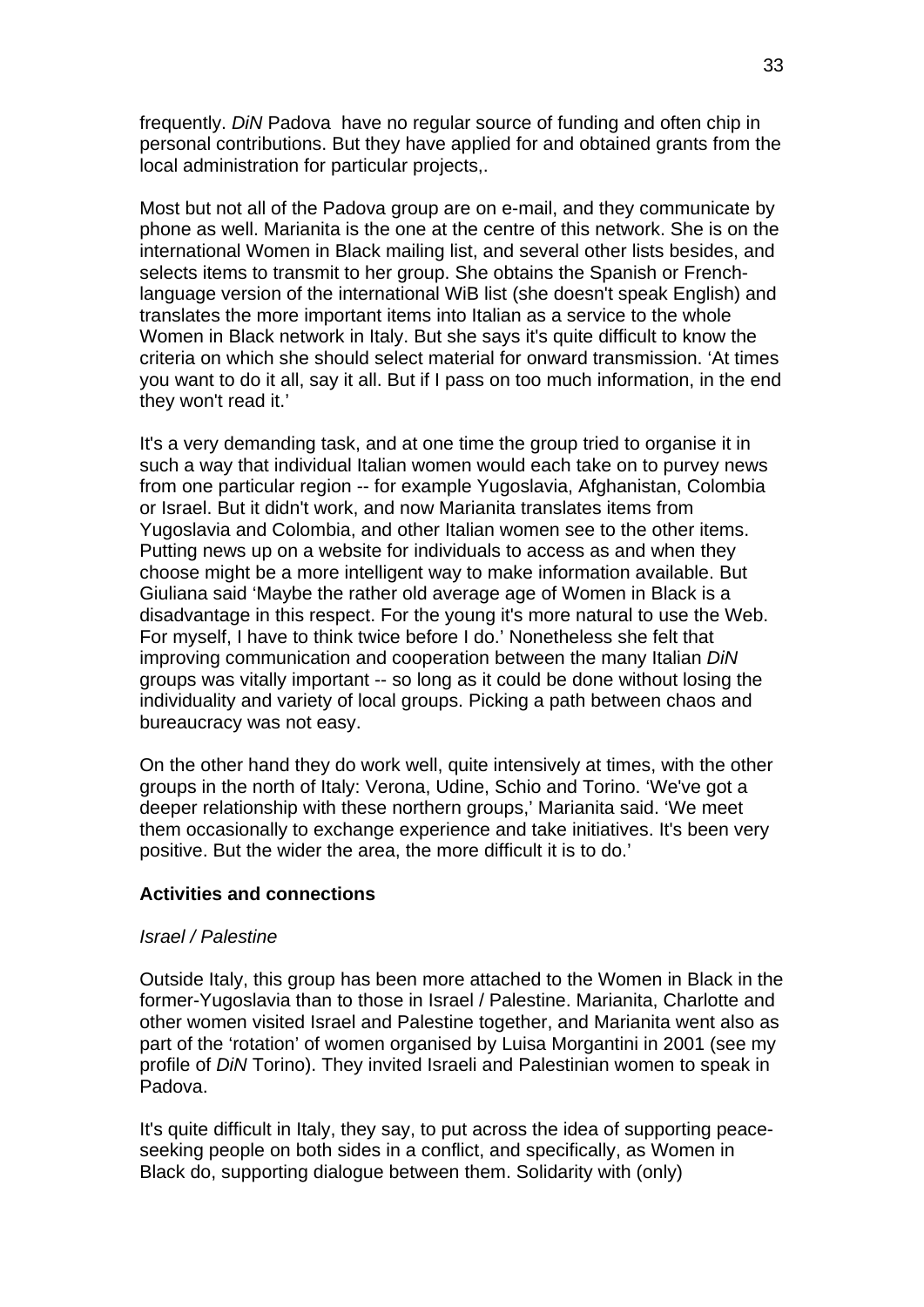frequently. *DiN* Padova have no regular source of funding and often chip in personal contributions. But they have applied for and obtained grants from the local administration for particular projects,.

Most but not all of the Padova group are on e-mail, and they communicate by phone as well. Marianita is the one at the centre of this network. She is on the international Women in Black mailing list, and several other lists besides, and selects items to transmit to her group. She obtains the Spanish or French-language version of the international WiB list (she doesn't speak English) and translates the more important items into Italian as a service to the whole Women in Black network in Italy. But she says it's quite difficult to know the criteria on which she should select material for onward transmission. 'At times you want to do it all, say it all. But if I pass on too much information, in the end they won't read it.'

It's a very demanding task, and at one time the group tried to organise it in such a way that individual Italian women would each take on to purvey news from one particular region -- for example Yugoslavia, Afghanistan, Colombia or Israel. But it didn't work, and now Marianita translates items from Yugoslavia and Colombia, and other Italian women see to the other items. Putting news up on a website for individuals to access as and when they choose might be a more intelligent way to make information available. But Giuliana said 'Maybe the rather old average age of Women in Black is a disadvantage in this respect. For the young it's more natural to use the Web. For myself, I have to think twice before I do.' Nonetheless she felt that improving communication and cooperation between the many Italian *DiN* groups was vitally important -- so long as it could be done without losing the individuality and variety of local groups. Picking a path between chaos and bureaucracy was not easy.

On the other hand they do work well, quite intensively at times, with the other groups in the north of Italy: Verona, Udine, Schio and Torino. 'We've got a deeper relationship with these northern groups,' Marianita said. 'We meet them occasionally to exchange experience and take initiatives. It's been very positive. But the wider the area, the more difficult it is to do.'

**Activities and connections**

*Israel / Palestine*

Outside Italy, this group has been more attached to the Women in Black in the former-Yugoslavia than to those in Israel / Palestine. Marianita, Charlotte and other women visited Israel and Palestine together, and Marianita went also as part of the 'rotation' of women organised by Luisa Morgantini in 2001 (see my profile of *DiN* Torino). They invited Israeli and Palestinian women to speak in Padova.

It's quite difficult in Italy, they say, to put across the idea of supporting peace-seeking people on both sides in a conflict, and specifically, as Women in Black do, supporting dialogue between them. Solidarity with (only)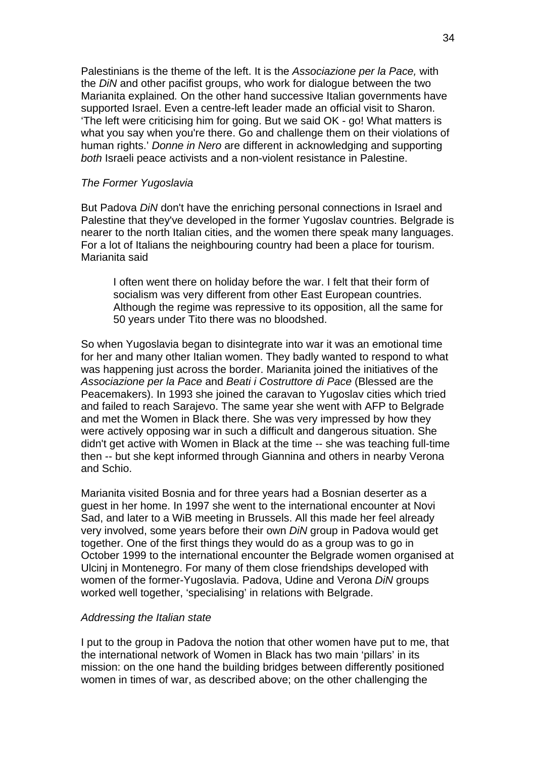Palestinians is the theme of the left. It is the *Associazione per la Pace,* with the *DiN* and other pacifist groups, who work for dialogue between the two Marianita explained. On the other hand successive Italian governments have supported Israel. Even a centre-left leader made an official visit to Sharon. 'The left were criticising him for going. But we said OK - go! What matters is what you say when you're there. Go and challenge them on their violations of human rights.' *Donne in Nero* are different in acknowledging and supporting *both* Israeli peace activists and a non-violent resistance in Palestine.

*The Former Yugoslavia*

But Padova *DiN* don't have the enriching personal connections in Israel and Palestine that they've developed in the former Yugoslav countries. Belgrade is nearer to the north Italian cities, and the women there speak many languages. For a lot of Italians the neighbouring country had been a place for tourism. Marianita said

> I often went there on holiday before the war. I felt that their form of socialism was very different from other East European countries. Although the regime was repressive to its opposition, all the same for 50 years under Tito there was no bloodshed.

So when Yugoslavia began to disintegrate into war it was an emotional time for her and many other Italian women. They badly wanted to respond to what was happening just across the border. Marianita joined the initiatives of the *Associazione per la Pace* and *Beati i Costruttore di Pace* (Blessed are the Peacemakers). In 1993 she joined the caravan to Yugoslav cities which tried and failed to reach Sarajevo. The same year she went with AFP to Belgrade and met the Women in Black there. She was very impressed by how they were actively opposing war in such a difficult and dangerous situation. She didn't get active with Women in Black at the time -- she was teaching full-time then -- but she kept informed through Giannina and others in nearby Verona and Schio.

Marianita visited Bosnia and for three years had a Bosnian deserter as a guest in her home. In 1997 she went to the international encounter at Novi Sad, and later to a WiB meeting in Brussels. All this made her feel already very involved, some years before their own *DiN* group in Padova would get together. One of the first things they would do as a group was to go in October 1999 to the international encounter the Belgrade women organised at Ulcinj in Montenegro. For many of them close friendships developed with women of the former-Yugoslavia. Padova, Udine and Verona *DiN* groups worked well together, 'specialising' in relations with Belgrade.

*Addressing the Italian state*

I put to the group in Padova the notion that other women have put to me, that the international network of Women in Black has two main 'pillars' in its mission: on the one hand the building bridges between differently positioned women in times of war, as described above; on the other challenging the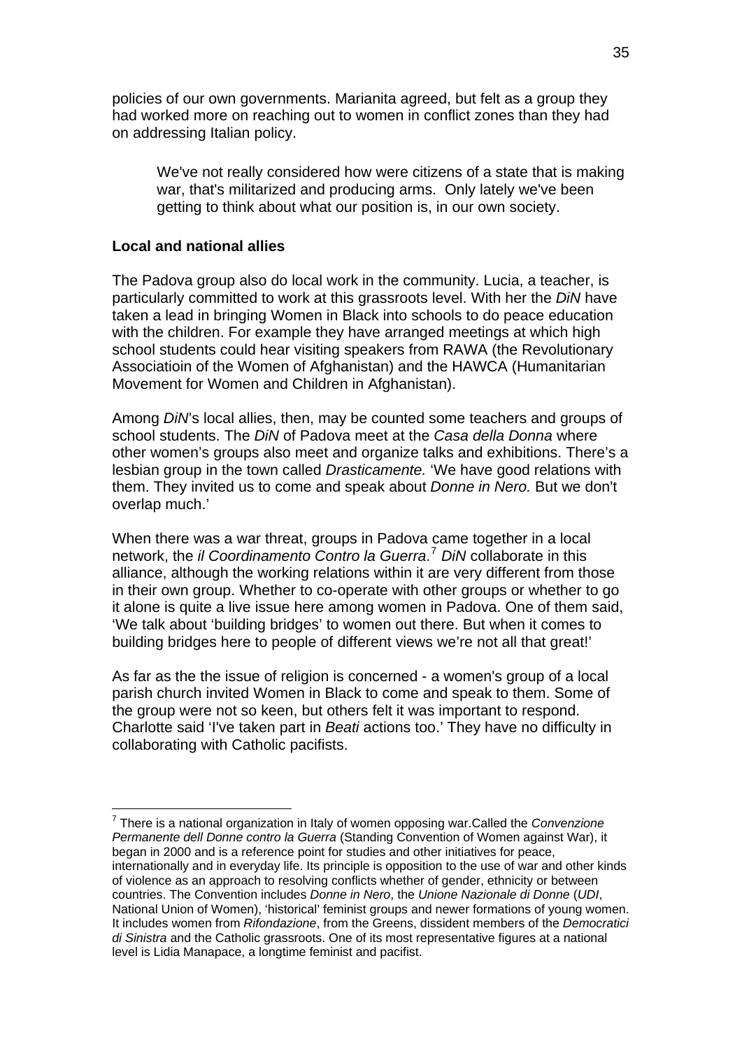policies of our own governments. Marianita agreed, but felt as a group they had worked more on reaching out to women in conflict zones than they had on addressing Italian policy.

> We've not really considered how were citizens of a state that is making war, that's militarized and producing arms. Only lately we've been getting to think about what our position is, in our own society.

**Local and national allies**

The Padova group also do local work in the community. Lucia, a teacher, is particularly committed to work at this grassroots level. With her the *DiN* have taken a lead in bringing Women in Black into schools to do peace education with the children. For example they have arranged meetings at which high school students could hear visiting speakers from RAWA (the Revolutionary Associatioin of the Women of Afghanistan) and the HAWCA (Humanitarian Movement for Women and Children in Afghanistan).

Among *DiN*'s local allies, then, may be counted some teachers and groups of school students. The *DiN* of Padova meet at the *Casa della Donna* where other women's groups also meet and organize talks and exhibitions. There's a lesbian group in the town called *Drasticamente.* 'We have good relations with them. They invited us to come and speak about *Donne in Nero.* But we don't overlap much.'

When there was a war threat, groups in Padova came together in a local network, the *il Coordinamento Contro la Guerra*.[7] *DiN* collaborate in this alliance, although the working relations within it are very different from those in their own group. Whether to co-operate with other groups or whether to go it alone is quite a live issue here among women in Padova. One of them said, 'We talk about 'building bridges' to women out there. But when it comes to building bridges here to people of different views we're not all that great!'

As far as the the issue of religion is concerned - a women's group of a local parish church invited Women in Black to come and speak to them. Some of the group were not so keen, but others felt it was important to respond. Charlotte said 'I've taken part in *Beati* actions too.' They have no difficulty in collaborating with Catholic pacifists.

---

[7] There is a national organization in Italy of women opposing war.Called the *Convenzione Permanente dell Donne contro la Guerra* (Standing Convention of Women against War), it began in 2000 and is a reference point for studies and other initiatives for peace, internationally and in everyday life. Its principle is opposition to the use of war and other kinds of violence as an approach to resolving conflicts whether of gender, ethnicity or between countries. The Convention includes *Donne in Nero*, the *Unione Nazionale di Donne* (*UDI*, National Union of Women), 'historical' feminist groups and newer formations of young women. It includes women from *Rifondazione*, from the Greens, dissident members of the *Democratici di Sinistra* and the Catholic grassroots. One of its most representative figures at a national level is Lidia Manapace, a longtime feminist and pacifist.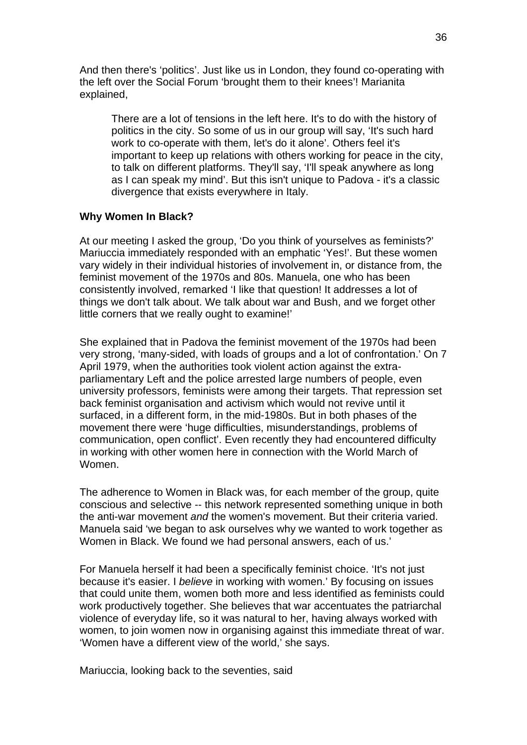And then there's ‘politics’. Just like us in London, they found co-operating with the left over the Social Forum ‘brought them to their knees’! Marianita explained,

> There are a lot of tensions in the left here. It's to do with the history of politics in the city. So some of us in our group will say, ‘It's such hard work to co-operate with them, let's do it alone’. Others feel it's important to keep up relations with others working for peace in the city, to talk on different platforms. They'll say, ‘I'll speak anywhere as long as I can speak my mind’. But this isn't unique to Padova - it's a classic divergence that exists everywhere in Italy.

**Why Women In Black?**

At our meeting I asked the group, ‘Do you think of yourselves as feminists?’ Mariuccia immediately responded with an emphatic ‘Yes!’. But these women vary widely in their individual histories of involvement in, or distance from, the feminist movement of the 1970s and 80s. Manuela, one who has been consistently involved, remarked ‘I like that question! It addresses a lot of things we don't talk about. We talk about war and Bush, and we forget other little corners that we really ought to examine!’

She explained that in Padova the feminist movement of the 1970s had been very strong, ‘many-sided, with loads of groups and a lot of confrontation.’ On 7 April 1979, when the authorities took violent action against the extra-parliamentary Left and the police arrested large numbers of people, even university professors, feminists were among their targets. That repression set back feminist organisation and activism which would not revive until it surfaced, in a different form, in the mid-1980s. But in both phases of the movement there were ‘huge difficulties, misunderstandings, problems of communication, open conflict’. Even recently they had encountered difficulty in working with other women here in connection with the World March of Women.

The adherence to Women in Black was, for each member of the group, quite conscious and selective -- this network represented something unique in both the anti-war movement *and* the women's movement. But their criteria varied. Manuela said ‘we began to ask ourselves why we wanted to work together as Women in Black. We found we had personal answers, each of us.’

For Manuela herself it had been a specifically feminist choice. ‘It's not just because it's easier. I *believe* in working with women.’ By focusing on issues that could unite them, women both more and less identified as feminists could work productively together. She believes that war accentuates the patriarchal violence of everyday life, so it was natural to her, having always worked with women, to join women now in organising against this immediate threat of war. ‘Women have a different view of the world,’ she says.

Mariuccia, looking back to the seventies, said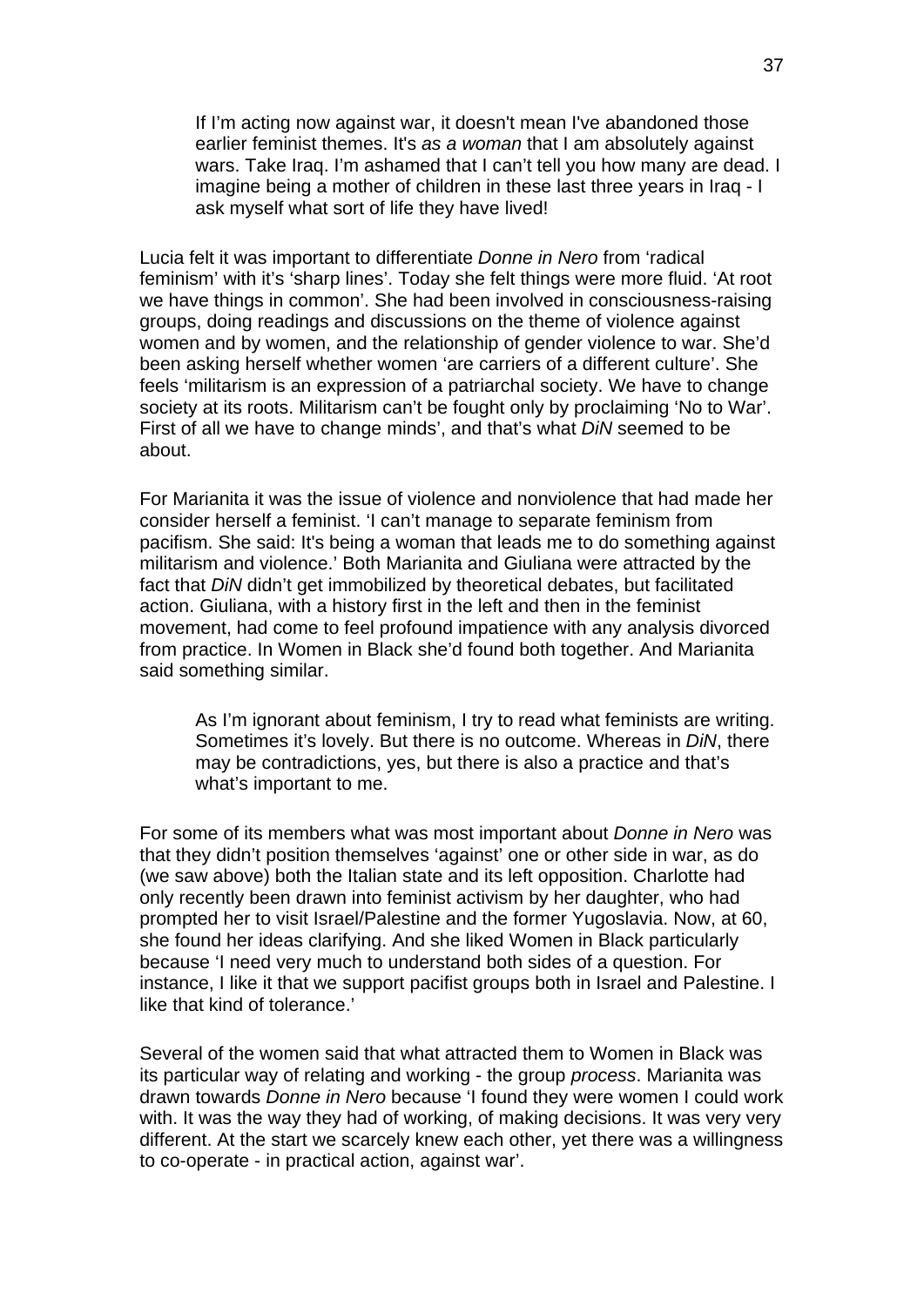> If I'm acting now against war, it doesn't mean I've abandoned those earlier feminist themes. It's *as a woman* that I am absolutely against wars. Take Iraq. I'm ashamed that I can't tell you how many are dead. I imagine being a mother of children in these last three years in Iraq - I ask myself what sort of life they have lived!

Lucia felt it was important to differentiate *Donne in Nero* from 'radical feminism' with it's 'sharp lines'. Today she felt things were more fluid. 'At root we have things in common'. She had been involved in consciousness-raising groups, doing readings and discussions on the theme of violence against women and by women, and the relationship of gender violence to war. She'd been asking herself whether women 'are carriers of a different culture'. She feels 'militarism is an expression of a patriarchal society. We have to change society at its roots. Militarism can't be fought only by proclaiming 'No to War'. First of all we have to change minds', and that's what *DiN* seemed to be about.

For Marianita it was the issue of violence and nonviolence that had made her consider herself a feminist. 'I can't manage to separate feminism from pacifism. She said: It's being a woman that leads me to do something against militarism and violence.' Both Marianita and Giuliana were attracted by the fact that *DiN* didn't get immobilized by theoretical debates, but facilitated action. Giuliana, with a history first in the left and then in the feminist movement, had come to feel profound impatience with any analysis divorced from practice. In Women in Black she'd found both together. And Marianita said something similar.

> As I'm ignorant about feminism, I try to read what feminists are writing. Sometimes it's lovely. But there is no outcome. Whereas in *DiN*, there may be contradictions, yes, but there is also a practice and that's what's important to me.

For some of its members what was most important about *Donne in Nero* was that they didn't position themselves 'against' one or other side in war, as do (we saw above) both the Italian state and its left opposition. Charlotte had only recently been drawn into feminist activism by her daughter, who had prompted her to visit Israel/Palestine and the former Yugoslavia. Now, at 60, she found her ideas clarifying. And she liked Women in Black particularly because 'I need very much to understand both sides of a question. For instance, I like it that we support pacifist groups both in Israel and Palestine. I like that kind of tolerance.'

Several of the women said that what attracted them to Women in Black was its particular way of relating and working - the group *process*. Marianita was drawn towards *Donne in Nero* because 'I found they were women I could work with. It was the way they had of working, of making decisions. It was very very different. At the start we scarcely knew each other, yet there was a willingness to co-operate - in practical action, against war'.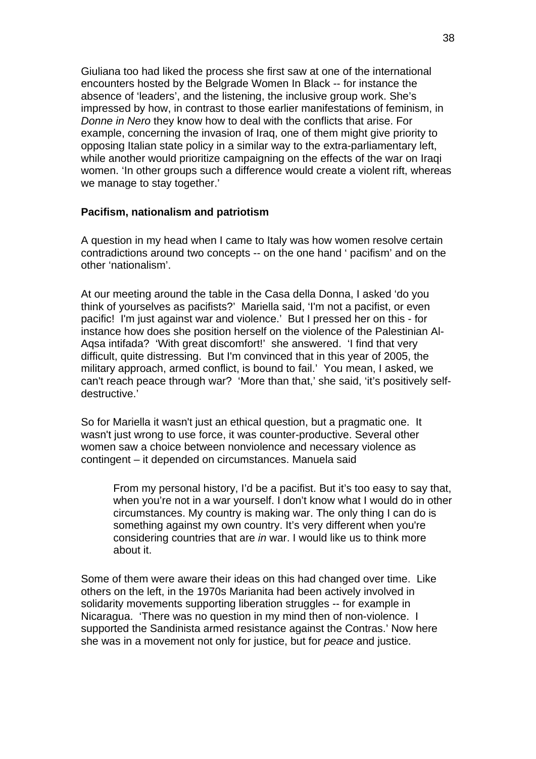Giuliana too had liked the process she first saw at one of the international encounters hosted by the Belgrade Women In Black -- for instance the absence of 'leaders', and the listening, the inclusive group work. She's impressed by how, in contrast to those earlier manifestations of feminism, in *Donne in Nero* they know how to deal with the conflicts that arise. For example, concerning the invasion of Iraq, one of them might give priority to opposing Italian state policy in a similar way to the extra-parliamentary left, while another would prioritize campaigning on the effects of the war on Iraqi women. 'In other groups such a difference would create a violent rift, whereas we manage to stay together.'

**Pacifism, nationalism and patriotism**

A question in my head when I came to Italy was how women resolve certain contradictions around two concepts -- on the one hand ' pacifism' and on the other 'nationalism'.

At our meeting around the table in the Casa della Donna, I asked 'do you think of yourselves as pacifists?' Mariella said, 'I'm not a pacifist, or even pacific! I'm just against war and violence.' But I pressed her on this - for instance how does she position herself on the violence of the Palestinian Al-Aqsa intifada? 'With great discomfort!' she answered. 'I find that very difficult, quite distressing. But I'm convinced that in this year of 2005, the military approach, armed conflict, is bound to fail.' You mean, I asked, we can't reach peace through war? 'More than that,' she said, 'it's positively self-destructive.'

So for Mariella it wasn't just an ethical question, but a pragmatic one. It wasn't just wrong to use force, it was counter-productive. Several other women saw a choice between nonviolence and necessary violence as contingent – it depended on circumstances. Manuela said

> From my personal history, I'd be a pacifist. But it's too easy to say that, when you're not in a war yourself. I don't know what I would do in other circumstances. My country is making war. The only thing I can do is something against my own country. It's very different when you're considering countries that are *in* war. I would like us to think more about it.

Some of them were aware their ideas on this had changed over time. Like others on the left, in the 1970s Marianita had been actively involved in solidarity movements supporting liberation struggles -- for example in Nicaragua. 'There was no question in my mind then of non-violence. I supported the Sandinista armed resistance against the Contras.' Now here she was in a movement not only for justice, but for *peace* and justice.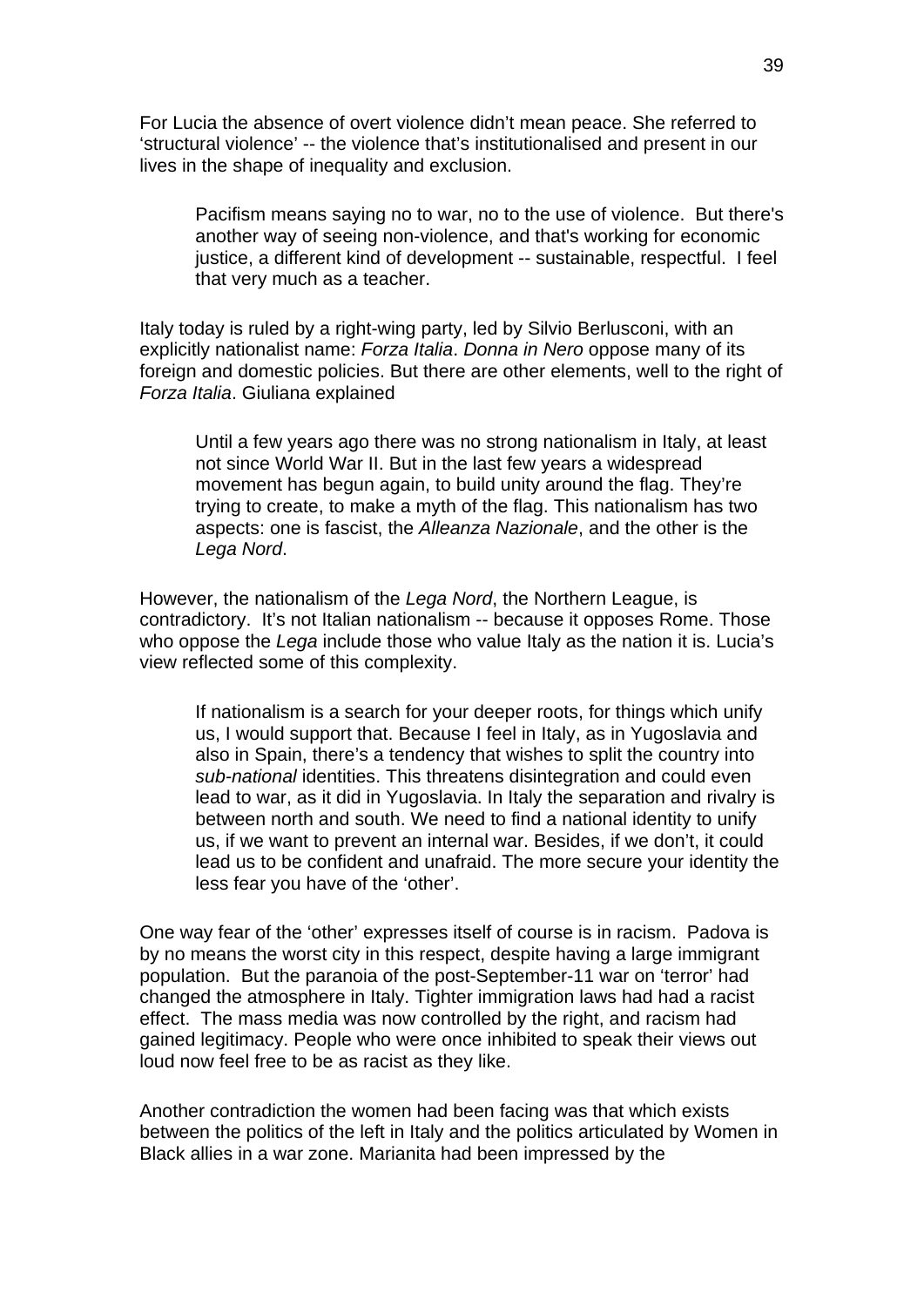For Lucia the absence of overt violence didn't mean peace. She referred to 'structural violence' -- the violence that's institutionalised and present in our lives in the shape of inequality and exclusion.

> Pacifism means saying no to war, no to the use of violence. But there's another way of seeing non-violence, and that's working for economic justice, a different kind of development -- sustainable, respectful. I feel that very much as a teacher.

Italy today is ruled by a right-wing party, led by Silvio Berlusconi, with an explicitly nationalist name: *Forza Italia*. *Donna in Nero* oppose many of its foreign and domestic policies. But there are other elements, well to the right of *Forza Italia*. Giuliana explained

> Until a few years ago there was no strong nationalism in Italy, at least not since World War II. But in the last few years a widespread movement has begun again, to build unity around the flag. They're trying to create, to make a myth of the flag. This nationalism has two aspects: one is fascist, the *Alleanza Nazionale*, and the other is the *Lega Nord*.

However, the nationalism of the *Lega Nord*, the Northern League, is contradictory. It's not Italian nationalism -- because it opposes Rome. Those who oppose the *Lega* include those who value Italy as the nation it is. Lucia's view reflected some of this complexity.

> If nationalism is a search for your deeper roots, for things which unify us, I would support that. Because I feel in Italy, as in Yugoslavia and also in Spain, there's a tendency that wishes to split the country into *sub-national* identities. This threatens disintegration and could even lead to war, as it did in Yugoslavia. In Italy the separation and rivalry is between north and south. We need to find a national identity to unify us, if we want to prevent an internal war. Besides, if we don't, it could lead us to be confident and unafraid. The more secure your identity the less fear you have of the 'other'.

One way fear of the 'other' expresses itself of course is in racism. Padova is by no means the worst city in this respect, despite having a large immigrant population. But the paranoia of the post-September-11 war on 'terror' had changed the atmosphere in Italy. Tighter immigration laws had had a racist effect. The mass media was now controlled by the right, and racism had gained legitimacy. People who were once inhibited to speak their views out loud now feel free to be as racist as they like.

Another contradiction the women had been facing was that which exists between the politics of the left in Italy and the politics articulated by Women in Black allies in a war zone. Marianita had been impressed by the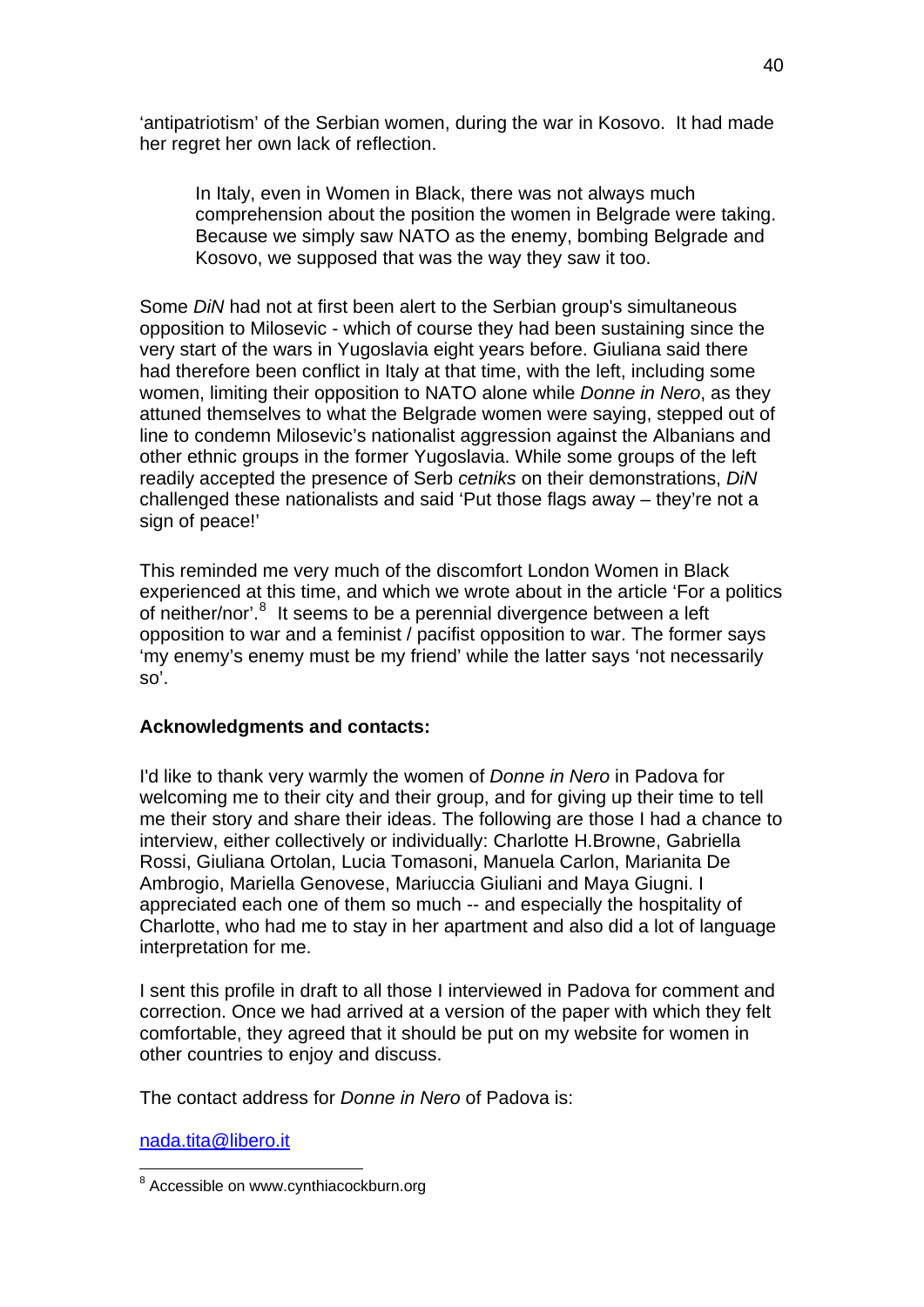'antipatriotism' of the Serbian women, during the war in Kosovo. It had made her regret her own lack of reflection.

> In Italy, even in Women in Black, there was not always much comprehension about the position the women in Belgrade were taking. Because we simply saw NATO as the enemy, bombing Belgrade and Kosovo, we supposed that was the way they saw it too.

Some *DiN* had not at first been alert to the Serbian group's simultaneous opposition to Milosevic - which of course they had been sustaining since the very start of the wars in Yugoslavia eight years before. Giuliana said there had therefore been conflict in Italy at that time, with the left, including some women, limiting their opposition to NATO alone while *Donne in Nero*, as they attuned themselves to what the Belgrade women were saying, stepped out of line to condemn Milosevic's nationalist aggression against the Albanians and other ethnic groups in the former Yugoslavia. While some groups of the left readily accepted the presence of Serb *cetniks* on their demonstrations, *DiN* challenged these nationalists and said 'Put those flags away – they're not a sign of peace!'

This reminded me very much of the discomfort London Women in Black experienced at this time, and which we wrote about in the article 'For a politics of neither/nor'.[8] It seems to be a perennial divergence between a left opposition to war and a feminist / pacifist opposition to war. The former says 'my enemy's enemy must be my friend' while the latter says 'not necessarily so'.

**Acknowledgments and contacts:**

I'd like to thank very warmly the women of *Donne in Nero* in Padova for welcoming me to their city and their group, and for giving up their time to tell me their story and share their ideas. The following are those I had a chance to interview, either collectively or individually: Charlotte H.Browne, Gabriella Rossi, Giuliana Ortolan, Lucia Tomasoni, Manuela Carlon, Marianita De Ambrogio, Mariella Genovese, Mariuccia Giuliani and Maya Giugni. I appreciated each one of them so much -- and especially the hospitality of Charlotte, who had me to stay in her apartment and also did a lot of language interpretation for me.

I sent this profile in draft to all those I interviewed in Padova for comment and correction. Once we had arrived at a version of the paper with which they felt comfortable, they agreed that it should be put on my website for women in other countries to enjoy and discuss.

The contact address for *Donne in Nero* of Padova is:

nada.tita@libero.it

---

[8] Accessible on www.cynthiacockburn.org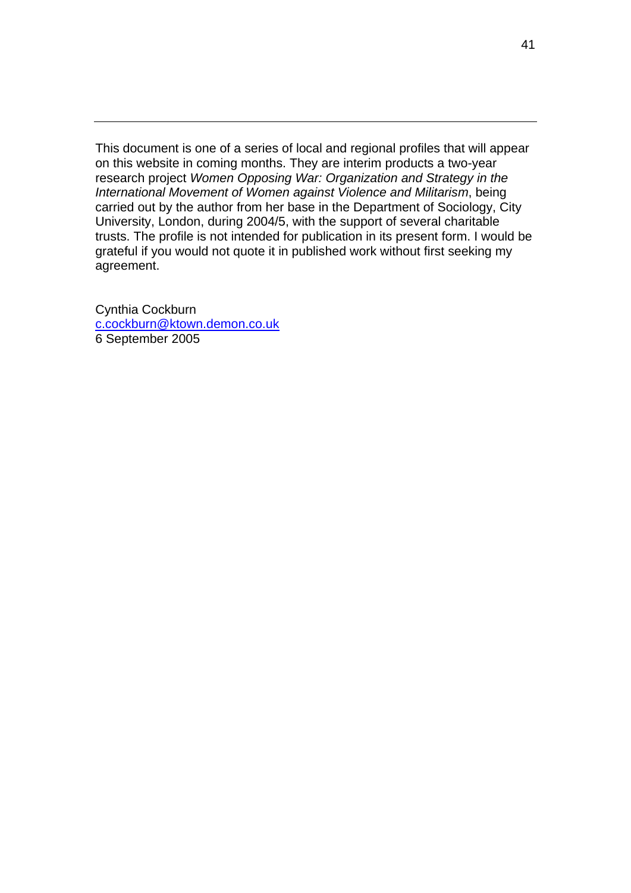---

This document is one of a series of local and regional profiles that will appear on this website in coming months. They are interim products a two-year research project *Women Opposing War: Organization and Strategy in the International Movement of Women against Violence and Militarism*, being carried out by the author from her base in the Department of Sociology, City University, London, during 2004/5, with the support of several charitable trusts. The profile is not intended for publication in its present form. I would be grateful if you would not quote it in published work without first seeking my agreement.

Cynthia Cockburn
[c.cockburn@ktown.demon.co.uk](mailto:c.cockburn@ktown.demon.co.uk)
6 September 2005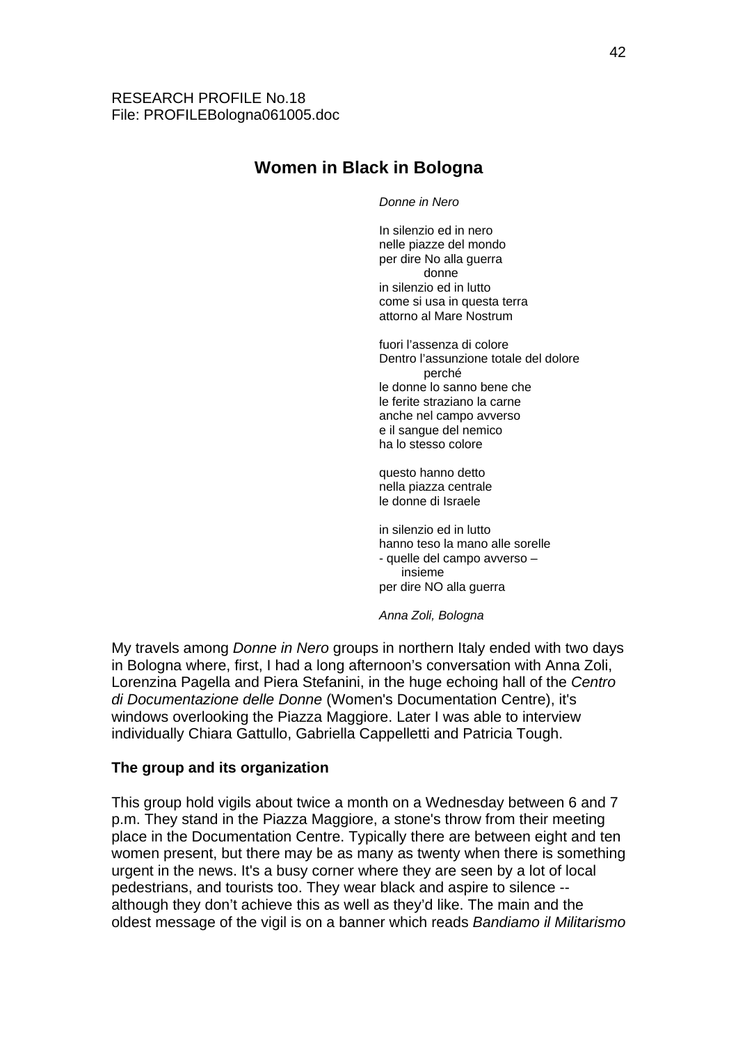RESEARCH PROFILE No.18
File: PROFILEBologna061005.doc

## Women in Black in Bologna

*Donne in Nero*

In silenzio ed in nero
nelle piazze del mondo
per dire No alla guerra
donne
in silenzio ed in lutto
come si usa in questa terra
attorno al Mare Nostrum

fuori l'assenza di colore
Dentro l'assunzione totale del dolore
perché
le donne lo sanno bene che
le ferite straziano la carne
anche nel campo avverso
e il sangue del nemico
ha lo stesso colore

questo hanno detto
nella piazza centrale
le donne di Israele

in silenzio ed in lutto
hanno teso la mano alle sorelle
- quelle del campo avverso –
insieme
per dire NO alla guerra

*Anna Zoli, Bologna*

My travels among *Donne in Nero* groups in northern Italy ended with two days in Bologna where, first, I had a long afternoon's conversation with Anna Zoli, Lorenzina Pagella and Piera Stefanini, in the huge echoing hall of the *Centro di Documentazione delle Donne* (Women's Documentation Centre), it's windows overlooking the Piazza Maggiore. Later I was able to interview individually Chiara Gattullo, Gabriella Cappelletti and Patricia Tough.

### The group and its organization

This group hold vigils about twice a month on a Wednesday between 6 and 7 p.m. They stand in the Piazza Maggiore, a stone's throw from their meeting place in the Documentation Centre. Typically there are between eight and ten women present, but there may be as many as twenty when there is something urgent in the news. It's a busy corner where they are seen by a lot of local pedestrians, and tourists too. They wear black and aspire to silence -- although they don't achieve this as well as they'd like. The main and the oldest message of the vigil is on a banner which reads *Bandiamo il Militarismo*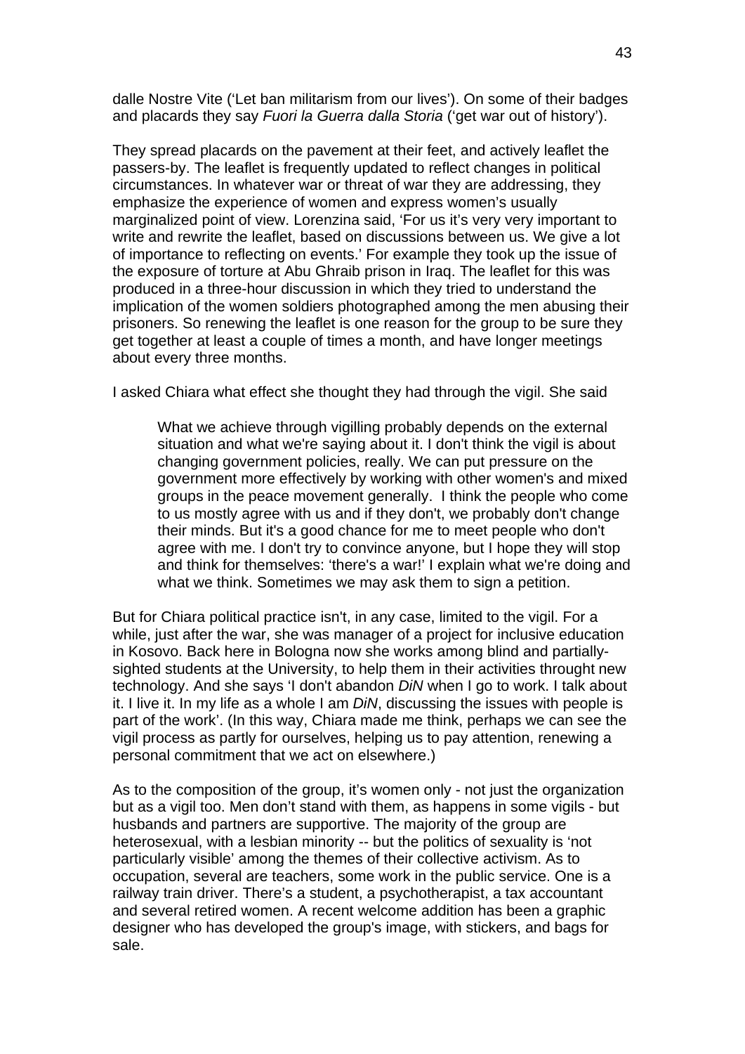dalle Nostre Vite ('Let ban militarism from our lives'). On some of their badges and placards they say *Fuori la Guerra dalla Storia* ('get war out of history').

They spread placards on the pavement at their feet, and actively leaflet the passers-by. The leaflet is frequently updated to reflect changes in political circumstances. In whatever war or threat of war they are addressing, they emphasize the experience of women and express women's usually marginalized point of view. Lorenzina said, 'For us it's very very important to write and rewrite the leaflet, based on discussions between us. We give a lot of importance to reflecting on events.' For example they took up the issue of the exposure of torture at Abu Ghraib prison in Iraq. The leaflet for this was produced in a three-hour discussion in which they tried to understand the implication of the women soldiers photographed among the men abusing their prisoners. So renewing the leaflet is one reason for the group to be sure they get together at least a couple of times a month, and have longer meetings about every three months.

I asked Chiara what effect she thought they had through the vigil. She said

> What we achieve through vigilling probably depends on the external situation and what we're saying about it. I don't think the vigil is about changing government policies, really. We can put pressure on the government more effectively by working with other women's and mixed groups in the peace movement generally. I think the people who come to us mostly agree with us and if they don't, we probably don't change their minds. But it's a good chance for me to meet people who don't agree with me. I don't try to convince anyone, but I hope they will stop and think for themselves: 'there's a war!' I explain what we're doing and what we think. Sometimes we may ask them to sign a petition.

But for Chiara political practice isn't, in any case, limited to the vigil. For a while, just after the war, she was manager of a project for inclusive education in Kosovo. Back here in Bologna now she works among blind and partially-sighted students at the University, to help them in their activities throught new technology. And she says 'I don't abandon *DiN* when I go to work. I talk about it. I live it. In my life as a whole I am *DiN*, discussing the issues with people is part of the work'. (In this way, Chiara made me think, perhaps we can see the vigil process as partly for ourselves, helping us to pay attention, renewing a personal commitment that we act on elsewhere.)

As to the composition of the group, it's women only - not just the organization but as a vigil too. Men don't stand with them, as happens in some vigils - but husbands and partners are supportive. The majority of the group are heterosexual, with a lesbian minority -- but the politics of sexuality is 'not particularly visible' among the themes of their collective activism. As to occupation, several are teachers, some work in the public service. One is a railway train driver. There's a student, a psychotherapist, a tax accountant and several retired women. A recent welcome addition has been a graphic designer who has developed the group's image, with stickers, and bags for sale.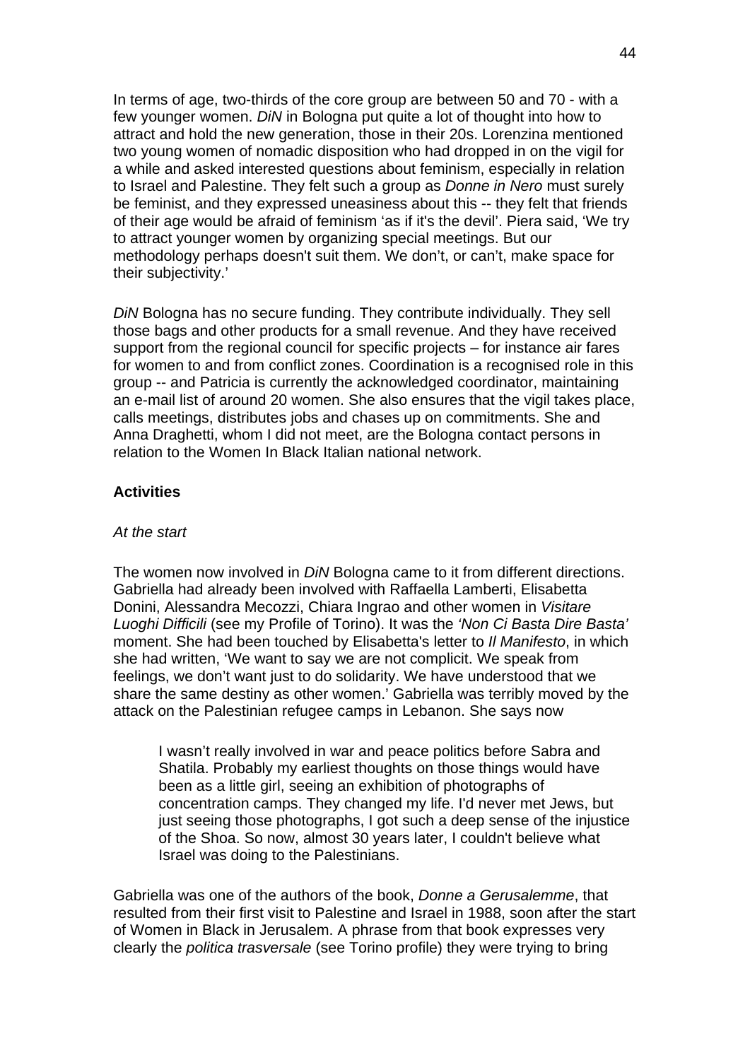In terms of age, two-thirds of the core group are between 50 and 70 - with a few younger women. *DiN* in Bologna put quite a lot of thought into how to attract and hold the new generation, those in their 20s. Lorenzina mentioned two young women of nomadic disposition who had dropped in on the vigil for a while and asked interested questions about feminism, especially in relation to Israel and Palestine. They felt such a group as *Donne in Nero* must surely be feminist, and they expressed uneasiness about this -- they felt that friends of their age would be afraid of feminism 'as if it's the devil'. Piera said, 'We try to attract younger women by organizing special meetings. But our methodology perhaps doesn't suit them. We don't, or can't, make space for their subjectivity.'

*DiN* Bologna has no secure funding. They contribute individually. They sell those bags and other products for a small revenue. And they have received support from the regional council for specific projects – for instance air fares for women to and from conflict zones. Coordination is a recognised role in this group -- and Patricia is currently the acknowledged coordinator, maintaining an e-mail list of around 20 women. She also ensures that the vigil takes place, calls meetings, distributes jobs and chases up on commitments. She and Anna Draghetti, whom I did not meet, are the Bologna contact persons in relation to the Women In Black Italian national network.

**Activities**

*At the start*

The women now involved in *DiN* Bologna came to it from different directions. Gabriella had already been involved with Raffaella Lamberti, Elisabetta Donini, Alessandra Mecozzi, Chiara Ingrao and other women in *Visitare Luoghi Difficili* (see my Profile of Torino). It was the *'Non Ci Basta Dire Basta'* moment. She had been touched by Elisabetta's letter to *Il Manifesto*, in which she had written, 'We want to say we are not complicit. We speak from feelings, we don't want just to do solidarity. We have understood that we share the same destiny as other women.' Gabriella was terribly moved by the attack on the Palestinian refugee camps in Lebanon. She says now

> I wasn't really involved in war and peace politics before Sabra and Shatila. Probably my earliest thoughts on those things would have been as a little girl, seeing an exhibition of photographs of concentration camps. They changed my life. I'd never met Jews, but just seeing those photographs, I got such a deep sense of the injustice of the Shoa. So now, almost 30 years later, I couldn't believe what Israel was doing to the Palestinians.

Gabriella was one of the authors of the book, *Donne a Gerusalemme*, that resulted from their first visit to Palestine and Israel in 1988, soon after the start of Women in Black in Jerusalem. A phrase from that book expresses very clearly the *politica trasversale* (see Torino profile) they were trying to bring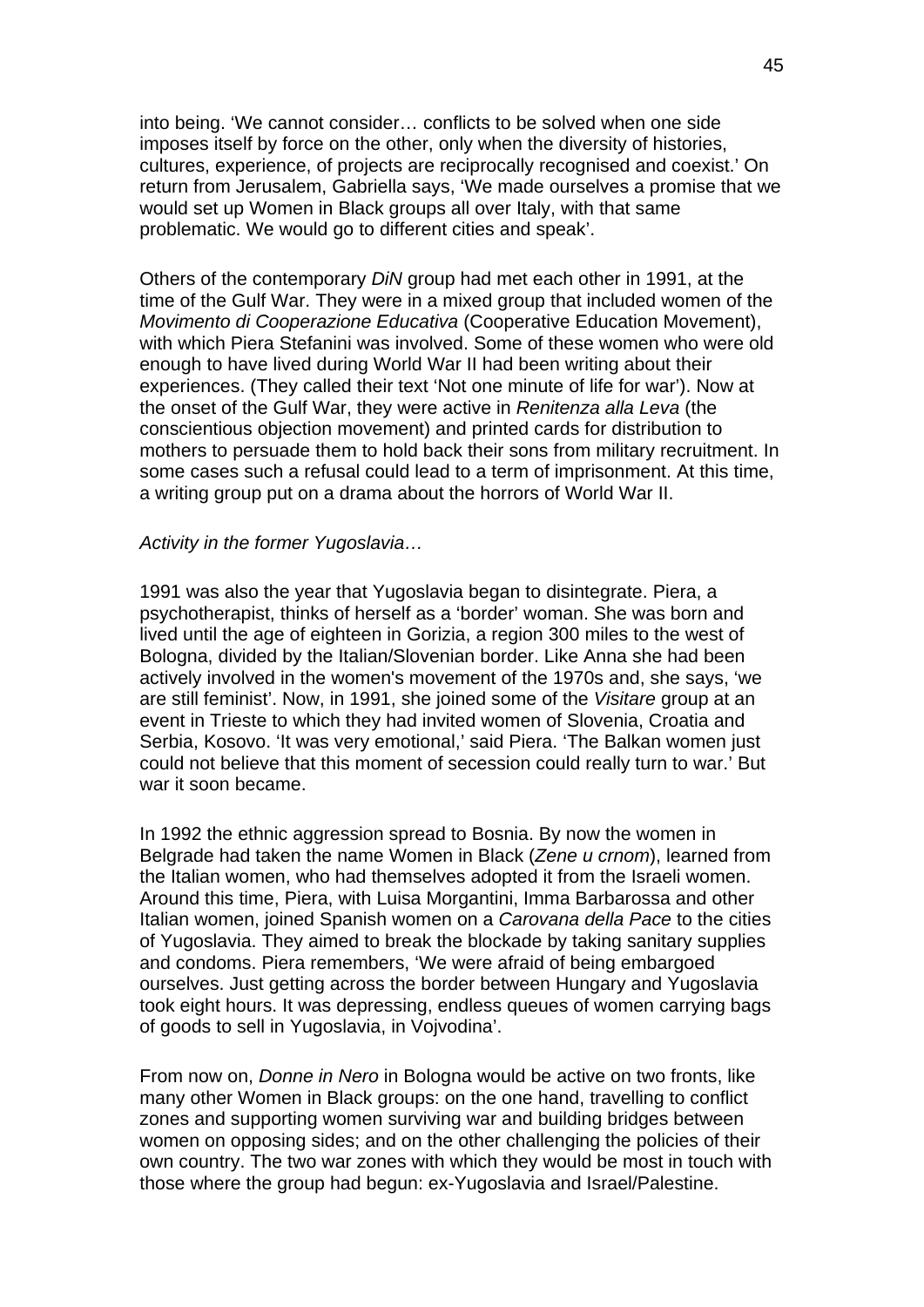into being. 'We cannot consider… conflicts to be solved when one side imposes itself by force on the other, only when the diversity of histories, cultures, experience, of projects are reciprocally recognised and coexist.' On return from Jerusalem, Gabriella says, 'We made ourselves a promise that we would set up Women in Black groups all over Italy, with that same problematic. We would go to different cities and speak'.

Others of the contemporary *DiN* group had met each other in 1991, at the time of the Gulf War. They were in a mixed group that included women of the *Movimento di Cooperazione Educativa* (Cooperative Education Movement), with which Piera Stefanini was involved. Some of these women who were old enough to have lived during World War II had been writing about their experiences. (They called their text 'Not one minute of life for war'). Now at the onset of the Gulf War, they were active in *Renitenza alla Leva* (the conscientious objection movement) and printed cards for distribution to mothers to persuade them to hold back their sons from military recruitment. In some cases such a refusal could lead to a term of imprisonment. At this time, a writing group put on a drama about the horrors of World War II.

*Activity in the former Yugoslavia…*

1991 was also the year that Yugoslavia began to disintegrate. Piera, a psychotherapist, thinks of herself as a 'border' woman. She was born and lived until the age of eighteen in Gorizia, a region 300 miles to the west of Bologna, divided by the Italian/Slovenian border. Like Anna she had been actively involved in the women's movement of the 1970s and, she says, 'we are still feminist'. Now, in 1991, she joined some of the *Visitare* group at an event in Trieste to which they had invited women of Slovenia, Croatia and Serbia, Kosovo. 'It was very emotional,' said Piera. 'The Balkan women just could not believe that this moment of secession could really turn to war.' But war it soon became.

In 1992 the ethnic aggression spread to Bosnia. By now the women in Belgrade had taken the name Women in Black (*Zene u crnom*), learned from the Italian women, who had themselves adopted it from the Israeli women. Around this time, Piera, with Luisa Morgantini, Imma Barbarossa and other Italian women, joined Spanish women on a *Carovana della Pace* to the cities of Yugoslavia. They aimed to break the blockade by taking sanitary supplies and condoms. Piera remembers, 'We were afraid of being embargoed ourselves. Just getting across the border between Hungary and Yugoslavia took eight hours. It was depressing, endless queues of women carrying bags of goods to sell in Yugoslavia, in Vojvodina'.

From now on, *Donne in Nero* in Bologna would be active on two fronts, like many other Women in Black groups: on the one hand, travelling to conflict zones and supporting women surviving war and building bridges between women on opposing sides; and on the other challenging the policies of their own country. The two war zones with which they would be most in touch with those where the group had begun: ex-Yugoslavia and Israel/Palestine.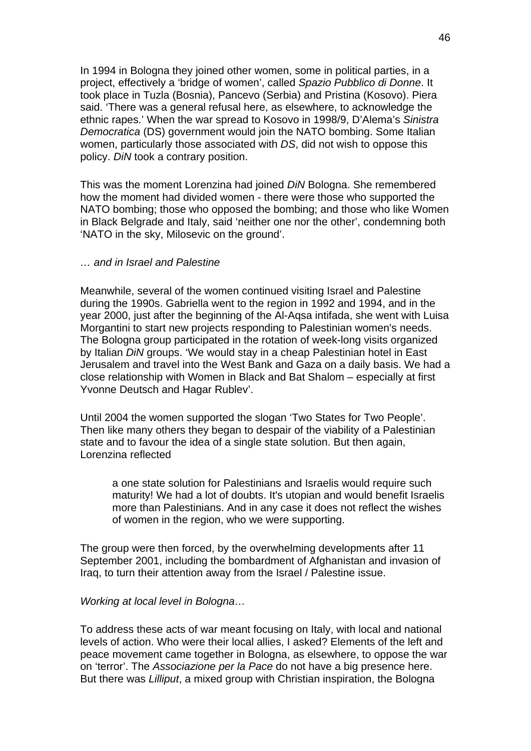In 1994 in Bologna they joined other women, some in political parties, in a project, effectively a 'bridge of women', called *Spazio Pubblico di Donne*. It took place in Tuzla (Bosnia), Pancevo (Serbia) and Pristina (Kosovo). Piera said. 'There was a general refusal here, as elsewhere, to acknowledge the ethnic rapes.' When the war spread to Kosovo in 1998/9, D'Alema's *Sinistra Democratica* (DS) government would join the NATO bombing. Some Italian women, particularly those associated with *DS*, did not wish to oppose this policy. *DiN* took a contrary position.

This was the moment Lorenzina had joined *DiN* Bologna. She remembered how the moment had divided women - there were those who supported the NATO bombing; those who opposed the bombing; and those who like Women in Black Belgrade and Italy, said 'neither one nor the other', condemning both 'NATO in the sky, Milosevic on the ground'.

*… and in Israel and Palestine*

Meanwhile, several of the women continued visiting Israel and Palestine during the 1990s. Gabriella went to the region in 1992 and 1994, and in the year 2000, just after the beginning of the Al-Aqsa intifada, she went with Luisa Morgantini to start new projects responding to Palestinian women's needs. The Bologna group participated in the rotation of week-long visits organized by Italian *DiN* groups. 'We would stay in a cheap Palestinian hotel in East Jerusalem and travel into the West Bank and Gaza on a daily basis. We had a close relationship with Women in Black and Bat Shalom – especially at first Yvonne Deutsch and Hagar Rublev'.

Until 2004 the women supported the slogan 'Two States for Two People'. Then like many others they began to despair of the viability of a Palestinian state and to favour the idea of a single state solution. But then again, Lorenzina reflected

> a one state solution for Palestinians and Israelis would require such maturity! We had a lot of doubts. It's utopian and would benefit Israelis more than Palestinians. And in any case it does not reflect the wishes of women in the region, who we were supporting.

The group were then forced, by the overwhelming developments after 11 September 2001, including the bombardment of Afghanistan and invasion of Iraq, to turn their attention away from the Israel / Palestine issue.

*Working at local level in Bologna…*

To address these acts of war meant focusing on Italy, with local and national levels of action. Who were their local allies, I asked? Elements of the left and peace movement came together in Bologna, as elsewhere, to oppose the war on 'terror'. The *Associazione per la Pace* do not have a big presence here. But there was *Lilliput*, a mixed group with Christian inspiration, the Bologna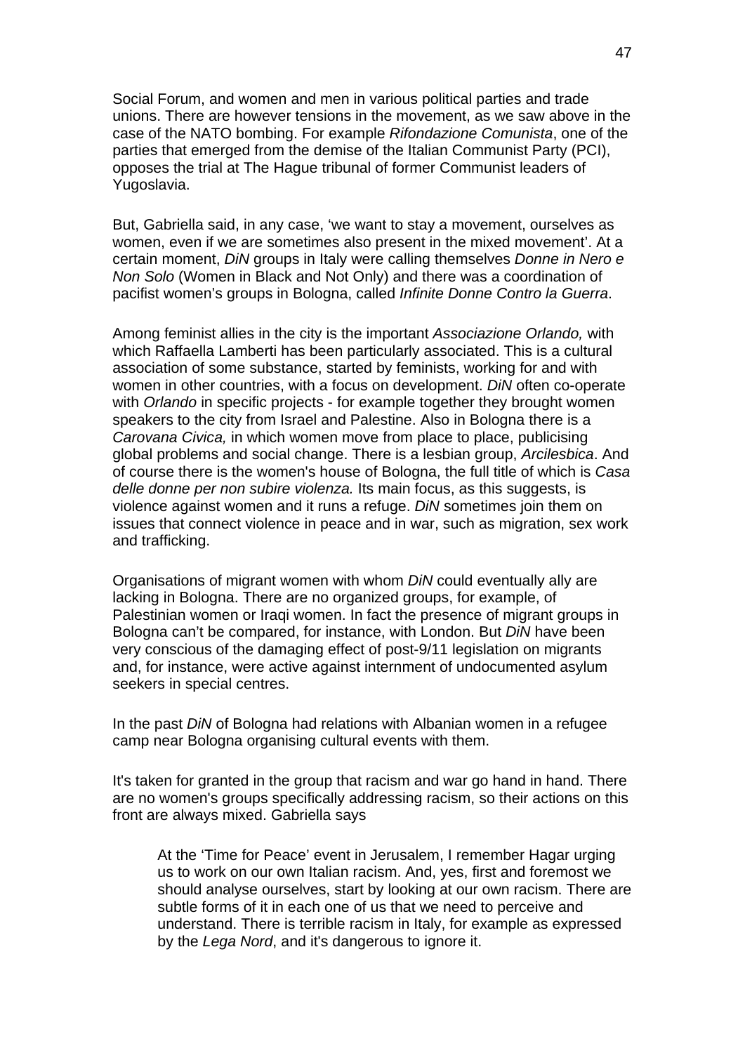Social Forum, and women and men in various political parties and trade unions. There are however tensions in the movement, as we saw above in the case of the NATO bombing. For example *Rifondazione Comunista*, one of the parties that emerged from the demise of the Italian Communist Party (PCI), opposes the trial at The Hague tribunal of former Communist leaders of Yugoslavia.

But, Gabriella said, in any case, 'we want to stay a movement, ourselves as women, even if we are sometimes also present in the mixed movement'. At a certain moment, *DiN* groups in Italy were calling themselves *Donne in Nero e Non Solo* (Women in Black and Not Only) and there was a coordination of pacifist women's groups in Bologna, called *Infinite Donne Contro la Guerra*.

Among feminist allies in the city is the important *Associazione Orlando,* with which Raffaella Lamberti has been particularly associated. This is a cultural association of some substance, started by feminists, working for and with women in other countries, with a focus on development. *DiN* often co-operate with *Orlando* in specific projects - for example together they brought women speakers to the city from Israel and Palestine. Also in Bologna there is a *Carovana Civica,* in which women move from place to place, publicising global problems and social change. There is a lesbian group, *Arcilesbica*. And of course there is the women's house of Bologna, the full title of which is *Casa delle donne per non subire violenza.* Its main focus, as this suggests, is violence against women and it runs a refuge. *DiN* sometimes join them on issues that connect violence in peace and in war, such as migration, sex work and trafficking.

Organisations of migrant women with whom *DiN* could eventually ally are lacking in Bologna. There are no organized groups, for example, of Palestinian women or Iraqi women. In fact the presence of migrant groups in Bologna can't be compared, for instance, with London. But *DiN* have been very conscious of the damaging effect of post-9/11 legislation on migrants and, for instance, were active against internment of undocumented asylum seekers in special centres.

In the past *DiN* of Bologna had relations with Albanian women in a refugee camp near Bologna organising cultural events with them.

It's taken for granted in the group that racism and war go hand in hand. There are no women's groups specifically addressing racism, so their actions on this front are always mixed. Gabriella says

> At the 'Time for Peace' event in Jerusalem, I remember Hagar urging us to work on our own Italian racism. And, yes, first and foremost we should analyse ourselves, start by looking at our own racism. There are subtle forms of it in each one of us that we need to perceive and understand. There is terrible racism in Italy, for example as expressed by the *Lega Nord*, and it's dangerous to ignore it.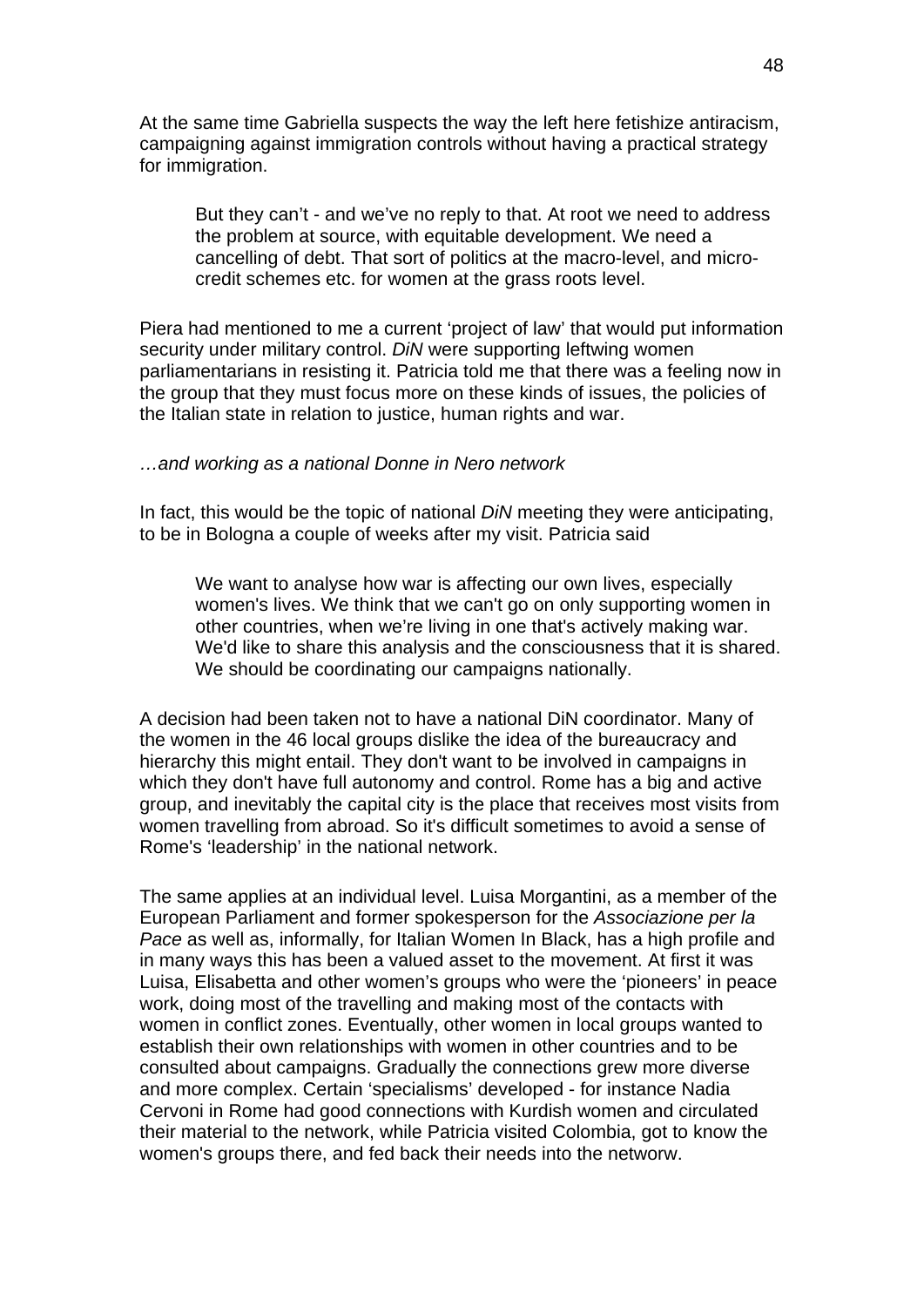At the same time Gabriella suspects the way the left here fetishize antiracism, campaigning against immigration controls without having a practical strategy for immigration.

> But they can't - and we've no reply to that. At root we need to address the problem at source, with equitable development. We need a cancelling of debt. That sort of politics at the macro-level, and micro-credit schemes etc. for women at the grass roots level.

Piera had mentioned to me a current 'project of law' that would put information security under military control. *DiN* were supporting leftwing women parliamentarians in resisting it. Patricia told me that there was a feeling now in the group that they must focus more on these kinds of issues, the policies of the Italian state in relation to justice, human rights and war.

*…and working as a national Donne in Nero network*

In fact, this would be the topic of national *DiN* meeting they were anticipating, to be in Bologna a couple of weeks after my visit. Patricia said

> We want to analyse how war is affecting our own lives, especially women's lives. We think that we can't go on only supporting women in other countries, when we're living in one that's actively making war. We'd like to share this analysis and the consciousness that it is shared. We should be coordinating our campaigns nationally.

A decision had been taken not to have a national DiN coordinator. Many of the women in the 46 local groups dislike the idea of the bureaucracy and hierarchy this might entail. They don't want to be involved in campaigns in which they don't have full autonomy and control. Rome has a big and active group, and inevitably the capital city is the place that receives most visits from women travelling from abroad. So it's difficult sometimes to avoid a sense of Rome's 'leadership' in the national network.

The same applies at an individual level. Luisa Morgantini, as a member of the European Parliament and former spokesperson for the *Associazione per la Pace* as well as, informally, for Italian Women In Black, has a high profile and in many ways this has been a valued asset to the movement. At first it was Luisa, Elisabetta and other women's groups who were the 'pioneers' in peace work, doing most of the travelling and making most of the contacts with women in conflict zones. Eventually, other women in local groups wanted to establish their own relationships with women in other countries and to be consulted about campaigns. Gradually the connections grew more diverse and more complex. Certain 'specialisms' developed - for instance Nadia Cervoni in Rome had good connections with Kurdish women and circulated their material to the network, while Patricia visited Colombia, got to know the women's groups there, and fed back their needs into the networw.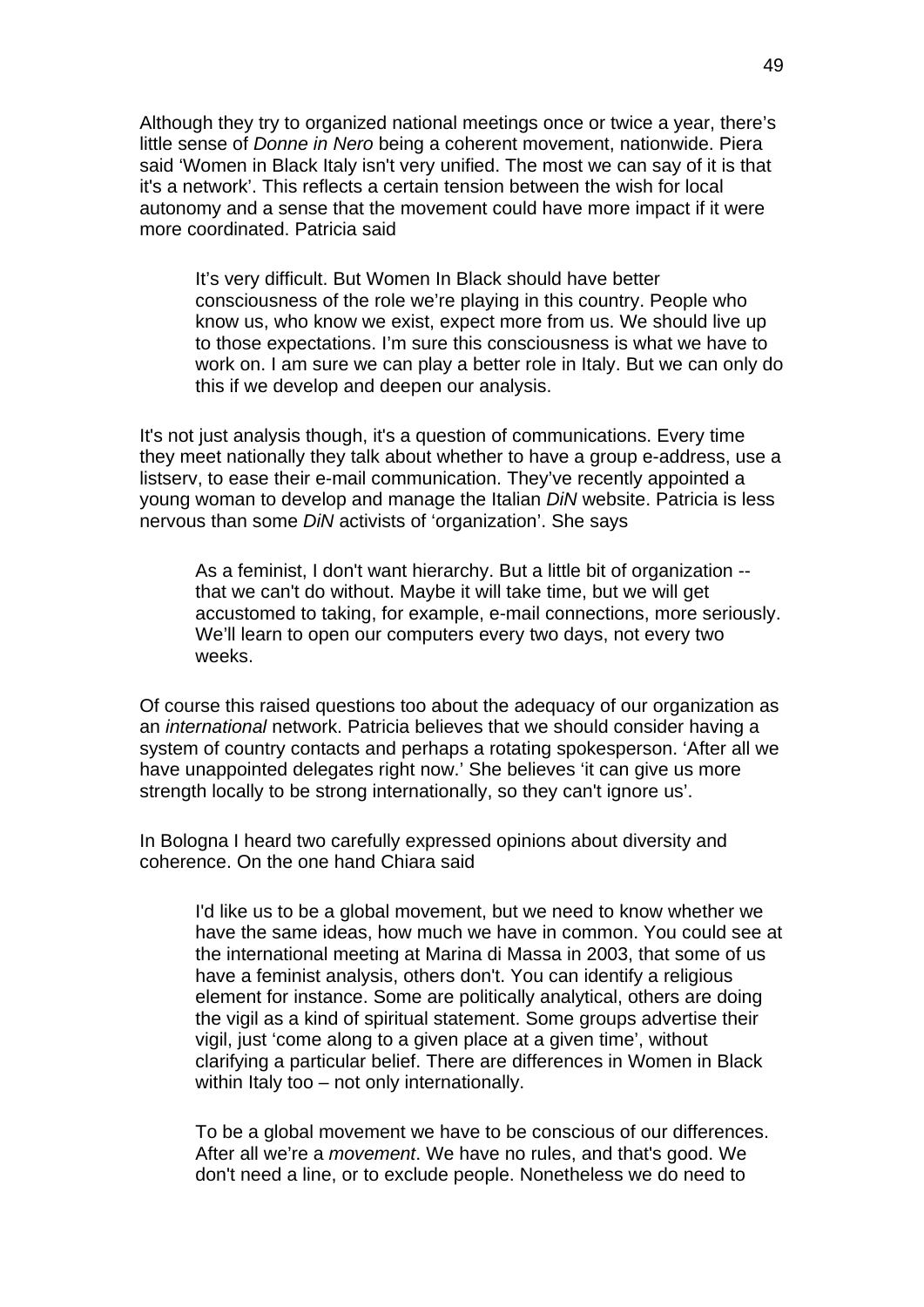Although they try to organized national meetings once or twice a year, there's little sense of *Donne in Nero* being a coherent movement, nationwide. Piera said 'Women in Black Italy isn't very unified. The most we can say of it is that it's a network'. This reflects a certain tension between the wish for local autonomy and a sense that the movement could have more impact if it were more coordinated. Patricia said

> It's very difficult. But Women In Black should have better consciousness of the role we're playing in this country. People who know us, who know we exist, expect more from us. We should live up to those expectations. I'm sure this consciousness is what we have to work on. I am sure we can play a better role in Italy. But we can only do this if we develop and deepen our analysis.

It's not just analysis though, it's a question of communications. Every time they meet nationally they talk about whether to have a group e-address, use a listserv, to ease their e-mail communication. They've recently appointed a young woman to develop and manage the Italian *DiN* website. Patricia is less nervous than some *DiN* activists of 'organization'. She says

> As a feminist, I don't want hierarchy. But a little bit of organization -- that we can't do without. Maybe it will take time, but we will get accustomed to taking, for example, e-mail connections, more seriously. We'll learn to open our computers every two days, not every two weeks.

Of course this raised questions too about the adequacy of our organization as an *international* network. Patricia believes that we should consider having a system of country contacts and perhaps a rotating spokesperson. 'After all we have unappointed delegates right now.' She believes 'it can give us more strength locally to be strong internationally, so they can't ignore us'.

In Bologna I heard two carefully expressed opinions about diversity and coherence. On the one hand Chiara said

> I'd like us to be a global movement, but we need to know whether we have the same ideas, how much we have in common. You could see at the international meeting at Marina di Massa in 2003, that some of us have a feminist analysis, others don't. You can identify a religious element for instance. Some are politically analytical, others are doing the vigil as a kind of spiritual statement. Some groups advertise their vigil, just 'come along to a given place at a given time', without clarifying a particular belief. There are differences in Women in Black within Italy too – not only internationally.
>
> To be a global movement we have to be conscious of our differences. After all we're a *movement*. We have no rules, and that's good. We don't need a line, or to exclude people. Nonetheless we do need to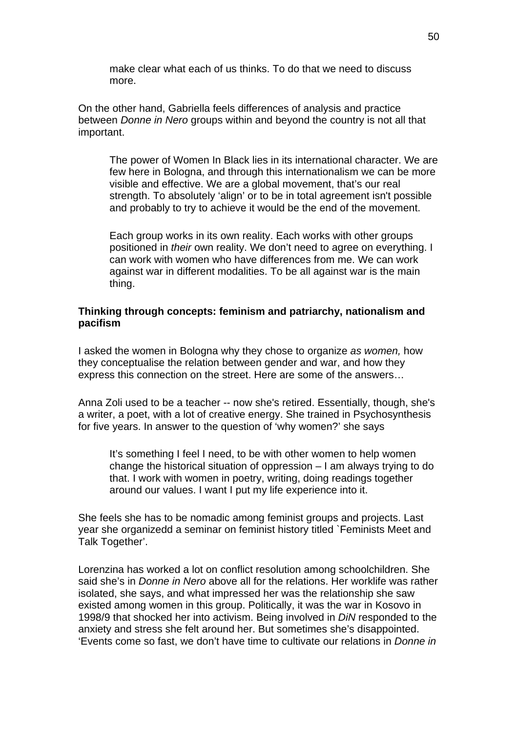> make clear what each of us thinks. To do that we need to discuss more.

On the other hand, Gabriella feels differences of analysis and practice between *Donne in Nero* groups within and beyond the country is not all that important.

> The power of Women In Black lies in its international character. We are few here in Bologna, and through this internationalism we can be more visible and effective. We are a global movement, that's our real strength. To absolutely 'align' or to be in total agreement isn't possible and probably to try to achieve it would be the end of the movement.
>
> Each group works in its own reality. Each works with other groups positioned in *their* own reality. We don't need to agree on everything. I can work with women who have differences from me. We can work against war in different modalities. To be all against war is the main thing.

**Thinking through concepts: feminism and patriarchy, nationalism and pacifism**

I asked the women in Bologna why they chose to organize *as women,* how they conceptualise the relation between gender and war, and how they express this connection on the street. Here are some of the answers…

Anna Zoli used to be a teacher -- now she's retired. Essentially, though, she's a writer, a poet, with a lot of creative energy. She trained in Psychosynthesis for five years. In answer to the question of 'why women?' she says

> It's something I feel I need, to be with other women to help women change the historical situation of oppression – I am always trying to do that. I work with women in poetry, writing, doing readings together around our values. I want I put my life experience into it.

She feels she has to be nomadic among feminist groups and projects. Last year she organizedd a seminar on feminist history titled `Feminists Meet and Talk Together'.

Lorenzina has worked a lot on conflict resolution among schoolchildren. She said she's in *Donne in Nero* above all for the relations. Her worklife was rather isolated, she says, and what impressed her was the relationship she saw existed among women in this group. Politically, it was the war in Kosovo in 1998/9 that shocked her into activism. Being involved in *DiN* responded to the anxiety and stress she felt around her. But sometimes she's disappointed. 'Events come so fast, we don't have time to cultivate our relations in *Donne in*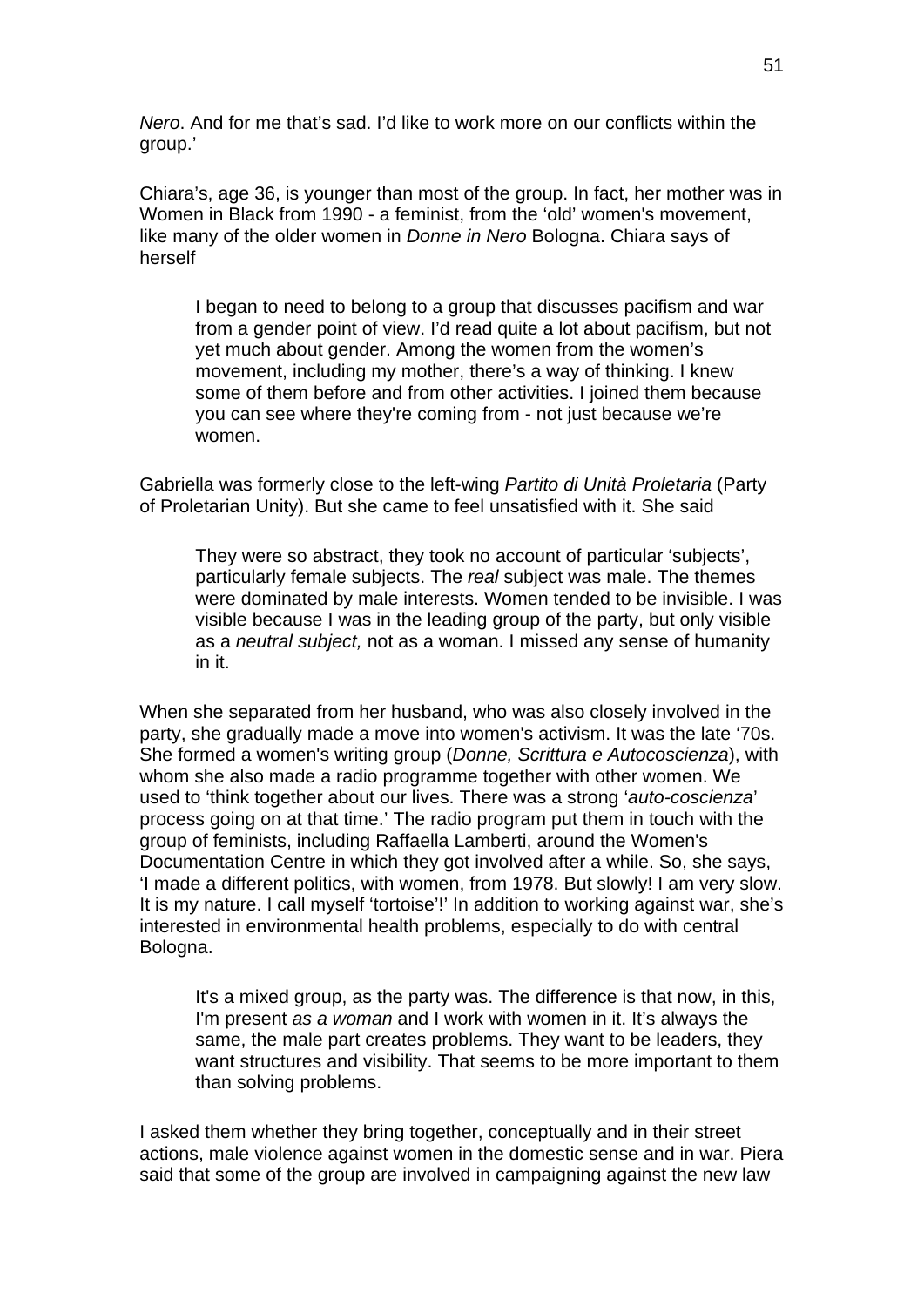*Nero*. And for me that's sad. I'd like to work more on our conflicts within the group.'

Chiara's, age 36, is younger than most of the group. In fact, her mother was in Women in Black from 1990 - a feminist, from the 'old' women's movement, like many of the older women in *Donne in Nero* Bologna. Chiara says of herself

> I began to need to belong to a group that discusses pacifism and war from a gender point of view. I'd read quite a lot about pacifism, but not yet much about gender. Among the women from the women's movement, including my mother, there's a way of thinking. I knew some of them before and from other activities. I joined them because you can see where they're coming from - not just because we're women.

Gabriella was formerly close to the left-wing *Partito di Unità Proletaria* (Party of Proletarian Unity). But she came to feel unsatisfied with it. She said

> They were so abstract, they took no account of particular 'subjects', particularly female subjects. The *real* subject was male. The themes were dominated by male interests. Women tended to be invisible. I was visible because I was in the leading group of the party, but only visible as a *neutral subject,* not as a woman. I missed any sense of humanity in it.

When she separated from her husband, who was also closely involved in the party, she gradually made a move into women's activism. It was the late '70s. She formed a women's writing group (*Donne, Scrittura e Autocoscienza*), with whom she also made a radio programme together with other women. We used to 'think together about our lives. There was a strong '*auto-coscienza*' process going on at that time.' The radio program put them in touch with the group of feminists, including Raffaella Lamberti, around the Women's Documentation Centre in which they got involved after a while. So, she says, 'I made a different politics, with women, from 1978. But slowly! I am very slow. It is my nature. I call myself 'tortoise'!' In addition to working against war, she's interested in environmental health problems, especially to do with central Bologna.

> It's a mixed group, as the party was. The difference is that now, in this, I'm present *as a woman* and I work with women in it. It's always the same, the male part creates problems. They want to be leaders, they want structures and visibility. That seems to be more important to them than solving problems.

I asked them whether they bring together, conceptually and in their street actions, male violence against women in the domestic sense and in war. Piera said that some of the group are involved in campaigning against the new law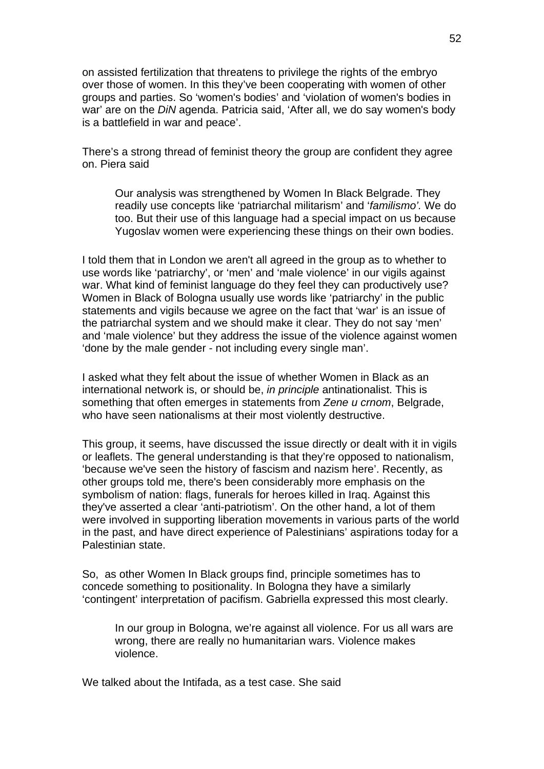on assisted fertilization that threatens to privilege the rights of the embryo over those of women. In this they've been cooperating with women of other groups and parties. So 'women's bodies' and 'violation of women's bodies in war' are on the *DiN* agenda. Patricia said, 'After all, we do say women's body is a battlefield in war and peace'.

There's a strong thread of feminist theory the group are confident they agree on. Piera said

> Our analysis was strengthened by Women In Black Belgrade. They readily use concepts like 'patriarchal militarism' and '*familismo'*. We do too. But their use of this language had a special impact on us because Yugoslav women were experiencing these things on their own bodies.

I told them that in London we aren't all agreed in the group as to whether to use words like 'patriarchy', or 'men' and 'male violence' in our vigils against war. What kind of feminist language do they feel they can productively use? Women in Black of Bologna usually use words like 'patriarchy' in the public statements and vigils because we agree on the fact that 'war' is an issue of the patriarchal system and we should make it clear. They do not say 'men' and 'male violence' but they address the issue of the violence against women 'done by the male gender - not including every single man'.

I asked what they felt about the issue of whether Women in Black as an international network is, or should be, *in principle* antinationalist. This is something that often emerges in statements from *Zene u crnom*, Belgrade, who have seen nationalisms at their most violently destructive.

This group, it seems, have discussed the issue directly or dealt with it in vigils or leaflets. The general understanding is that they're opposed to nationalism, 'because we've seen the history of fascism and nazism here'. Recently, as other groups told me, there's been considerably more emphasis on the symbolism of nation: flags, funerals for heroes killed in Iraq. Against this they've asserted a clear 'anti-patriotism'. On the other hand, a lot of them were involved in supporting liberation movements in various parts of the world in the past, and have direct experience of Palestinians' aspirations today for a Palestinian state.

So, as other Women In Black groups find, principle sometimes has to concede something to positionality. In Bologna they have a similarly 'contingent' interpretation of pacifism. Gabriella expressed this most clearly.

> In our group in Bologna, we're against all violence. For us all wars are wrong, there are really no humanitarian wars. Violence makes violence.

We talked about the Intifada, as a test case. She said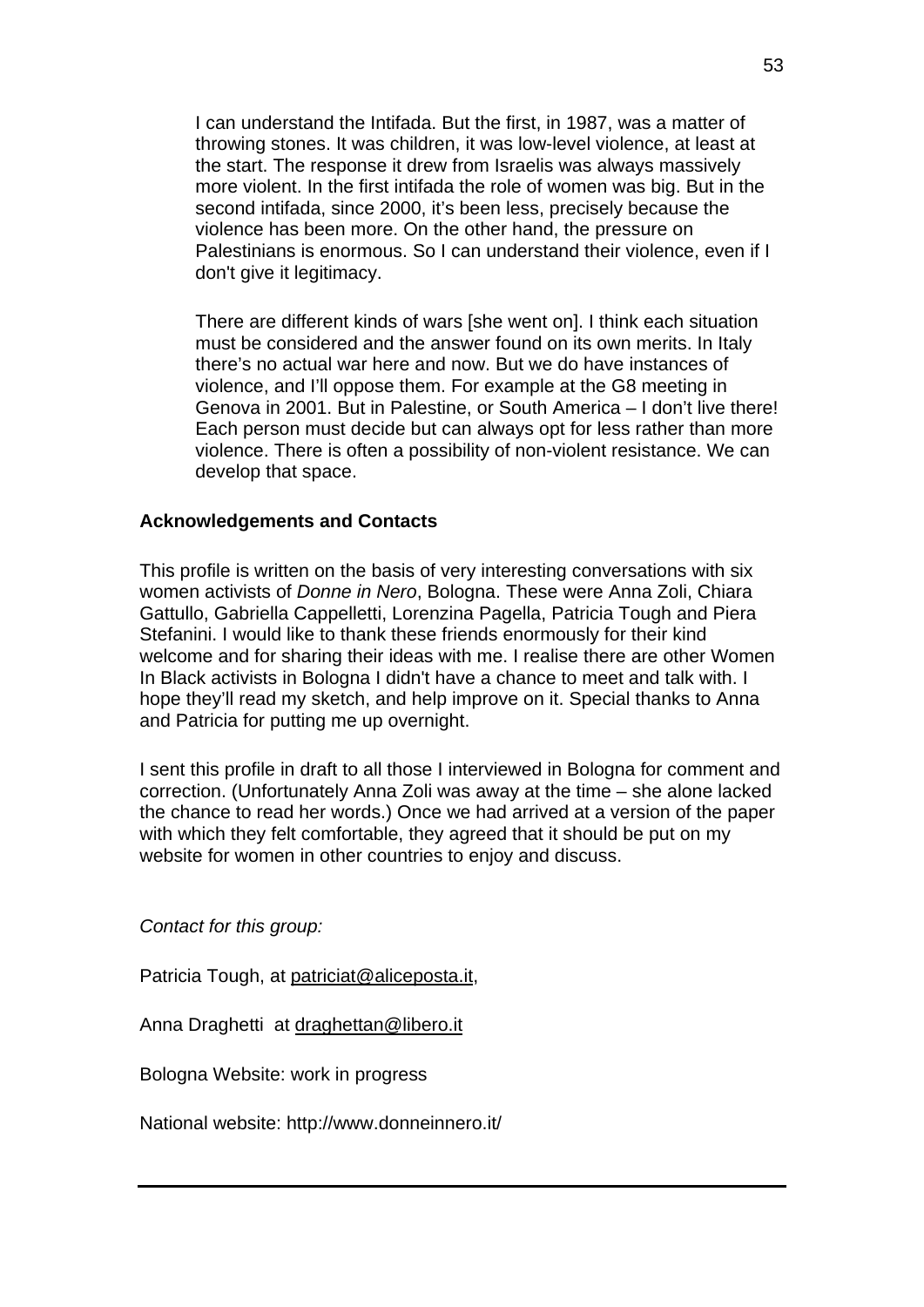> I can understand the Intifada. But the first, in 1987, was a matter of throwing stones. It was children, it was low-level violence, at least at the start. The response it drew from Israelis was always massively more violent. In the first intifada the role of women was big. But in the second intifada, since 2000, it's been less, precisely because the violence has been more. On the other hand, the pressure on Palestinians is enormous. So I can understand their violence, even if I don't give it legitimacy.
>
> There are different kinds of wars [she went on]. I think each situation must be considered and the answer found on its own merits. In Italy there's no actual war here and now. But we do have instances of violence, and I'll oppose them. For example at the G8 meeting in Genova in 2001. But in Palestine, or South America – I don't live there! Each person must decide but can always opt for less rather than more violence. There is often a possibility of non-violent resistance. We can develop that space.

**Acknowledgements and Contacts**

This profile is written on the basis of very interesting conversations with six women activists of *Donne in Nero*, Bologna. These were Anna Zoli, Chiara Gattullo, Gabriella Cappelletti, Lorenzina Pagella, Patricia Tough and Piera Stefanini. I would like to thank these friends enormously for their kind welcome and for sharing their ideas with me. I realise there are other Women In Black activists in Bologna I didn't have a chance to meet and talk with. I hope they'll read my sketch, and help improve on it. Special thanks to Anna and Patricia for putting me up overnight.

I sent this profile in draft to all those I interviewed in Bologna for comment and correction. (Unfortunately Anna Zoli was away at the time – she alone lacked the chance to read her words.) Once we had arrived at a version of the paper with which they felt comfortable, they agreed that it should be put on my website for women in other countries to enjoy and discuss.

*Contact for this group:*

Patricia Tough, at patriciat@aliceposta.it,

Anna Draghetti at draghettan@libero.it

Bologna Website: work in progress

National website: http://www.donneinnero.it/

---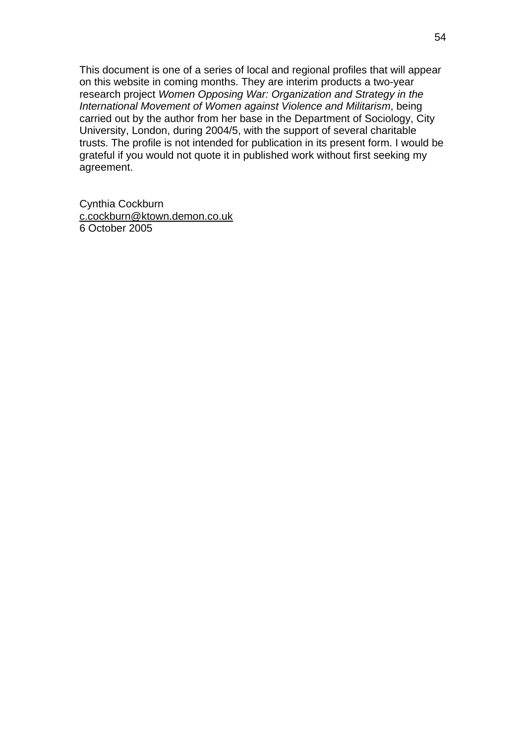This document is one of a series of local and regional profiles that will appear on this website in coming months. They are interim products a two-year research project *Women Opposing War: Organization and Strategy in the International Movement of Women against Violence and Militarism*, being carried out by the author from her base in the Department of Sociology, City University, London, during 2004/5, with the support of several charitable trusts. The profile is not intended for publication in its present form. I would be grateful if you would not quote it in published work without first seeking my agreement.

Cynthia Cockburn  
c.cockburn@ktown.demon.co.uk  
6 October 2005